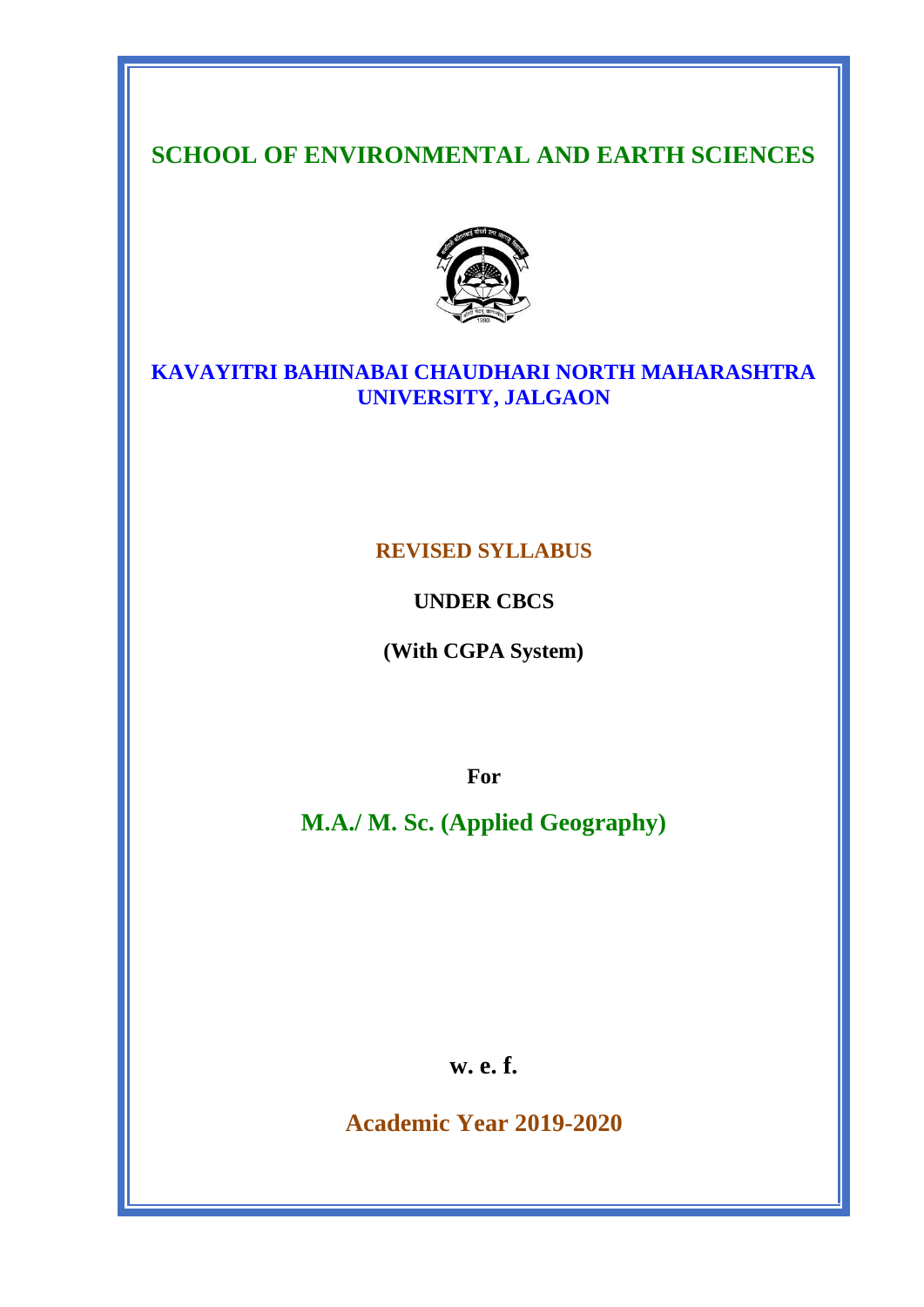# SCHOOL OF ENVIRONMENTAL AND EARTH SCIENCES

## KAVAYITRI BAHINABAI CHAUDHARI NORTH MAHARASHTRA UNIVERSITY, JALGAON

**REVISED SYLLABUS**

**UNDER CBCS**

**(With CGPA System)**

**For**

## M.A./ M. Sc. (Applied Geography)

**w. e. f.**

**Academic Year 2019-2020**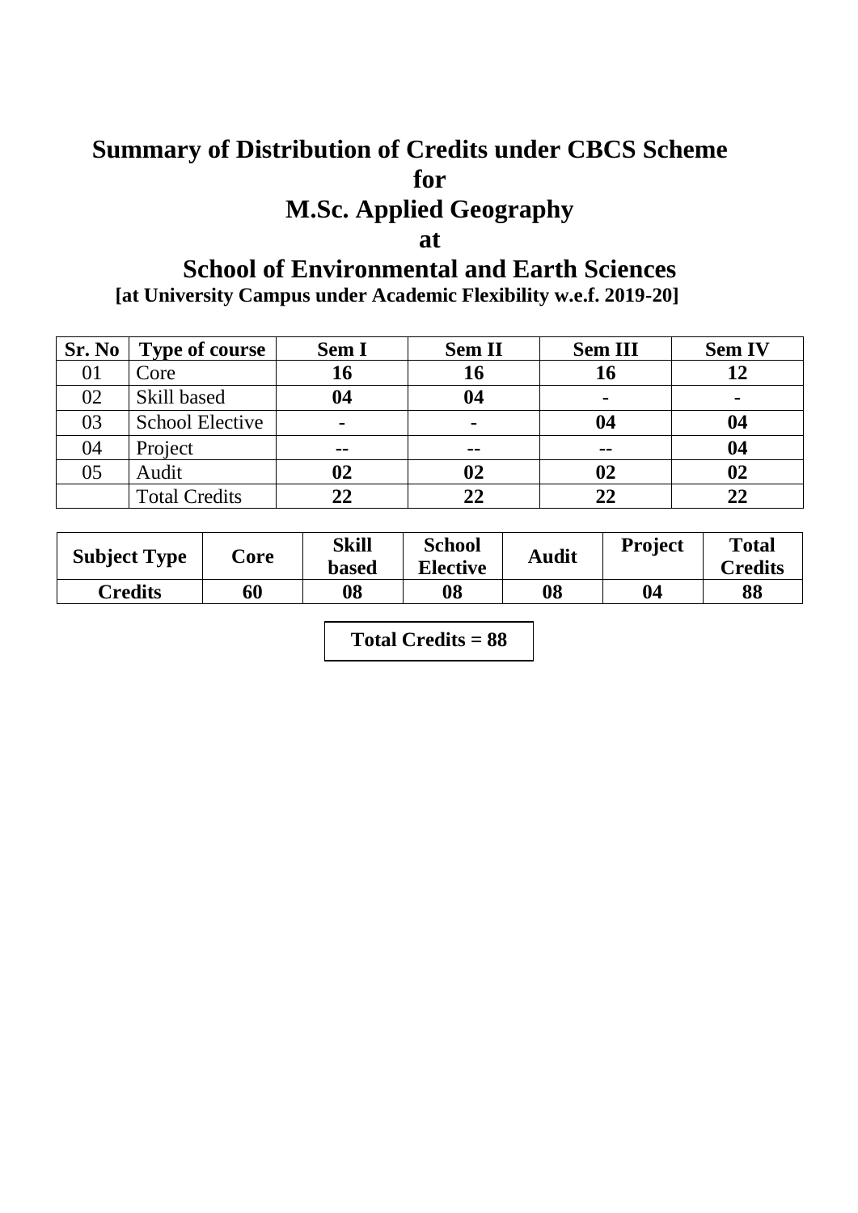# Summary of Distribution of Credits under CBCS Scheme

# for

# M.Sc. Applied Geography

# at

# School of Environmental and Earth Sciences

**[at University Campus under Academic Flexibility w.e.f. 2019-20]**

| Sr. No | Type of course | Sem I | Sem II | Sem III | Sem IV |
|---|---|---|---|---|---|
| 01 | Core | **16** | **16** | **16** | **12** |
| 02 | Skill based | **04** | **04** | **-** | **-** |
| 03 | School Elective | **-** | **-** | **04** | **04** |
| 04 | Project | **--** | **--** | **--** | **04** |
| 05 | Audit | **02** | **02** | **02** | **02** |
| | Total Credits | **22** | **22** | **22** | **22** |

| Subject Type | Core | Skill based | School Elective | Audit | Project | Total Credits |
|---|---|---|---|---|---|---|
| **Credits** | **60** | **08** | **08** | **08** | **04** | **88** |

**Total Credits = 88**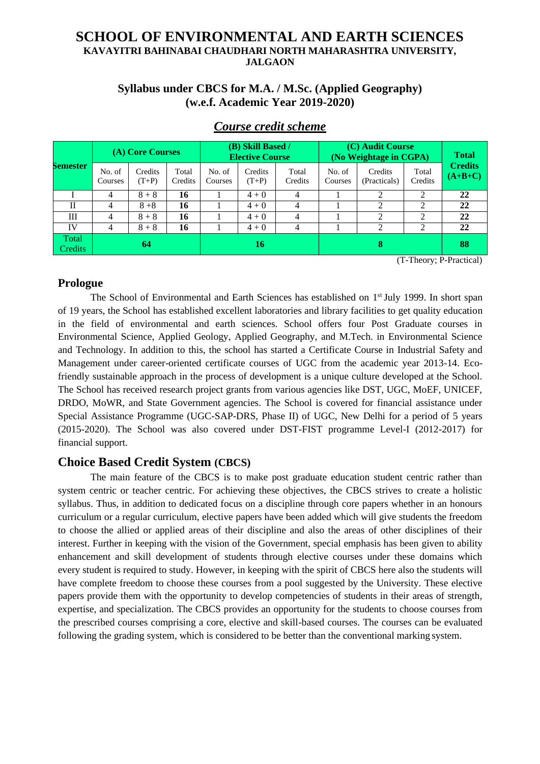# SCHOOL OF ENVIRONMENTAL AND EARTH SCIENCES

**KAVAYITRI BAHINABAI CHAUDHARI NORTH MAHARASHTRA UNIVERSITY, JALGAON**

## Syllabus under CBCS for M.A. / M.Sc. (Applied Geography) (w.e.f. Academic Year 2019-2020)

## *Course credit scheme*

| Semester | (A) Core Courses | | | (B) Skill Based / Elective Course | | | (C) Audit Course (No Weightage in CGPA) | | | Total Credits (A+B+C) |
|---|---|---|---|---|---|---|---|---|---|---|
| | No. of Courses | Credits (T+P) | Total Credits | No. of Courses | Credits (T+P) | Total Credits | No. of Courses | Credits (Practicals) | Total Credits | |
| I | 4 | 8 + 8 | **16** | 1 | 4 + 0 | 4 | 1 | 2 | 2 | **22** |
| II | 4 | 8 +8 | **16** | 1 | 4 + 0 | 4 | 1 | 2 | 2 | **22** |
| III | 4 | 8 + 8 | **16** | 1 | 4 + 0 | 4 | 1 | 2 | 2 | **22** |
| IV | 4 | 8 + 8 | **16** | 1 | 4 + 0 | 4 | 1 | 2 | 2 | **22** |
| Total Credits | **64** | | | **16** | | | **8** | | | **88** |

(T-Theory; P-Practical)

## Prologue

The School of Environmental and Earth Sciences has established on 1st July 1999. In short span of 19 years, the School has established excellent laboratories and library facilities to get quality education in the field of environmental and earth sciences. School offers four Post Graduate courses in Environmental Science, Applied Geology, Applied Geography, and M.Tech. in Environmental Science and Technology. In addition to this, the school has started a Certificate Course in Industrial Safety and Management under career-oriented certificate courses of UGC from the academic year 2013-14. Eco-friendly sustainable approach in the process of development is a unique culture developed at the School. The School has received research project grants from various agencies like DST, UGC, MoEF, UNICEF, DRDO, MoWR, and State Government agencies. The School is covered for financial assistance under Special Assistance Programme (UGC-SAP-DRS, Phase II) of UGC, New Delhi for a period of 5 years (2015-2020). The School was also covered under DST-FIST programme Level-I (2012-2017) for financial support.

## Choice Based Credit System (CBCS)

The main feature of the CBCS is to make post graduate education student centric rather than system centric or teacher centric. For achieving these objectives, the CBCS strives to create a holistic syllabus. Thus, in addition to dedicated focus on a discipline through core papers whether in an honours curriculum or a regular curriculum, elective papers have been added which will give students the freedom to choose the allied or applied areas of their discipline and also the areas of other disciplines of their interest. Further in keeping with the vision of the Government, special emphasis has been given to ability enhancement and skill development of students through elective courses under these domains which every student is required to study. However, in keeping with the spirit of CBCS here also the students will have complete freedom to choose these courses from a pool suggested by the University. These elective papers provide them with the opportunity to develop competencies of students in their areas of strength, expertise, and specialization. The CBCS provides an opportunity for the students to choose courses from the prescribed courses comprising a core, elective and skill-based courses. The courses can be evaluated following the grading system, which is considered to be better than the conventional marking system.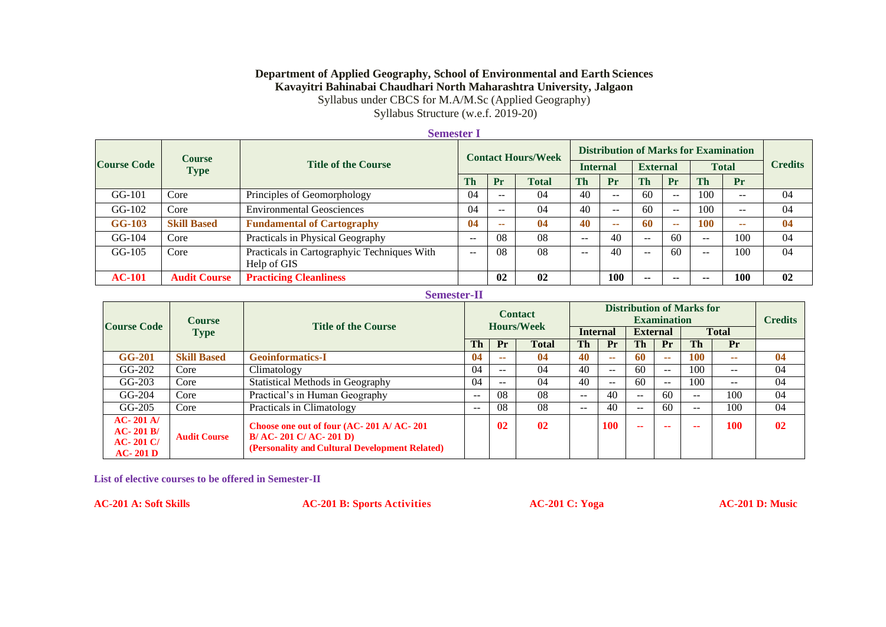**Department of Applied Geography, School of Environmental and Earth Sciences**
**Kavayitri Bahinabai Chaudhari North Maharashtra University, Jalgaon**
Syllabus under CBCS for M.A/M.Sc (Applied Geography)
Syllabus Structure (w.e.f. 2019-20)

**Semester I**

| Course Code | Course Type | Title of the Course | Contact Hours/Week | | | Distribution of Marks for Examination | | | | | | Credits |
|---|---|---|---|---|---|---|---|---|---|---|---|---|
| | | | | | | Internal | | External | | Total | | |
| | | | Th | Pr | Total | Th | Pr | Th | Pr | Th | Pr | |
| GG-101 | Core | Principles of Geomorphology | 04 | -- | 04 | 40 | -- | 60 | -- | 100 | -- | 04 |
| GG-102 | Core | Environmental Geosciences | 04 | -- | 04 | 40 | -- | 60 | -- | 100 | -- | 04 |
| **GG-103** | **Skill Based** | **Fundamental of Cartography** | **04** | **--** | **04** | **40** | **--** | **60** | **--** | **100** | **--** | **04** |
| GG-104 | Core | Practicals in Physical Geography | -- | 08 | 08 | -- | 40 | -- | 60 | -- | 100 | 04 |
| GG-105 | Core | Practicals in Cartographyic Techniques With Help of GIS | -- | 08 | 08 | -- | 40 | -- | 60 | -- | 100 | 04 |
| **AC-101** | **Audit Course** | **Practicing Cleanliness** | | **02** | **02** | | **100** | **--** | **--** | **--** | **100** | **02** |

**Semester-II**

| Course Code | Course Type | Title of the Course | Contact Hours/Week | | | Distribution of Marks for Examination | | | | | | Credits |
|---|---|---|---|---|---|---|---|---|---|---|---|---|
| | | | | | | Internal | | External | | Total | | |
| | | | Th | Pr | Total | Th | Pr | Th | Pr | Th | Pr | |
| **GG-201** | **Skill Based** | **Geoinformatics-I** | **04** | **--** | **04** | **40** | **--** | **60** | **--** | **100** | **--** | **04** |
| GG-202 | Core | Climatology | 04 | -- | 04 | 40 | -- | 60 | -- | 100 | -- | 04 |
| GG-203 | Core | Statistical Methods in Geography | 04 | -- | 04 | 40 | -- | 60 | -- | 100 | -- | 04 |
| GG-204 | Core | Practical's in Human Geography | -- | 08 | 08 | -- | 40 | -- | 60 | -- | 100 | 04 |
| GG-205 | Core | Practicals in Climatology | -- | 08 | 08 | -- | 40 | -- | 60 | -- | 100 | 04 |
| **AC- 201 A/ AC- 201 B/ AC- 201 C/ AC- 201 D** | **Audit Course** | **Choose one out of four (AC- 201 A/ AC- 201 B/ AC- 201 C/ AC- 201 D) (Personality and Cultural Development Related)** | | **02** | **02** | | **100** | **--** | **--** | **--** | **100** | **02** |

**List of elective courses to be offered in Semester-II**

**AC-201 A: Soft Skills** **AC-201 B: Sports Activities** **AC-201 C: Yoga** **AC-201 D: Music**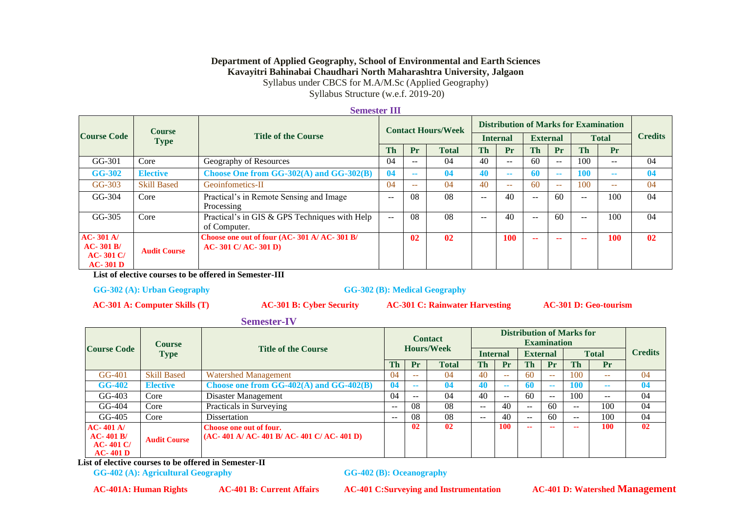**Department of Applied Geography, School of Environmental and Earth Sciences**
**Kavayitri Bahinabai Chaudhari North Maharashtra University, Jalgaon**
Syllabus under CBCS for M.A/M.Sc (Applied Geography)
Syllabus Structure (w.e.f. 2019-20)

## Semester III

| Course Code | Course Type | Title of the Course | Contact Hours/Week | | | Distribution of Marks for Examination | | | | | | Credits |
|---|---|---|---|---|---|---|---|---|---|---|---|---|
| | | | | | | Internal | | External | | Total | | |
| | | | Th | Pr | Total | Th | Pr | Th | Pr | Th | Pr | |
| GG-301 | Core | Geography of Resources | 04 | -- | 04 | 40 | -- | 60 | -- | 100 | -- | 04 |
| **GG-302** | **Elective** | **Choose One from GG-302(A) and GG-302(B)** | **04** | **--** | **04** | **40** | **--** | **60** | **--** | **100** | **--** | **04** |
| GG-303 | Skill Based | Geoinfometics-II | 04 | -- | 04 | 40 | -- | 60 | -- | 100 | -- | 04 |
| GG-304 | Core | Practical's in Remote Sensing and Image Processing | -- | 08 | 08 | -- | 40 | -- | 60 | -- | 100 | 04 |
| GG-305 | Core | Practical's in GIS & GPS Techniques with Help of Computer. | -- | 08 | 08 | -- | 40 | -- | 60 | -- | 100 | 04 |
| **AC- 301 A/ AC- 301 B/ AC- 301 C/ AC- 301 D** | **Audit Course** | **Choose one out of four (AC- 301 A/ AC- 301 B/ AC- 301 C/ AC- 301 D)** | | **02** | **02** | | **100** | **--** | **--** | **--** | **100** | **02** |

**List of elective courses to be offered in Semester-III**

**GG-302 (A): Urban Geography** | **GG-302 (B): Medical Geography**

**AC-301 A: Computer Skills (T)** | **AC-301 B: Cyber Security** | **AC-301 C: Rainwater Harvesting** | **AC-301 D: Geo-tourism**

## Semester-IV

| Course Code | Course Type | Title of the Course | Contact Hours/Week | | | Distribution of Marks for Examination | | | | | | Credits |
|---|---|---|---|---|---|---|---|---|---|---|---|---|
| | | | | | | Internal | | External | | Total | | |
| | | | Th | Pr | Total | Th | Pr | Th | Pr | Th | Pr | |
| GG-401 | Skill Based | Watershed Management | 04 | -- | 04 | 40 | -- | 60 | -- | 100 | -- | 04 |
| **GG-402** | **Elective** | **Choose one from GG-402(A) and GG-402(B)** | **04** | **--** | **04** | **40** | **--** | **60** | **--** | **100** | **--** | **04** |
| GG-403 | Core | Disaster Management | 04 | -- | 04 | 40 | -- | 60 | -- | 100 | -- | 04 |
| GG-404 | Core | Practicals in Surveying | -- | 08 | 08 | -- | 40 | -- | 60 | -- | 100 | 04 |
| GG-405 | Core | Dissertation | -- | 08 | 08 | -- | 40 | -- | 60 | -- | 100 | 04 |
| **AC- 401 A/ AC- 401 B/ AC- 401 C/ AC- 401 D** | **Audit Course** | **Choose one out of four. (AC- 401 A/ AC- 401 B/ AC- 401 C/ AC- 401 D)** | | **02** | **02** | | **100** | **--** | **--** | **--** | **100** | **02** |

**List of elective courses to be offered in Semester-II**

**GG-402 (A): Agricultural Geography** | **GG-402 (B): Oceanography**

**AC-401A: Human Rights** | **AC-401 B: Current Affairs** | **AC-401 C:Surveying and Instrumentation** | **AC-401 D: Watershed Management**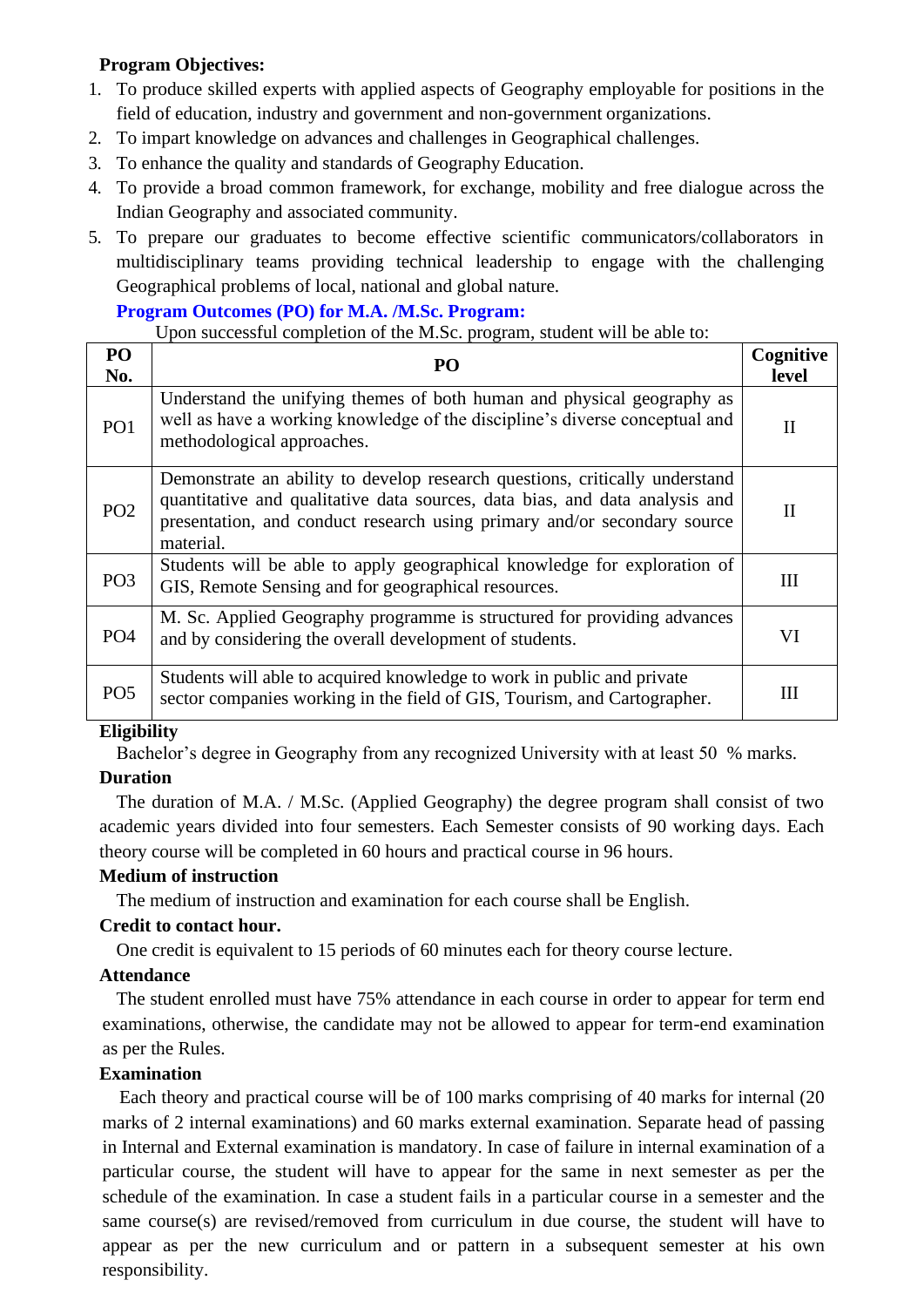**Program Objectives:**

1. To produce skilled experts with applied aspects of Geography employable for positions in the field of education, industry and government and non-government organizations.
2. To impart knowledge on advances and challenges in Geographical challenges.
3. To enhance the quality and standards of Geography Education.
4. To provide a broad common framework, for exchange, mobility and free dialogue across the Indian Geography and associated community.
5. To prepare our graduates to become effective scientific communicators/collaborators in multidisciplinary teams providing technical leadership to engage with the challenging Geographical problems of local, national and global nature.

**Program Outcomes (PO) for M.A. /M.Sc. Program:**

Upon successful completion of the M.Sc. program, student will be able to:

| PO No. | PO | Cognitive level |
|---|---|---|
| PO1 | Understand the unifying themes of both human and physical geography as well as have a working knowledge of the discipline's diverse conceptual and methodological approaches. | II |
| PO2 | Demonstrate an ability to develop research questions, critically understand quantitative and qualitative data sources, data bias, and data analysis and presentation, and conduct research using primary and/or secondary source material. | II |
| PO3 | Students will be able to apply geographical knowledge for exploration of GIS, Remote Sensing and for geographical resources. | III |
| PO4 | M. Sc. Applied Geography programme is structured for providing advances and by considering the overall development of students. | VI |
| PO5 | Students will able to acquired knowledge to work in public and private sector companies working in the field of GIS, Tourism, and Cartographer. | III |

**Eligibility**

Bachelor's degree in Geography from any recognized University with at least 50 % marks.

**Duration**

The duration of M.A. / M.Sc. (Applied Geography) the degree program shall consist of two academic years divided into four semesters. Each Semester consists of 90 working days. Each theory course will be completed in 60 hours and practical course in 96 hours.

**Medium of instruction**

The medium of instruction and examination for each course shall be English.

**Credit to contact hour.**

One credit is equivalent to 15 periods of 60 minutes each for theory course lecture.

**Attendance**

The student enrolled must have 75% attendance in each course in order to appear for term end examinations, otherwise, the candidate may not be allowed to appear for term-end examination as per the Rules.

**Examination**

Each theory and practical course will be of 100 marks comprising of 40 marks for internal (20 marks of 2 internal examinations) and 60 marks external examination. Separate head of passing in Internal and External examination is mandatory. In case of failure in internal examination of a particular course, the student will have to appear for the same in next semester as per the schedule of the examination. In case a student fails in a particular course in a semester and the same course(s) are revised/removed from curriculum in due course, the student will have to appear as per the new curriculum and or pattern in a subsequent semester at his own responsibility.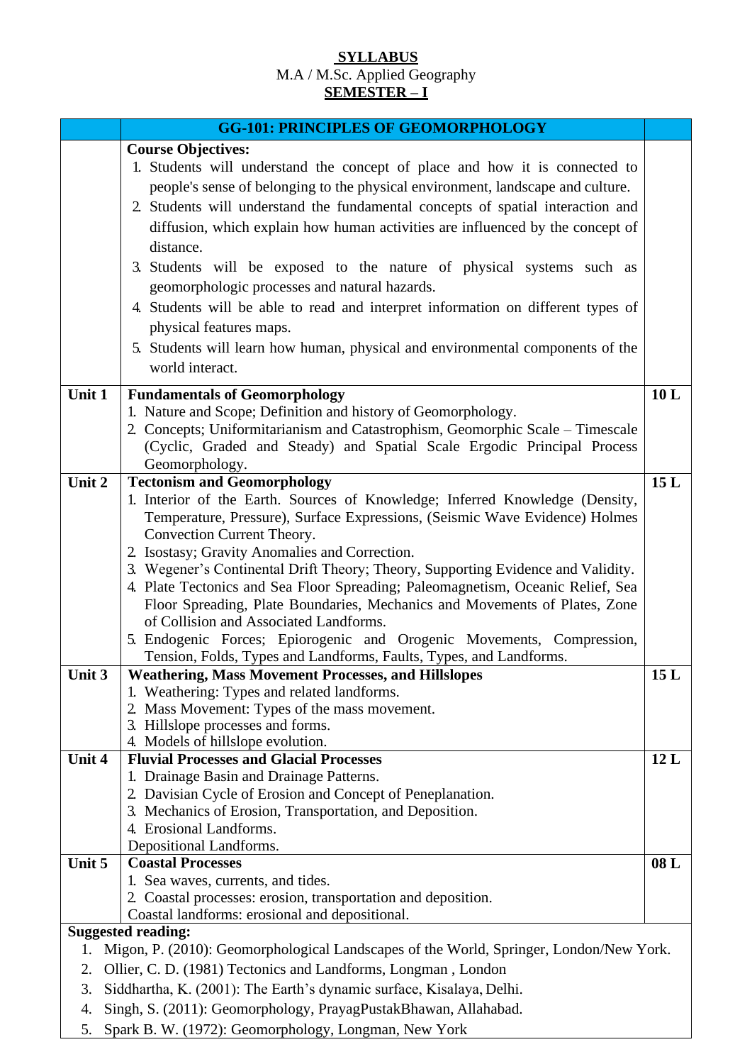**SYLLABUS**

M.A / M.Sc. Applied Geography

**SEMESTER – I**

| | **GG-101: PRINCIPLES OF GEOMORPHOLOGY** | |
|---|---|---|
| | **Course Objectives:**<br>1. Students will understand the concept of place and how it is connected to people's sense of belonging to the physical environment, landscape and culture.<br>2. Students will understand the fundamental concepts of spatial interaction and diffusion, which explain how human activities are influenced by the concept of distance.<br>3. Students will be exposed to the nature of physical systems such as geomorphologic processes and natural hazards.<br>4. Students will be able to read and interpret information on different types of physical features maps.<br>5. Students will learn how human, physical and environmental components of the world interact. | |
| **Unit 1** | **Fundamentals of Geomorphology**<br>1. Nature and Scope; Definition and history of Geomorphology.<br>2. Concepts; Uniformitarianism and Catastrophism, Geomorphic Scale – Timescale (Cyclic, Graded and Steady) and Spatial Scale Ergodic Principal Process Geomorphology. | **10 L** |
| **Unit 2** | **Tectonism and Geomorphology**<br>1. Interior of the Earth. Sources of Knowledge; Inferred Knowledge (Density, Temperature, Pressure), Surface Expressions, (Seismic Wave Evidence) Holmes Convection Current Theory.<br>2. Isostasy; Gravity Anomalies and Correction.<br>3. Wegener's Continental Drift Theory; Theory, Supporting Evidence and Validity.<br>4. Plate Tectonics and Sea Floor Spreading; Paleomagnetism, Oceanic Relief, Sea Floor Spreading, Plate Boundaries, Mechanics and Movements of Plates, Zone of Collision and Associated Landforms.<br>5. Endogenic Forces; Epiorogenic and Orogenic Movements, Compression, Tension, Folds, Types and Landforms, Faults, Types, and Landforms. | **15 L** |
| **Unit 3** | **Weathering, Mass Movement Processes, and Hillslopes**<br>1. Weathering: Types and related landforms.<br>2. Mass Movement: Types of the mass movement.<br>3. Hillslope processes and forms.<br>4. Models of hillslope evolution. | **15 L** |
| **Unit 4** | **Fluvial Processes and Glacial Processes**<br>1. Drainage Basin and Drainage Patterns.<br>2. Davisian Cycle of Erosion and Concept of Peneplanation.<br>3. Mechanics of Erosion, Transportation, and Deposition.<br>4. Erosional Landforms.<br>Depositional Landforms. | **12 L** |
| **Unit 5** | **Coastal Processes**<br>1. Sea waves, currents, and tides.<br>2. Coastal processes: erosion, transportation and deposition.<br>Coastal landforms: erosional and depositional. | **08 L** |

**Suggested reading:**

1. Migon, P. (2010): Geomorphological Landscapes of the World, Springer, London/New York.
2. Ollier, C. D. (1981) Tectonics and Landforms, Longman , London
3. Siddhartha, K. (2001): The Earth's dynamic surface, Kisalaya, Delhi.
4. Singh, S. (2011): Geomorphology, PrayagPustakBhawan, Allahabad.
5. Spark B. W. (1972): Geomorphology, Longman, New York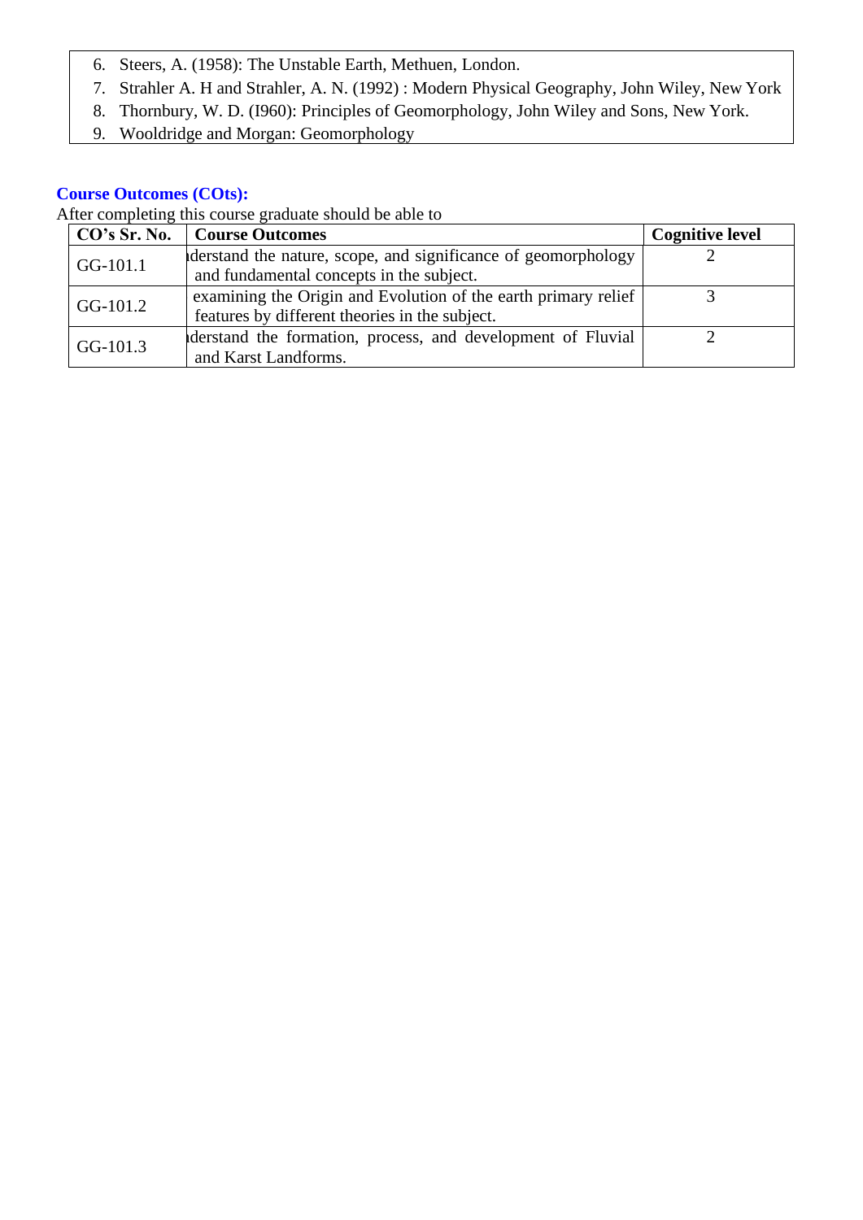6. Steers, A. (1958): The Unstable Earth, Methuen, London.
7. Strahler A. H and Strahler, A. N. (1992) : Modern Physical Geography, John Wiley, New York
8. Thornbury, W. D. (I960): Principles of Geomorphology, John Wiley and Sons, New York.
9. Wooldridge and Morgan: Geomorphology

**Course Outcomes (COts):**

After completing this course graduate should be able to

| CO's Sr. No. | Course Outcomes | Cognitive level |
|---|---|---|
| GG-101.1 | ıderstand the nature, scope, and significance of geomorphology and fundamental concepts in the subject. | 2 |
| GG-101.2 | examining the Origin and Evolution of the earth primary relief features by different theories in the subject. | 3 |
| GG-101.3 | ıderstand the formation, process, and development of Fluvial and Karst Landforms. | 2 |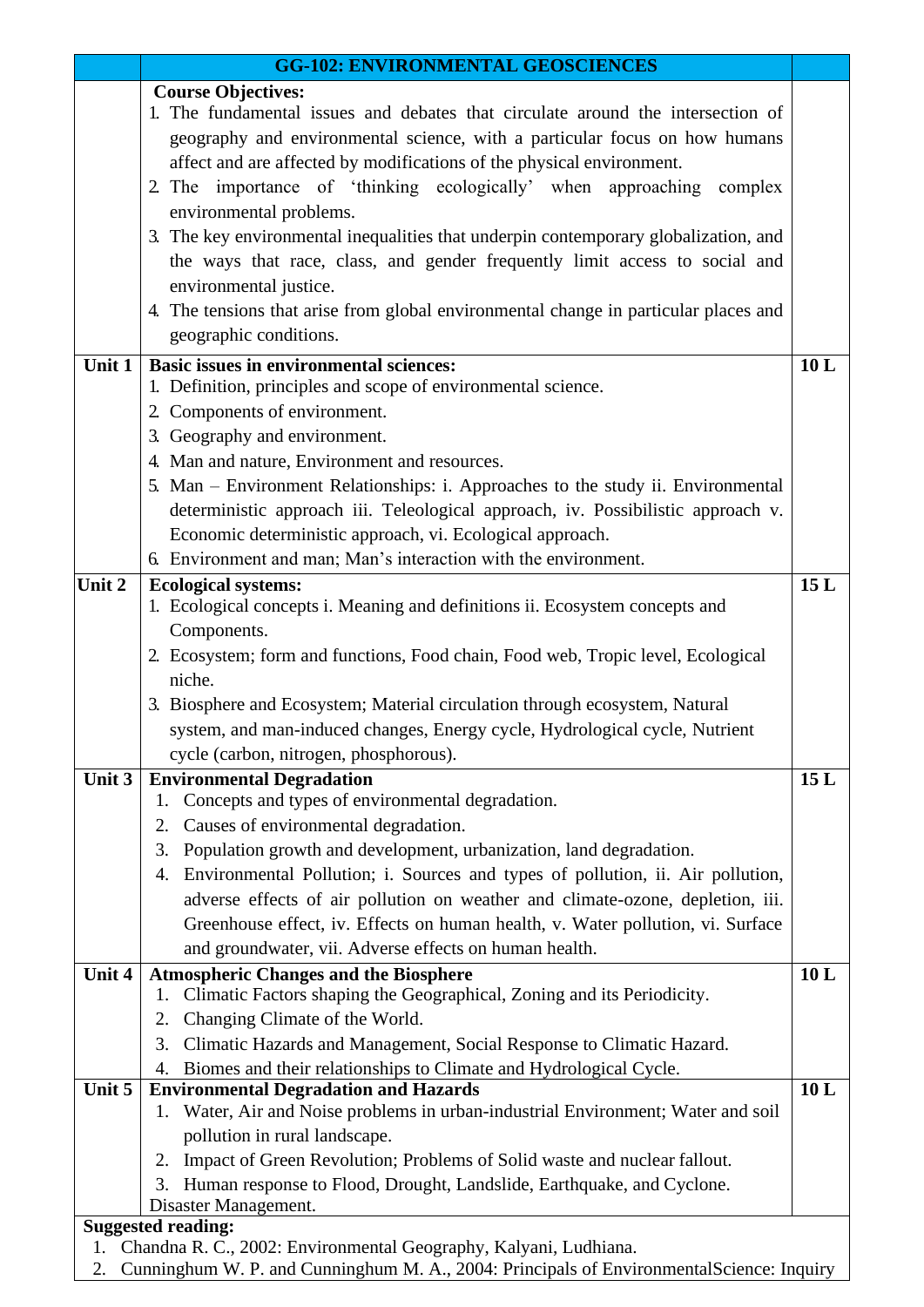| | GG-102: ENVIRONMENTAL GEOSCIENCES | |
|---|---|---|
| | **Course Objectives:**<br>1. The fundamental issues and debates that circulate around the intersection of geography and environmental science, with a particular focus on how humans affect and are affected by modifications of the physical environment.<br>2. The importance of 'thinking ecologically' when approaching complex environmental problems.<br>3. The key environmental inequalities that underpin contemporary globalization, and the ways that race, class, and gender frequently limit access to social and environmental justice.<br>4. The tensions that arise from global environmental change in particular places and geographic conditions. | |
| **Unit 1** | **Basic issues in environmental sciences:**<br>1. Definition, principles and scope of environmental science.<br>2. Components of environment.<br>3. Geography and environment.<br>4. Man and nature, Environment and resources.<br>5. Man – Environment Relationships: i. Approaches to the study ii. Environmental deterministic approach iii. Teleological approach, iv. Possibilistic approach v. Economic deterministic approach, vi. Ecological approach.<br>6. Environment and man; Man's interaction with the environment. | **10 L** |
| **Unit 2** | **Ecological systems:**<br>1. Ecological concepts i. Meaning and definitions ii. Ecosystem concepts and Components.<br>2. Ecosystem; form and functions, Food chain, Food web, Tropic level, Ecological niche.<br>3. Biosphere and Ecosystem; Material circulation through ecosystem, Natural system, and man-induced changes, Energy cycle, Hydrological cycle, Nutrient cycle (carbon, nitrogen, phosphorous). | **15 L** |
| **Unit 3** | **Environmental Degradation**<br>1. Concepts and types of environmental degradation.<br>2. Causes of environmental degradation.<br>3. Population growth and development, urbanization, land degradation.<br>4. Environmental Pollution; i. Sources and types of pollution, ii. Air pollution, adverse effects of air pollution on weather and climate-ozone, depletion, iii. Greenhouse effect, iv. Effects on human health, v. Water pollution, vi. Surface and groundwater, vii. Adverse effects on human health. | **15 L** |
| **Unit 4** | **Atmospheric Changes and the Biosphere**<br>1. Climatic Factors shaping the Geographical, Zoning and its Periodicity.<br>2. Changing Climate of the World.<br>3. Climatic Hazards and Management, Social Response to Climatic Hazard.<br>4. Biomes and their relationships to Climate and Hydrological Cycle. | **10 L** |
| **Unit 5** | **Environmental Degradation and Hazards**<br>1. Water, Air and Noise problems in urban-industrial Environment; Water and soil pollution in rural landscape.<br>2. Impact of Green Revolution; Problems of Solid waste and nuclear fallout.<br>3. Human response to Flood, Drought, Landslide, Earthquake, and Cyclone.<br>Disaster Management. | **10 L** |

**Suggested reading:**

1. Chandna R. C., 2002: Environmental Geography, Kalyani, Ludhiana.
2. Cunninghum W. P. and Cunninghum M. A., 2004: Principals of EnvironmentalScience: Inquiry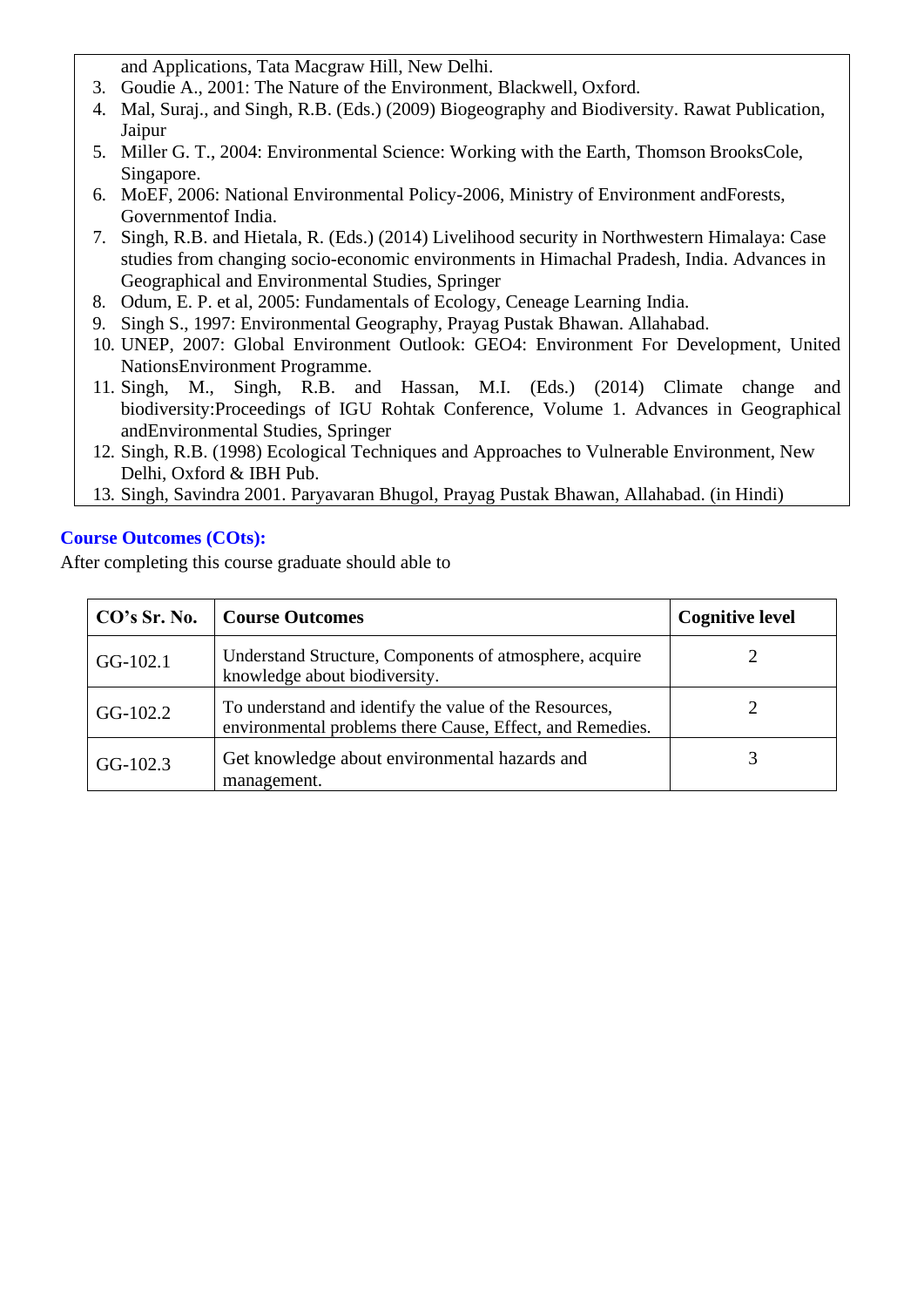and Applications, Tata Macgraw Hill, New Delhi.

3. Goudie A., 2001: The Nature of the Environment, Blackwell, Oxford.
4. Mal, Suraj., and Singh, R.B. (Eds.) (2009) Biogeography and Biodiversity. Rawat Publication, Jaipur
5. Miller G. T., 2004: Environmental Science: Working with the Earth, Thomson BrooksCole, Singapore.
6. MoEF, 2006: National Environmental Policy-2006, Ministry of Environment andForests, Governmentof India.
7. Singh, R.B. and Hietala, R. (Eds.) (2014) Livelihood security in Northwestern Himalaya: Case studies from changing socio-economic environments in Himachal Pradesh, India. Advances in Geographical and Environmental Studies, Springer
8. Odum, E. P. et al, 2005: Fundamentals of Ecology, Ceneage Learning India.
9. Singh S., 1997: Environmental Geography, Prayag Pustak Bhawan. Allahabad.
10. UNEP, 2007: Global Environment Outlook: GEO4: Environment For Development, United NationsEnvironment Programme.
11. Singh, M., Singh, R.B. and Hassan, M.I. (Eds.) (2014) Climate change and biodiversity:Proceedings of IGU Rohtak Conference, Volume 1. Advances in Geographical andEnvironmental Studies, Springer
12. Singh, R.B. (1998) Ecological Techniques and Approaches to Vulnerable Environment, New Delhi, Oxford & IBH Pub.
13. Singh, Savindra 2001. Paryavaran Bhugol, Prayag Pustak Bhawan, Allahabad. (in Hindi)

### Course Outcomes (COts):

After completing this course graduate should able to

| CO's Sr. No. | Course Outcomes | Cognitive level |
|---|---|---|
| GG-102.1 | Understand Structure, Components of atmosphere, acquire knowledge about biodiversity. | 2 |
| GG-102.2 | To understand and identify the value of the Resources, environmental problems there Cause, Effect, and Remedies. | 2 |
| GG-102.3 | Get knowledge about environmental hazards and management. | 3 |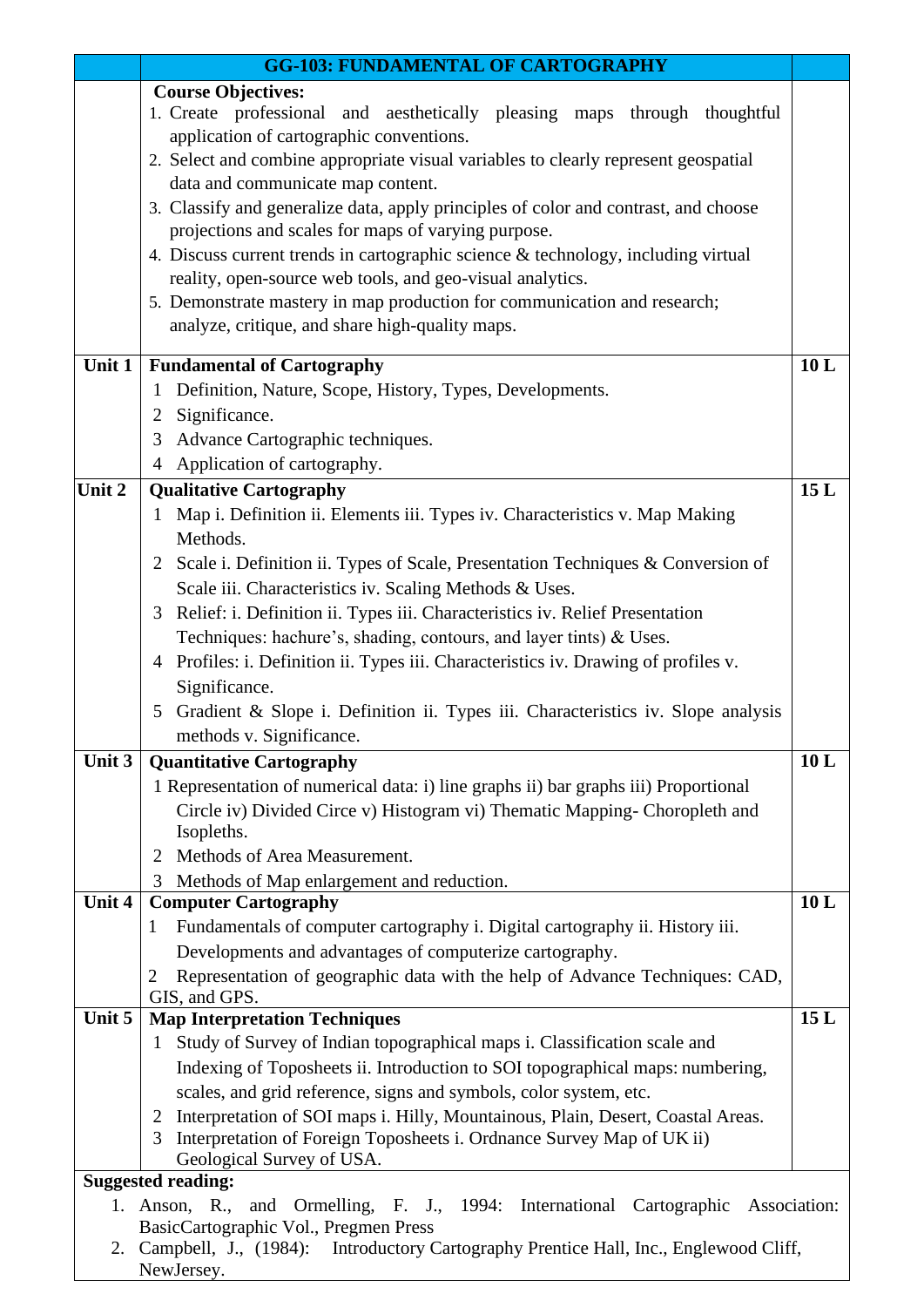| | GG-103: FUNDAMENTAL OF CARTOGRAPHY | |
|---|---|---|
| | **Course Objectives:**<br>1. Create professional and aesthetically pleasing maps through thoughtful application of cartographic conventions.<br>2. Select and combine appropriate visual variables to clearly represent geospatial data and communicate map content.<br>3. Classify and generalize data, apply principles of color and contrast, and choose projections and scales for maps of varying purpose.<br>4. Discuss current trends in cartographic science & technology, including virtual reality, open-source web tools, and geo-visual analytics.<br>5. Demonstrate mastery in map production for communication and research; analyze, critique, and share high-quality maps. | |
| **Unit 1** | **Fundamental of Cartography**<br>1 Definition, Nature, Scope, History, Types, Developments.<br>2 Significance.<br>3 Advance Cartographic techniques.<br>4 Application of cartography. | **10 L** |
| **Unit 2** | **Qualitative Cartography**<br>1 Map i. Definition ii. Elements iii. Types iv. Characteristics v. Map Making Methods.<br>2 Scale i. Definition ii. Types of Scale, Presentation Techniques & Conversion of Scale iii. Characteristics iv. Scaling Methods & Uses.<br>3 Relief: i. Definition ii. Types iii. Characteristics iv. Relief Presentation Techniques: hachure's, shading, contours, and layer tints) & Uses.<br>4 Profiles: i. Definition ii. Types iii. Characteristics iv. Drawing of profiles v. Significance.<br>5 Gradient & Slope i. Definition ii. Types iii. Characteristics iv. Slope analysis methods v. Significance. | **15 L** |
| **Unit 3** | **Quantitative Cartography**<br>1 Representation of numerical data: i) line graphs ii) bar graphs iii) Proportional Circle iv) Divided Circe v) Histogram vi) Thematic Mapping- Choropleth and Isopleths.<br>2 Methods of Area Measurement.<br>3 Methods of Map enlargement and reduction. | **10 L** |
| **Unit 4** | **Computer Cartography**<br>1 Fundamentals of computer cartography i. Digital cartography ii. History iii. Developments and advantages of computerize cartography.<br>2 Representation of geographic data with the help of Advance Techniques: CAD, GIS, and GPS. | **10 L** |
| **Unit 5** | **Map Interpretation Techniques**<br>1 Study of Survey of Indian topographical maps i. Classification scale and Indexing of Toposheets ii. Introduction to SOI topographical maps: numbering, scales, and grid reference, signs and symbols, color system, etc.<br>2 Interpretation of SOI maps i. Hilly, Mountainous, Plain, Desert, Coastal Areas.<br>3 Interpretation of Foreign Toposheets i. Ordnance Survey Map of UK ii) Geological Survey of USA. | **15 L** |

**Suggested reading:**

1. Anson, R., and Ormelling, F. J., 1994: International Cartographic Association: BasicCartographic Vol., Pregmen Press
2. Campbell, J., (1984): Introductory Cartography Prentice Hall, Inc., Englewood Cliff, NewJersey.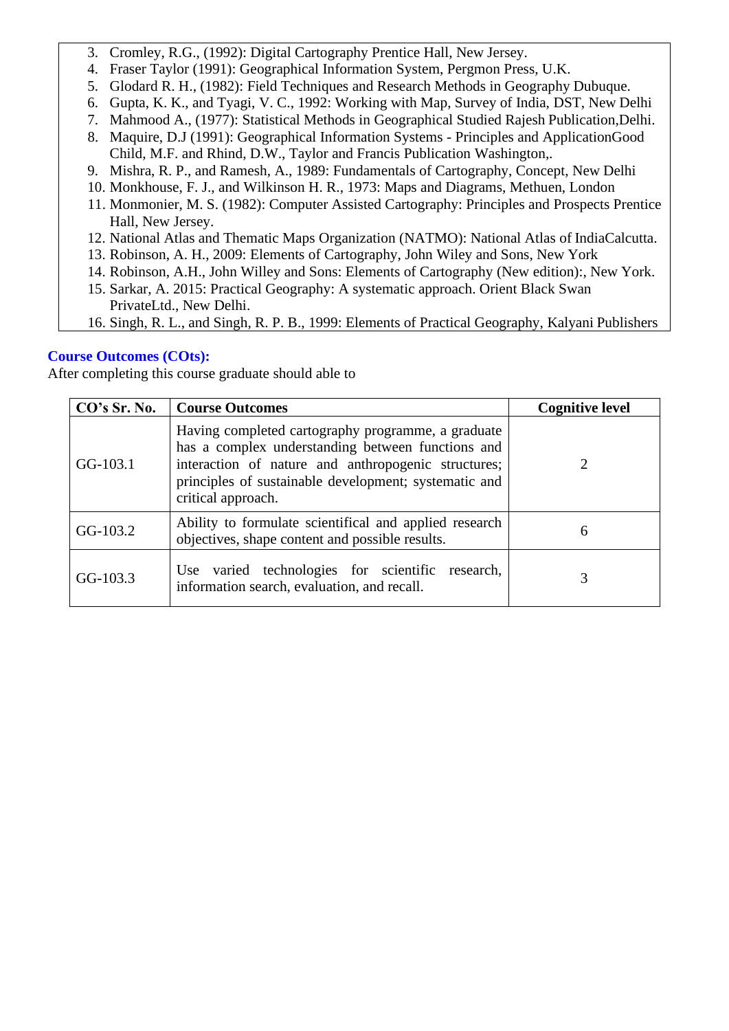3. Cromley, R.G., (1992): Digital Cartography Prentice Hall, New Jersey.
4. Fraser Taylor (1991): Geographical Information System, Pergmon Press, U.K.
5. Glodard R. H., (1982): Field Techniques and Research Methods in Geography Dubuque.
6. Gupta, K. K., and Tyagi, V. C., 1992: Working with Map, Survey of India, DST, New Delhi
7. Mahmood A., (1977): Statistical Methods in Geographical Studied Rajesh Publication,Delhi.
8. Maquire, D.J (1991): Geographical Information Systems - Principles and ApplicationGood Child, M.F. and Rhind, D.W., Taylor and Francis Publication Washington,.
9. Mishra, R. P., and Ramesh, A., 1989: Fundamentals of Cartography, Concept, New Delhi
10. Monkhouse, F. J., and Wilkinson H. R., 1973: Maps and Diagrams, Methuen, London
11. Monmonier, M. S. (1982): Computer Assisted Cartography: Principles and Prospects Prentice Hall, New Jersey.
12. National Atlas and Thematic Maps Organization (NATMO): National Atlas of IndiaCalcutta.
13. Robinson, A. H., 2009: Elements of Cartography, John Wiley and Sons, New York
14. Robinson, A.H., John Willey and Sons: Elements of Cartography (New edition):, New York.
15. Sarkar, A. 2015: Practical Geography: A systematic approach. Orient Black Swan PrivateLtd., New Delhi.
16. Singh, R. L., and Singh, R. P. B., 1999: Elements of Practical Geography, Kalyani Publishers

**Course Outcomes (COts):**

After completing this course graduate should able to

| CO's Sr. No. | Course Outcomes | Cognitive level |
|---|---|---|
| GG-103.1 | Having completed cartography programme, a graduate has a complex understanding between functions and interaction of nature and anthropogenic structures; principles of sustainable development; systematic and critical approach. | 2 |
| GG-103.2 | Ability to formulate scientifical and applied research objectives, shape content and possible results. | 6 |
| GG-103.3 | Use varied technologies for scientific research, information search, evaluation, and recall. | 3 |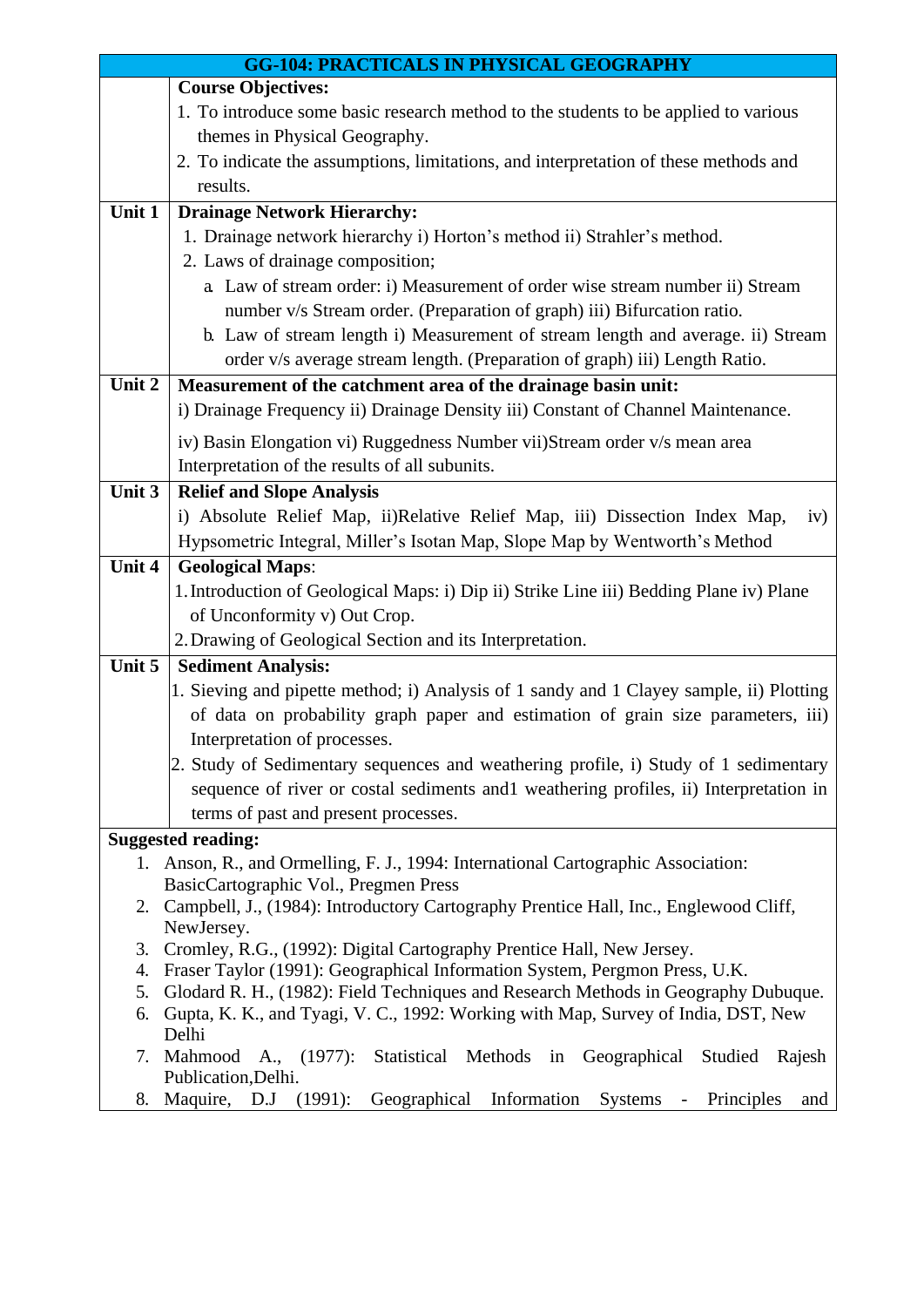| GG-104: PRACTICALS IN PHYSICAL GEOGRAPHY | |
|---|---|
| | **Course Objectives:**<br>1. To introduce some basic research method to the students to be applied to various themes in Physical Geography.<br>2. To indicate the assumptions, limitations, and interpretation of these methods and results. |
| **Unit 1** | **Drainage Network Hierarchy:**<br>1. Drainage network hierarchy i) Horton's method ii) Strahler's method.<br>2. Laws of drainage composition;<br>a. Law of stream order: i) Measurement of order wise stream number ii) Stream number v/s Stream order. (Preparation of graph) iii) Bifurcation ratio.<br>b. Law of stream length i) Measurement of stream length and average. ii) Stream order v/s average stream length. (Preparation of graph) iii) Length Ratio. |
| **Unit 2** | **Measurement of the catchment area of the drainage basin unit:**<br>i) Drainage Frequency ii) Drainage Density iii) Constant of Channel Maintenance.<br>iv) Basin Elongation vi) Ruggedness Number vii)Stream order v/s mean area Interpretation of the results of all subunits. |
| **Unit 3** | **Relief and Slope Analysis**<br>i) Absolute Relief Map, ii)Relative Relief Map, iii) Dissection Index Map, iv) Hypsometric Integral, Miller's Isotan Map, Slope Map by Wentworth's Method |
| **Unit 4** | **Geological Maps**:<br>1. Introduction of Geological Maps: i) Dip ii) Strike Line iii) Bedding Plane iv) Plane of Unconformity v) Out Crop.<br>2. Drawing of Geological Section and its Interpretation. |
| **Unit 5** | **Sediment Analysis:**<br>1. Sieving and pipette method; i) Analysis of 1 sandy and 1 Clayey sample, ii) Plotting of data on probability graph paper and estimation of grain size parameters, iii) Interpretation of processes.<br>2. Study of Sedimentary sequences and weathering profile, i) Study of 1 sedimentary sequence of river or costal sediments and1 weathering profiles, ii) Interpretation in terms of past and present processes. |

**Suggested reading:**

1. Anson, R., and Ormelling, F. J., 1994: International Cartographic Association: BasicCartographic Vol., Pregmen Press
2. Campbell, J., (1984): Introductory Cartography Prentice Hall, Inc., Englewood Cliff, NewJersey.
3. Cromley, R.G., (1992): Digital Cartography Prentice Hall, New Jersey.
4. Fraser Taylor (1991): Geographical Information System, Pergmon Press, U.K.
5. Glodard R. H., (1982): Field Techniques and Research Methods in Geography Dubuque.
6. Gupta, K. K., and Tyagi, V. C., 1992: Working with Map, Survey of India, DST, New Delhi
7. Mahmood A., (1977): Statistical Methods in Geographical Studied Rajesh Publication,Delhi.
8. Maquire, D.J (1991): Geographical Information Systems - Principles and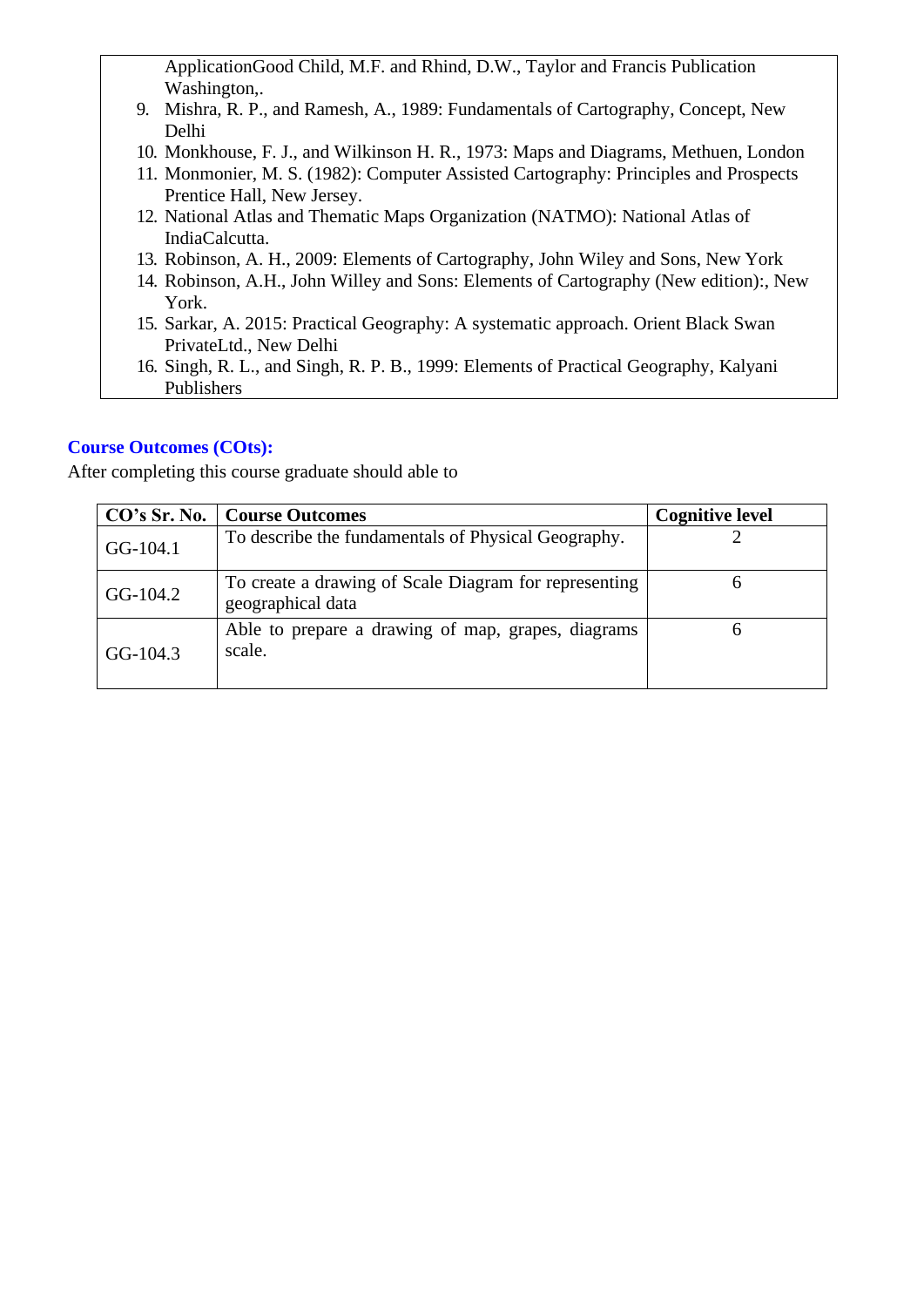ApplicationGood Child, M.F. and Rhind, D.W., Taylor and Francis Publication Washington,.

9. Mishra, R. P., and Ramesh, A., 1989: Fundamentals of Cartography, Concept, New Delhi
10. Monkhouse, F. J., and Wilkinson H. R., 1973: Maps and Diagrams, Methuen, London
11. Monmonier, M. S. (1982): Computer Assisted Cartography: Principles and Prospects Prentice Hall, New Jersey.
12. National Atlas and Thematic Maps Organization (NATMO): National Atlas of IndiaCalcutta.
13. Robinson, A. H., 2009: Elements of Cartography, John Wiley and Sons, New York
14. Robinson, A.H., John Willey and Sons: Elements of Cartography (New edition):, New York.
15. Sarkar, A. 2015: Practical Geography: A systematic approach. Orient Black Swan PrivateLtd., New Delhi
16. Singh, R. L., and Singh, R. P. B., 1999: Elements of Practical Geography, Kalyani Publishers

**Course Outcomes (COts):**

After completing this course graduate should able to

| CO's Sr. No. | Course Outcomes | Cognitive level |
|---|---|---|
| GG-104.1 | To describe the fundamentals of Physical Geography. | 2 |
| GG-104.2 | To create a drawing of Scale Diagram for representing geographical data | 6 |
| GG-104.3 | Able to prepare a drawing of map, grapes, diagrams scale. | 6 |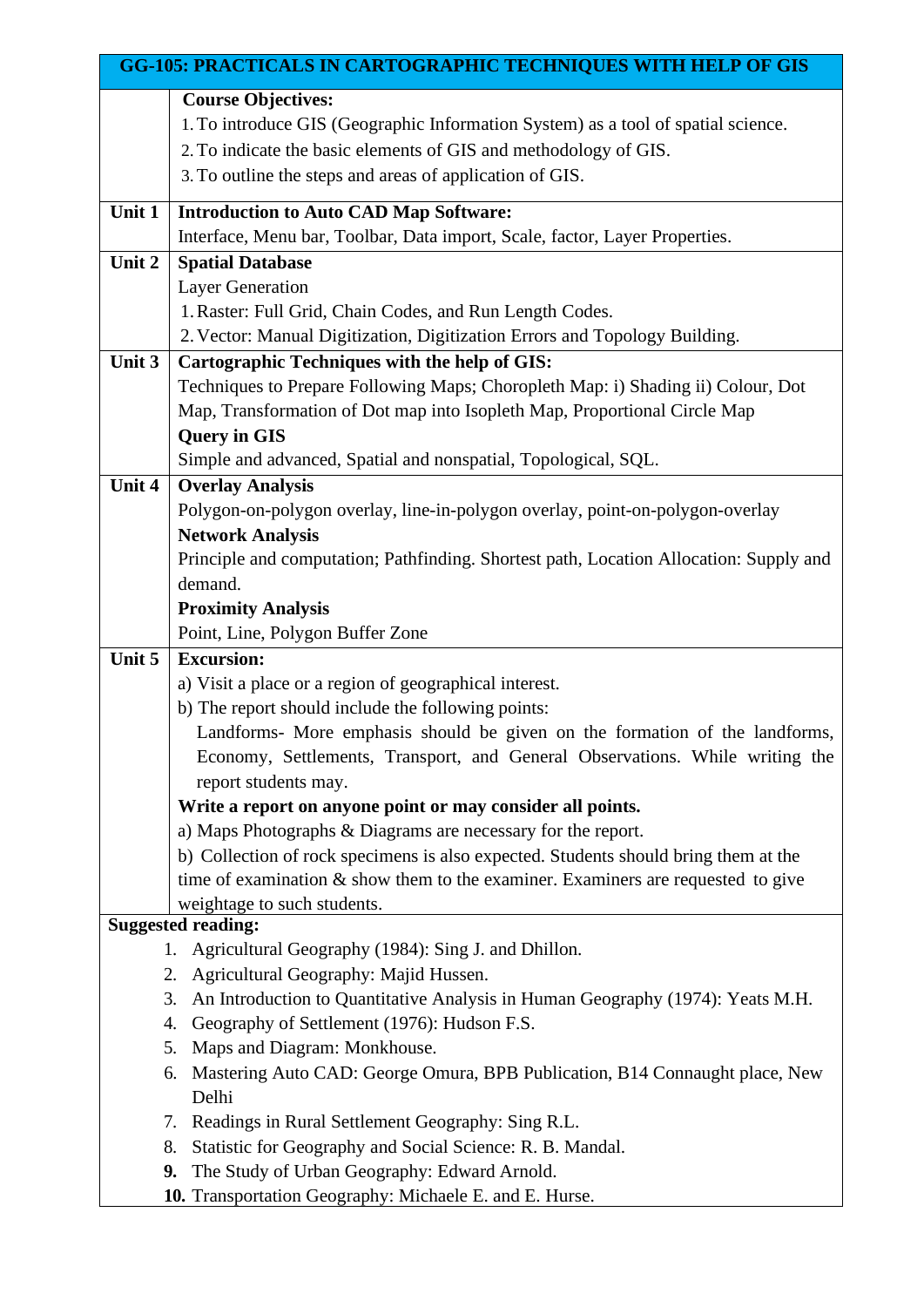| GG-105: PRACTICALS IN CARTOGRAPHIC TECHNIQUES WITH HELP OF GIS | |
|---|---|
| | **Course Objectives:**<br>1. To introduce GIS (Geographic Information System) as a tool of spatial science.<br>2. To indicate the basic elements of GIS and methodology of GIS.<br>3. To outline the steps and areas of application of GIS. |
| **Unit 1** | **Introduction to Auto CAD Map Software:**<br>Interface, Menu bar, Toolbar, Data import, Scale, factor, Layer Properties. |
| **Unit 2** | **Spatial Database**<br>Layer Generation<br>1. Raster: Full Grid, Chain Codes, and Run Length Codes.<br>2. Vector: Manual Digitization, Digitization Errors and Topology Building. |
| **Unit 3** | **Cartographic Techniques with the help of GIS:**<br>Techniques to Prepare Following Maps; Choropleth Map: i) Shading ii) Colour, Dot Map, Transformation of Dot map into Isopleth Map, Proportional Circle Map<br>**Query in GIS**<br>Simple and advanced, Spatial and nonspatial, Topological, SQL. |
| **Unit 4** | **Overlay Analysis**<br>Polygon-on-polygon overlay, line-in-polygon overlay, point-on-polygon-overlay<br>**Network Analysis**<br>Principle and computation; Pathfinding. Shortest path, Location Allocation: Supply and demand.<br>**Proximity Analysis**<br>Point, Line, Polygon Buffer Zone |
| **Unit 5** | **Excursion:**<br>a) Visit a place or a region of geographical interest.<br>b) The report should include the following points:<br>Landforms- More emphasis should be given on the formation of the landforms, Economy, Settlements, Transport, and General Observations. While writing the report students may.<br>**Write a report on anyone point or may consider all points.**<br>a) Maps Photographs & Diagrams are necessary for the report.<br>b) Collection of rock specimens is also expected. Students should bring them at the time of examination & show them to the examiner. Examiners are requested to give weightage to such students. |

**Suggested reading:**

1. Agricultural Geography (1984): Sing J. and Dhillon.
2. Agricultural Geography: Majid Hussen.
3. An Introduction to Quantitative Analysis in Human Geography (1974): Yeats M.H.
4. Geography of Settlement (1976): Hudson F.S.
5. Maps and Diagram: Monkhouse.
6. Mastering Auto CAD: George Omura, BPB Publication, B14 Connaught place, New Delhi
7. Readings in Rural Settlement Geography: Sing R.L.
8. Statistic for Geography and Social Science: R. B. Mandal.
9. The Study of Urban Geography: Edward Arnold.
10. Transportation Geography: Michaele E. and E. Hurse.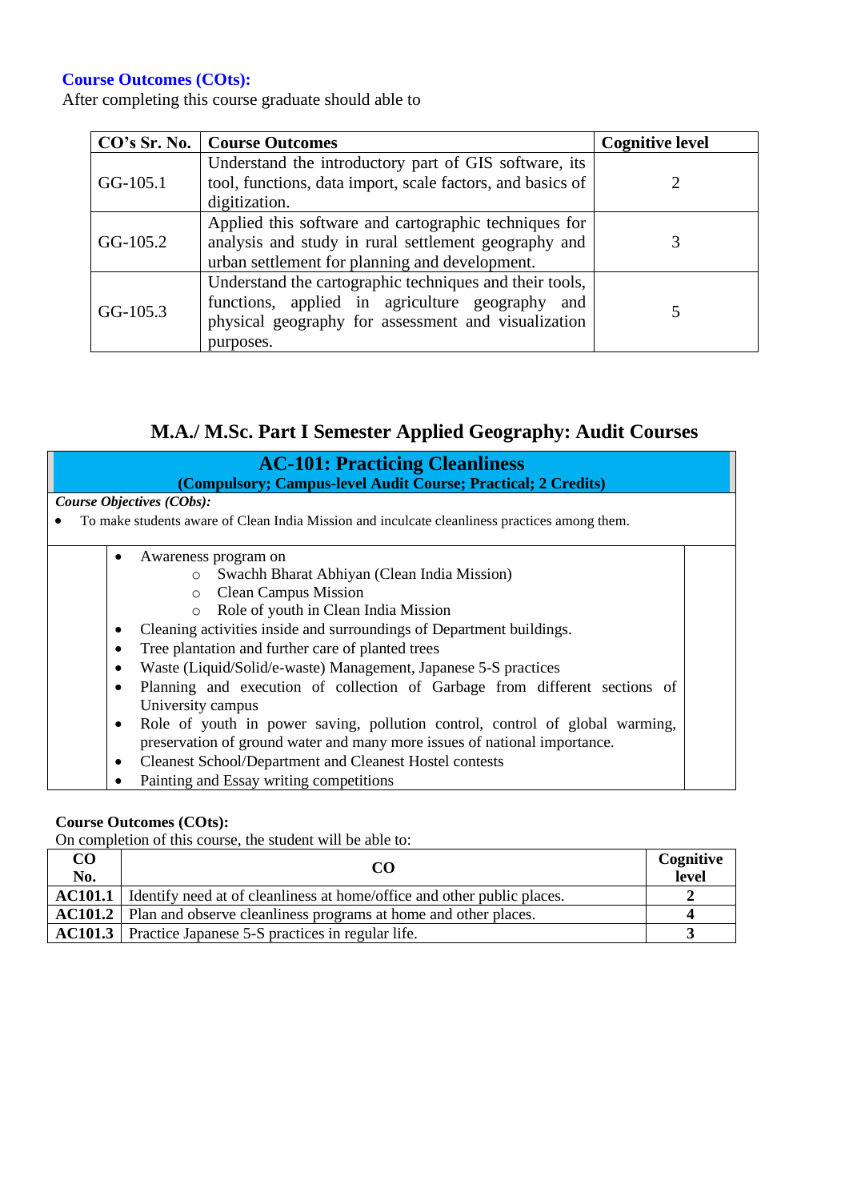**Course Outcomes (COts):**

After completing this course graduate should able to

| CO's Sr. No. | Course Outcomes | Cognitive level |
|---|---|---|
| GG-105.1 | Understand the introductory part of GIS software, its tool, functions, data import, scale factors, and basics of digitization. | 2 |
| GG-105.2 | Applied this software and cartographic techniques for analysis and study in rural settlement geography and urban settlement for planning and development. | 3 |
| GG-105.3 | Understand the cartographic techniques and their tools, functions, applied in agriculture geography and physical geography for assessment and visualization purposes. | 5 |

## M.A./ M.Sc. Part I Semester Applied Geography: Audit Courses

### AC-101: Practicing Cleanliness

**(Compulsory; Campus-level Audit Course; Practical; 2 Credits)**

***Course Objectives (CObs):***

- To make students aware of Clean India Mission and inculcate cleanliness practices among them.

- Awareness program on
  - Swachh Bharat Abhiyan (Clean India Mission)
  - Clean Campus Mission
  - Role of youth in Clean India Mission
- Cleaning activities inside and surroundings of Department buildings.
- Tree plantation and further care of planted trees
- Waste (Liquid/Solid/e-waste) Management, Japanese 5-S practices
- Planning and execution of collection of Garbage from different sections of University campus
- Role of youth in power saving, pollution control, control of global warming, preservation of ground water and many more issues of national importance.
- Cleanest School/Department and Cleanest Hostel contests
- Painting and Essay writing competitions

**Course Outcomes (COts):**

On completion of this course, the student will be able to:

| CO No. | CO | Cognitive level |
|---|---|---|
| **AC101.1** | Identify need at of cleanliness at home/office and other public places. | **2** |
| **AC101.2** | Plan and observe cleanliness programs at home and other places. | **4** |
| **AC101.3** | Practice Japanese 5-S practices in regular life. | **3** |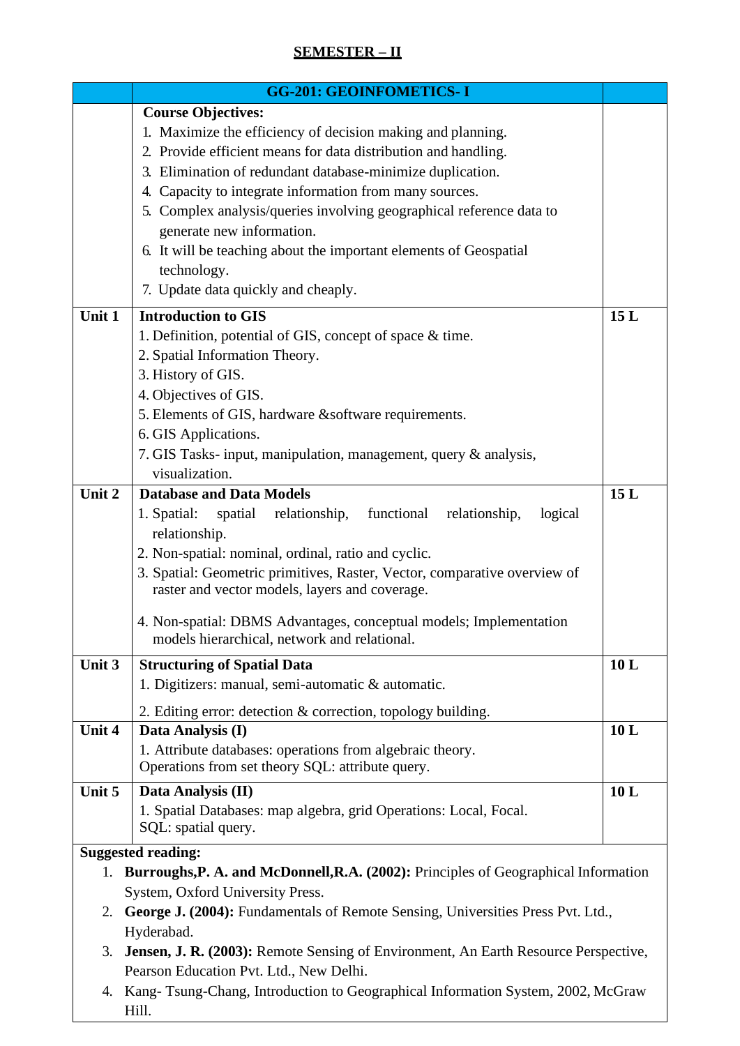## SEMESTER – II

| | GG-201: GEOINFOMETICS- I | |
|---|---|---|
| | **Course Objectives:**<br>1. Maximize the efficiency of decision making and planning.<br>2. Provide efficient means for data distribution and handling.<br>3. Elimination of redundant database-minimize duplication.<br>4. Capacity to integrate information from many sources.<br>5. Complex analysis/queries involving geographical reference data to generate new information.<br>6. It will be teaching about the important elements of Geospatial technology.<br>7. Update data quickly and cheaply. | |
| **Unit 1** | **Introduction to GIS**<br>1. Definition, potential of GIS, concept of space & time.<br>2. Spatial Information Theory.<br>3. History of GIS.<br>4. Objectives of GIS.<br>5. Elements of GIS, hardware &software requirements.<br>6. GIS Applications.<br>7. GIS Tasks- input, manipulation, management, query & analysis, visualization. | **15 L** |
| **Unit 2** | **Database and Data Models**<br>1. Spatial: spatial relationship, functional relationship, logical relationship.<br>2. Non-spatial: nominal, ordinal, ratio and cyclic.<br>3. Spatial: Geometric primitives, Raster, Vector, comparative overview of raster and vector models, layers and coverage.<br>4. Non-spatial: DBMS Advantages, conceptual models; Implementation models hierarchical, network and relational. | **15 L** |
| **Unit 3** | **Structuring of Spatial Data**<br>1. Digitizers: manual, semi-automatic & automatic.<br>2. Editing error: detection & correction, topology building. | **10 L** |
| **Unit 4** | **Data Analysis (I)**<br>1. Attribute databases: operations from algebraic theory. Operations from set theory SQL: attribute query. | **10 L** |
| **Unit 5** | **Data Analysis (II)**<br>1. Spatial Databases: map algebra, grid Operations: Local, Focal. SQL: spatial query. | **10 L** |

**Suggested reading:**

1. **Burroughs,P. A. and McDonnell,R.A. (2002):** Principles of Geographical Information System, Oxford University Press.
2. **George J. (2004):** Fundamentals of Remote Sensing, Universities Press Pvt. Ltd., Hyderabad.
3. **Jensen, J. R. (2003):** Remote Sensing of Environment, An Earth Resource Perspective, Pearson Education Pvt. Ltd., New Delhi.
4. Kang- Tsung-Chang, Introduction to Geographical Information System, 2002, McGraw Hill.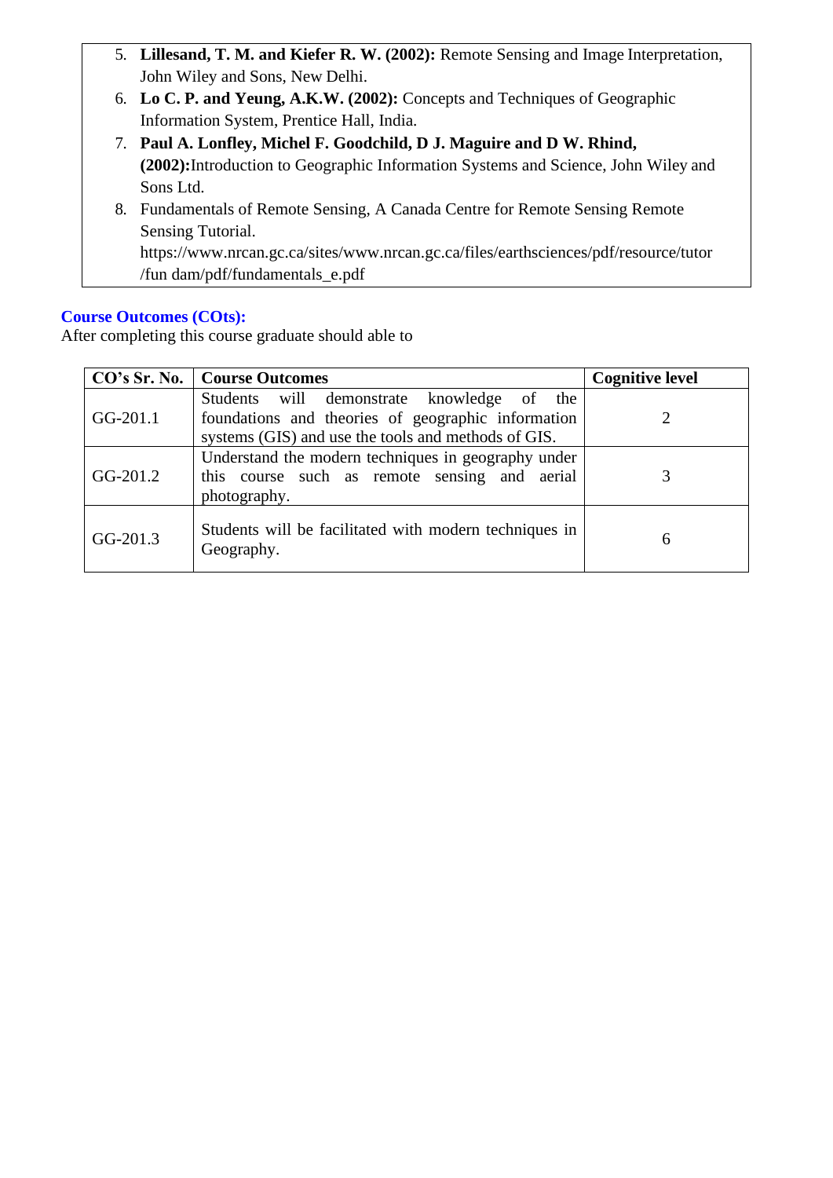5. **Lillesand, T. M. and Kiefer R. W. (2002):** Remote Sensing and Image Interpretation, John Wiley and Sons, New Delhi.
6. **Lo C. P. and Yeung, A.K.W. (2002):** Concepts and Techniques of Geographic Information System, Prentice Hall, India.
7. **Paul A. Lonfley, Michel F. Goodchild, D J. Maguire and D W. Rhind, (2002):**Introduction to Geographic Information Systems and Science, John Wiley and Sons Ltd.
8. Fundamentals of Remote Sensing, A Canada Centre for Remote Sensing Remote Sensing Tutorial. https://www.nrcan.gc.ca/sites/www.nrcan.gc.ca/files/earthsciences/pdf/resource/tutor/fun dam/pdf/fundamentals_e.pdf

**Course Outcomes (COts):**

After completing this course graduate should able to

| CO's Sr. No. | Course Outcomes | Cognitive level |
|---|---|---|
| GG-201.1 | Students will demonstrate knowledge of the foundations and theories of geographic information systems (GIS) and use the tools and methods of GIS. | 2 |
| GG-201.2 | Understand the modern techniques in geography under this course such as remote sensing and aerial photography. | 3 |
| GG-201.3 | Students will be facilitated with modern techniques in Geography. | 6 |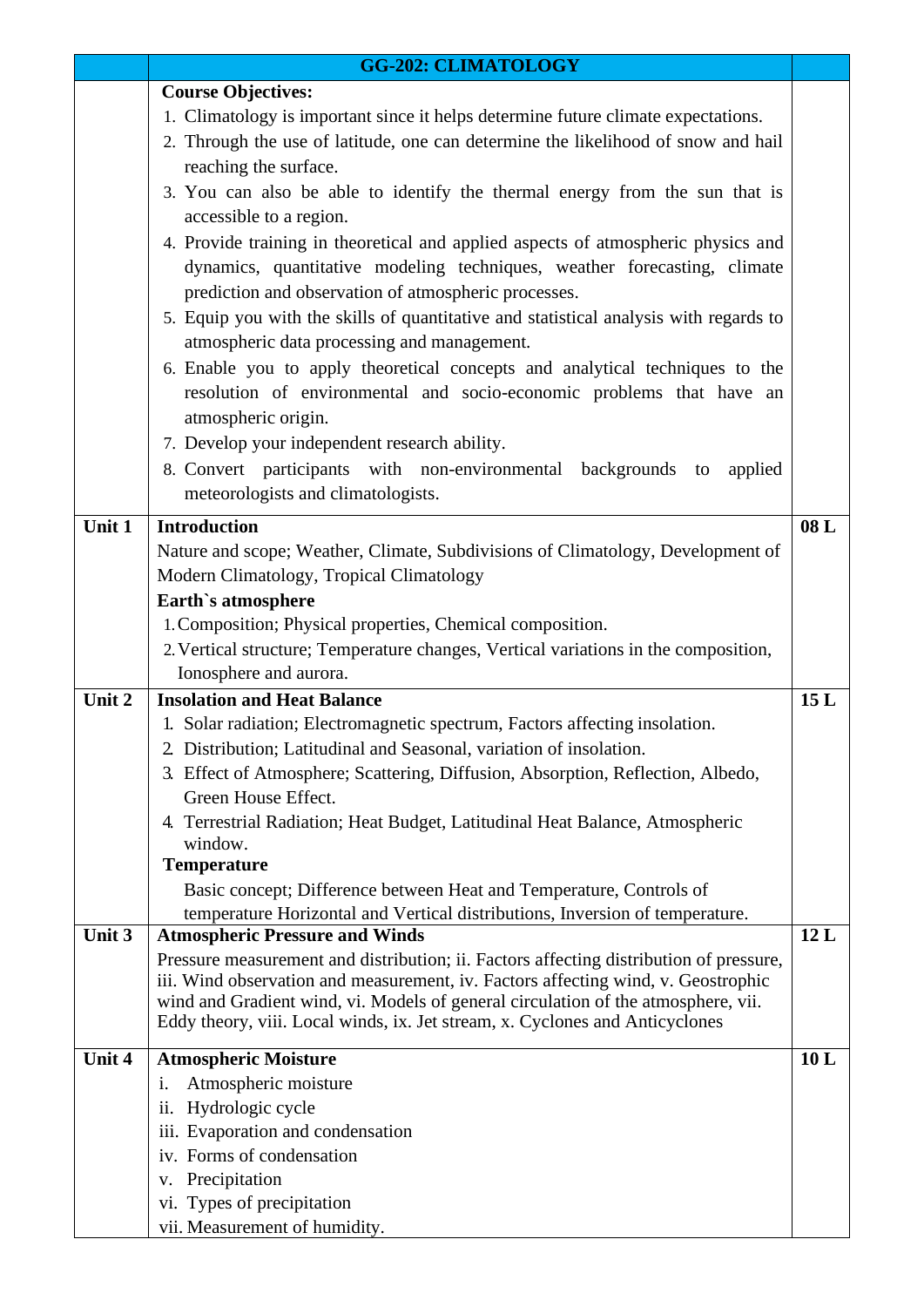| | GG-202: CLIMATOLOGY | |
|---|---|---|
| | **Course Objectives:**<br>1. Climatology is important since it helps determine future climate expectations.<br>2. Through the use of latitude, one can determine the likelihood of snow and hail reaching the surface.<br>3. You can also be able to identify the thermal energy from the sun that is accessible to a region.<br>4. Provide training in theoretical and applied aspects of atmospheric physics and dynamics, quantitative modeling techniques, weather forecasting, climate prediction and observation of atmospheric processes.<br>5. Equip you with the skills of quantitative and statistical analysis with regards to atmospheric data processing and management.<br>6. Enable you to apply theoretical concepts and analytical techniques to the resolution of environmental and socio-economic problems that have an atmospheric origin.<br>7. Develop your independent research ability.<br>8. Convert participants with non-environmental backgrounds to applied meteorologists and climatologists. | |
| **Unit 1** | **Introduction**<br>Nature and scope; Weather, Climate, Subdivisions of Climatology, Development of Modern Climatology, Tropical Climatology<br>**Earth`s atmosphere**<br>1. Composition; Physical properties, Chemical composition.<br>2. Vertical structure; Temperature changes, Vertical variations in the composition, Ionosphere and aurora. | **08 L** |
| **Unit 2** | **Insolation and Heat Balance**<br>1. Solar radiation; Electromagnetic spectrum, Factors affecting insolation.<br>2. Distribution; Latitudinal and Seasonal, variation of insolation.<br>3. Effect of Atmosphere; Scattering, Diffusion, Absorption, Reflection, Albedo, Green House Effect.<br>4. Terrestrial Radiation; Heat Budget, Latitudinal Heat Balance, Atmospheric window.<br>**Temperature**<br>Basic concept; Difference between Heat and Temperature, Controls of temperature Horizontal and Vertical distributions, Inversion of temperature. | **15 L** |
| **Unit 3** | **Atmospheric Pressure and Winds**<br>Pressure measurement and distribution; ii. Factors affecting distribution of pressure, iii. Wind observation and measurement, iv. Factors affecting wind, v. Geostrophic wind and Gradient wind, vi. Models of general circulation of the atmosphere, vii. Eddy theory, viii. Local winds, ix. Jet stream, x. Cyclones and Anticyclones | **12 L** |
| **Unit 4** | **Atmospheric Moisture**<br>i. Atmospheric moisture<br>ii. Hydrologic cycle<br>iii. Evaporation and condensation<br>iv. Forms of condensation<br>v. Precipitation<br>vi. Types of precipitation<br>vii. Measurement of humidity. | **10 L** |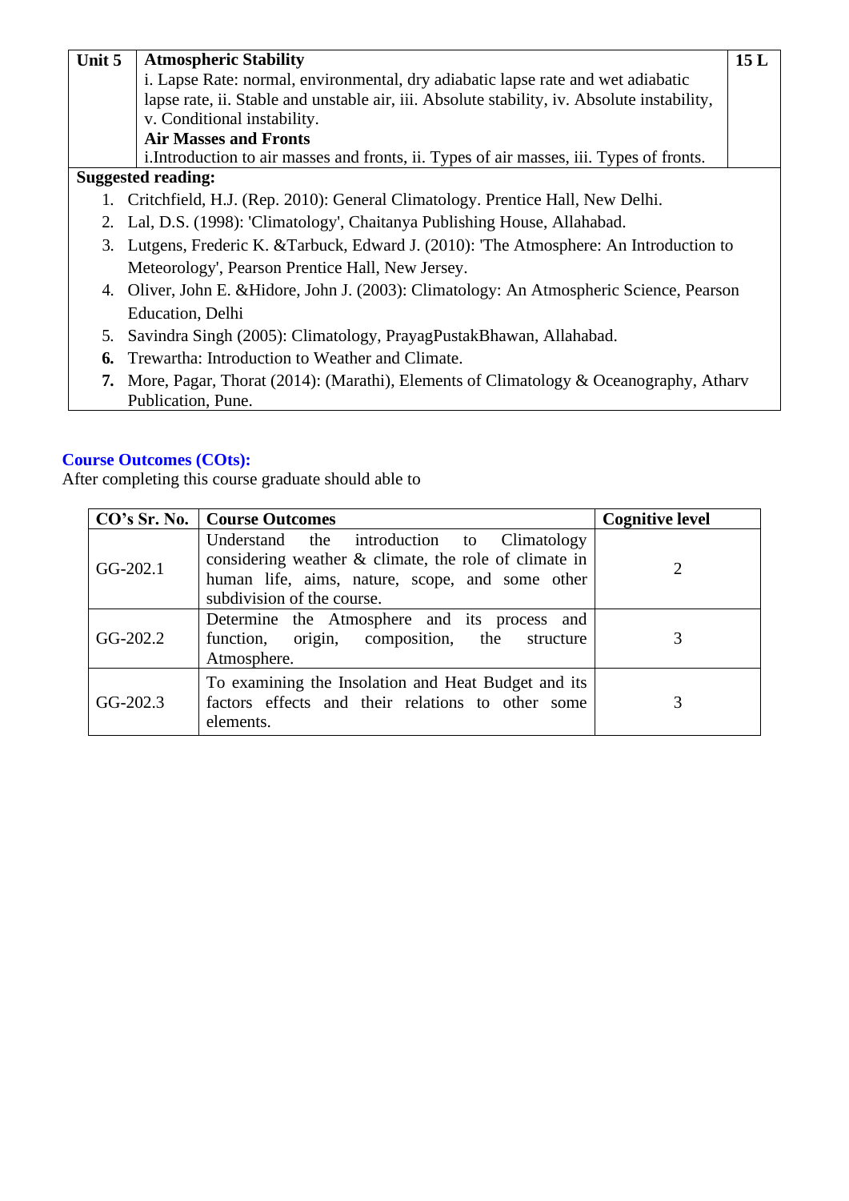| Unit 5 | **Atmospheric Stability**<br>i. Lapse Rate: normal, environmental, dry adiabatic lapse rate and wet adiabatic lapse rate, ii. Stable and unstable air, iii. Absolute stability, iv. Absolute instability, v. Conditional instability.<br>**Air Masses and Fronts**<br>i.Introduction to air masses and fronts, ii. Types of air masses, iii. Types of fronts. | **15 L** |
|---|---|---|

**Suggested reading:**

1. Critchfield, H.J. (Rep. 2010): General Climatology. Prentice Hall, New Delhi.
2. Lal, D.S. (1998): 'Climatology', Chaitanya Publishing House, Allahabad.
3. Lutgens, Frederic K. &Tarbuck, Edward J. (2010): 'The Atmosphere: An Introduction to Meteorology', Pearson Prentice Hall, New Jersey.
4. Oliver, John E. &Hidore, John J. (2003): Climatology: An Atmospheric Science, Pearson Education, Delhi
5. Savindra Singh (2005): Climatology, PrayagPustakBhawan, Allahabad.
6. Trewartha: Introduction to Weather and Climate.
7. More, Pagar, Thorat (2014): (Marathi), Elements of Climatology & Oceanography, Atharv Publication, Pune.

## Course Outcomes (COts):

After completing this course graduate should able to

| CO's Sr. No. | Course Outcomes | Cognitive level |
|---|---|---|
| GG-202.1 | Understand the introduction to Climatology considering weather & climate, the role of climate in human life, aims, nature, scope, and some other subdivision of the course. | 2 |
| GG-202.2 | Determine the Atmosphere and its process and function, origin, composition, the structure Atmosphere. | 3 |
| GG-202.3 | To examining the Insolation and Heat Budget and its factors effects and their relations to other some elements. | 3 |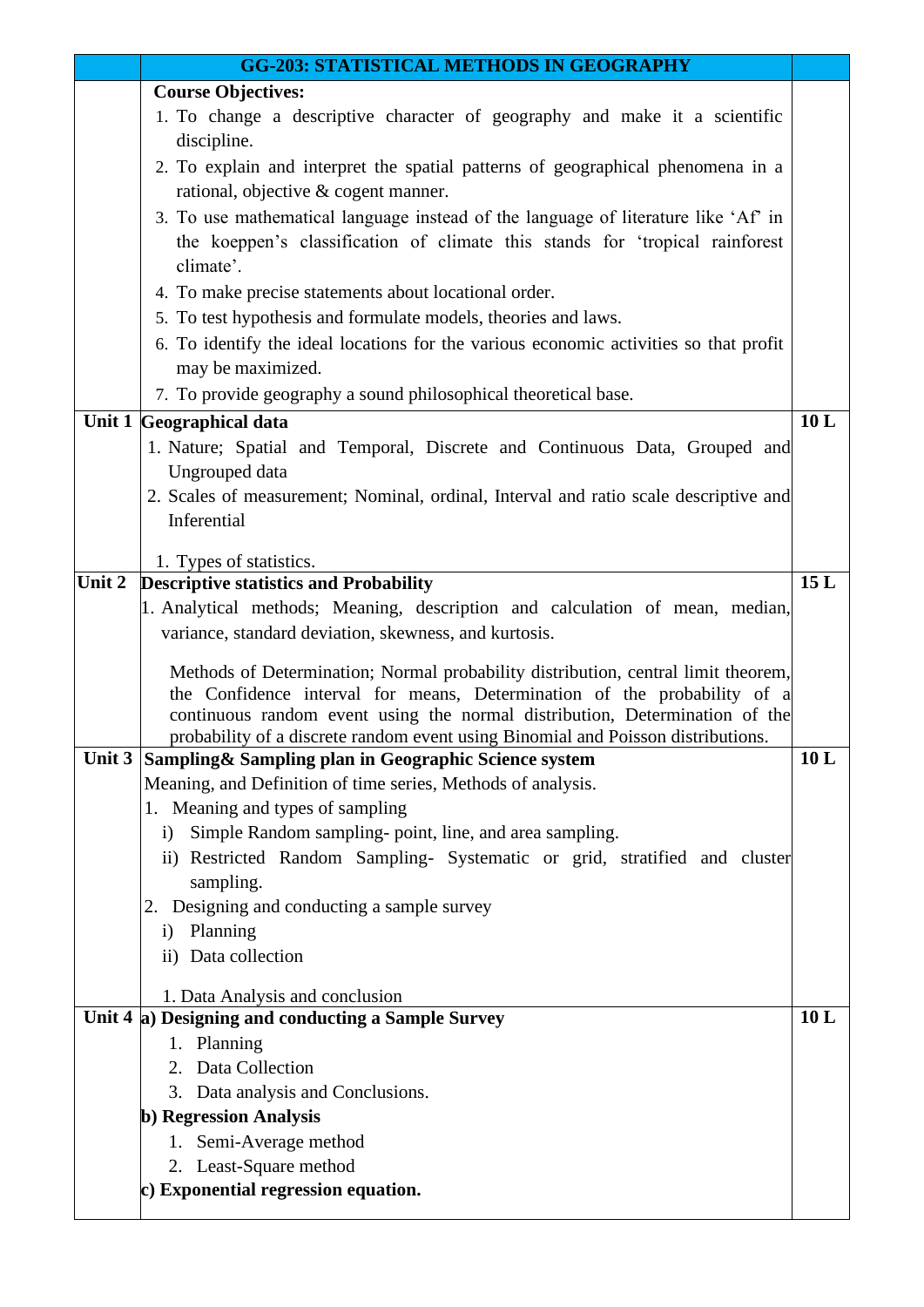| | GG-203: STATISTICAL METHODS IN GEOGRAPHY | |
|---|---|---|
| | **Course Objectives:**<br>1. To change a descriptive character of geography and make it a scientific discipline.<br>2. To explain and interpret the spatial patterns of geographical phenomena in a rational, objective & cogent manner.<br>3. To use mathematical language instead of the language of literature like 'Af' in the koeppen's classification of climate this stands for 'tropical rainforest climate'.<br>4. To make precise statements about locational order.<br>5. To test hypothesis and formulate models, theories and laws.<br>6. To identify the ideal locations for the various economic activities so that profit may be maximized.<br>7. To provide geography a sound philosophical theoretical base. | |
| Unit 1 | **Geographical data**<br>1. Nature; Spatial and Temporal, Discrete and Continuous Data, Grouped and Ungrouped data<br>2. Scales of measurement; Nominal, ordinal, Interval and ratio scale descriptive and Inferential<br>1. Types of statistics. | 10 L |
| Unit 2 | **Descriptive statistics and Probability**<br>1. Analytical methods; Meaning, description and calculation of mean, median, variance, standard deviation, skewness, and kurtosis.<br>Methods of Determination; Normal probability distribution, central limit theorem, the Confidence interval for means, Determination of the probability of a continuous random event using the normal distribution, Determination of the probability of a discrete random event using Binomial and Poisson distributions. | 15 L |
| Unit 3 | **Sampling& Sampling plan in Geographic Science system**<br>Meaning, and Definition of time series, Methods of analysis.<br>1. Meaning and types of sampling<br>i) Simple Random sampling- point, line, and area sampling.<br>ii) Restricted Random Sampling- Systematic or grid, stratified and cluster sampling.<br>2. Designing and conducting a sample survey<br>i) Planning<br>ii) Data collection<br>1. Data Analysis and conclusion | 10 L |
| Unit 4 | **a) Designing and conducting a Sample Survey**<br>1. Planning<br>2. Data Collection<br>3. Data analysis and Conclusions.<br>**b) Regression Analysis**<br>1. Semi-Average method<br>2. Least-Square method<br>**c) Exponential regression equation.** | 10 L |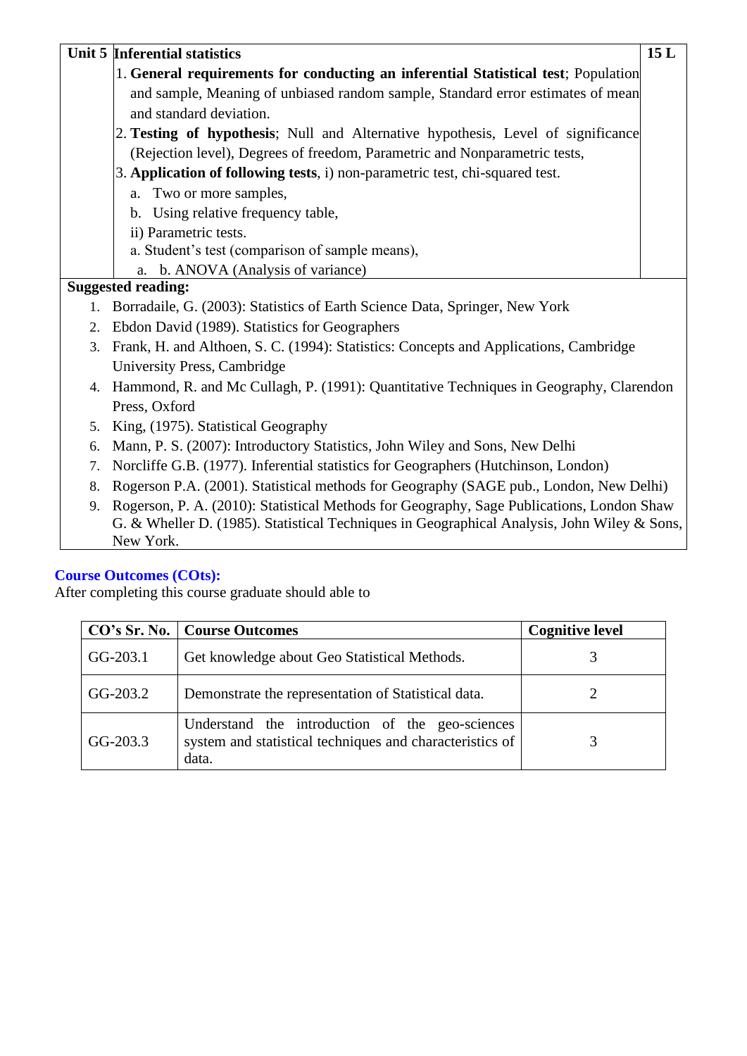| Unit 5 | Inferential statistics | 15 L |
|---|---|---|
| | 1. **General requirements for conducting an inferential Statistical test**; Population and sample, Meaning of unbiased random sample, Standard error estimates of mean and standard deviation.<br>2. **Testing of hypothesis**; Null and Alternative hypothesis, Level of significance (Rejection level), Degrees of freedom, Parametric and Nonparametric tests,<br>3. **Application of following tests**, i) non-parametric test, chi-squared test.<br>a. Two or more samples,<br>b. Using relative frequency table,<br>ii) Parametric tests.<br>a. Student's test (comparison of sample means),<br>a. b. ANOVA (Analysis of variance) | |

**Suggested reading:**

1. Borradaile, G. (2003): Statistics of Earth Science Data, Springer, New York
2. Ebdon David (1989). Statistics for Geographers
3. Frank, H. and Althoen, S. C. (1994): Statistics: Concepts and Applications, Cambridge University Press, Cambridge
4. Hammond, R. and Mc Cullagh, P. (1991): Quantitative Techniques in Geography, Clarendon Press, Oxford
5. King, (1975). Statistical Geography
6. Mann, P. S. (2007): Introductory Statistics, John Wiley and Sons, New Delhi
7. Norcliffe G.B. (1977). Inferential statistics for Geographers (Hutchinson, London)
8. Rogerson P.A. (2001). Statistical methods for Geography (SAGE pub., London, New Delhi)
9. Rogerson, P. A. (2010): Statistical Methods for Geography, Sage Publications, London Shaw G. & Wheller D. (1985). Statistical Techniques in Geographical Analysis, John Wiley & Sons, New York.

## Course Outcomes (COts):

After completing this course graduate should able to

| CO's Sr. No. | Course Outcomes | Cognitive level |
|---|---|---|
| GG-203.1 | Get knowledge about Geo Statistical Methods. | 3 |
| GG-203.2 | Demonstrate the representation of Statistical data. | 2 |
| GG-203.3 | Understand the introduction of the geo-sciences system and statistical techniques and characteristics of data. | 3 |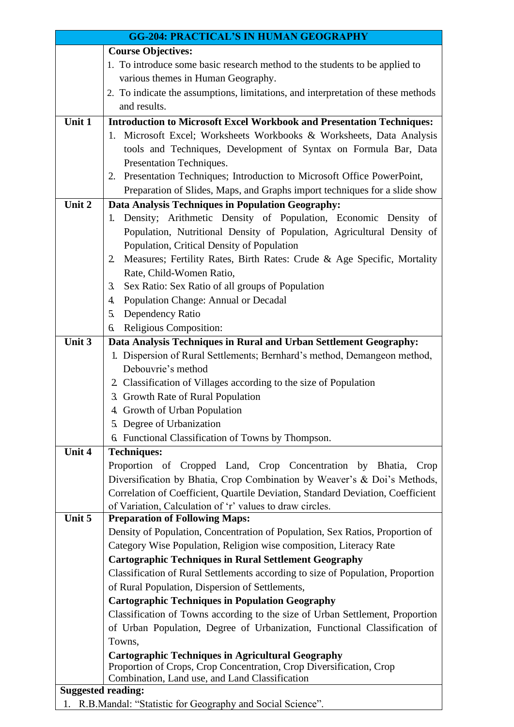| GG-204: PRACTICAL'S IN HUMAN GEOGRAPHY | |
|---|---|
| | **Course Objectives:**<br>1. To introduce some basic research method to the students to be applied to various themes in Human Geography.<br>2. To indicate the assumptions, limitations, and interpretation of these methods and results. |
| **Unit 1** | **Introduction to Microsoft Excel Workbook and Presentation Techniques:**<br>1. Microsoft Excel; Worksheets Workbooks & Worksheets, Data Analysis tools and Techniques, Development of Syntax on Formula Bar, Data Presentation Techniques.<br>2. Presentation Techniques; Introduction to Microsoft Office PowerPoint, Preparation of Slides, Maps, and Graphs import techniques for a slide show |
| **Unit 2** | **Data Analysis Techniques in Population Geography:**<br>1. Density; Arithmetic Density of Population, Economic Density of Population, Nutritional Density of Population, Agricultural Density of Population, Critical Density of Population<br>2. Measures; Fertility Rates, Birth Rates: Crude & Age Specific, Mortality Rate, Child-Women Ratio,<br>3. Sex Ratio: Sex Ratio of all groups of Population<br>4. Population Change: Annual or Decadal<br>5. Dependency Ratio<br>6. Religious Composition: |
| **Unit 3** | **Data Analysis Techniques in Rural and Urban Settlement Geography:**<br>1. Dispersion of Rural Settlements; Bernhard's method, Demangeon method, Debouvrie's method<br>2. Classification of Villages according to the size of Population<br>3. Growth Rate of Rural Population<br>4. Growth of Urban Population<br>5. Degree of Urbanization<br>6. Functional Classification of Towns by Thompson. |
| **Unit 4** | **Techniques:**<br>Proportion of Cropped Land, Crop Concentration by Bhatia, Crop Diversification by Bhatia, Crop Combination by Weaver's & Doi's Methods, Correlation of Coefficient, Quartile Deviation, Standard Deviation, Coefficient of Variation, Calculation of 'r' values to draw circles. |
| **Unit 5** | **Preparation of Following Maps:**<br>Density of Population, Concentration of Population, Sex Ratios, Proportion of Category Wise Population, Religion wise composition, Literacy Rate<br>**Cartographic Techniques in Rural Settlement Geography**<br>Classification of Rural Settlements according to size of Population, Proportion of Rural Population, Dispersion of Settlements,<br>**Cartographic Techniques in Population Geography**<br>Classification of Towns according to the size of Urban Settlement, Proportion of Urban Population, Degree of Urbanization, Functional Classification of Towns,<br>**Cartographic Techniques in Agricultural Geography**<br>Proportion of Crops, Crop Concentration, Crop Diversification, Crop Combination, Land use, and Land Classification |
| **Suggested reading:**<br>1. R.B.Mandal: "Statistic for Geography and Social Science". | |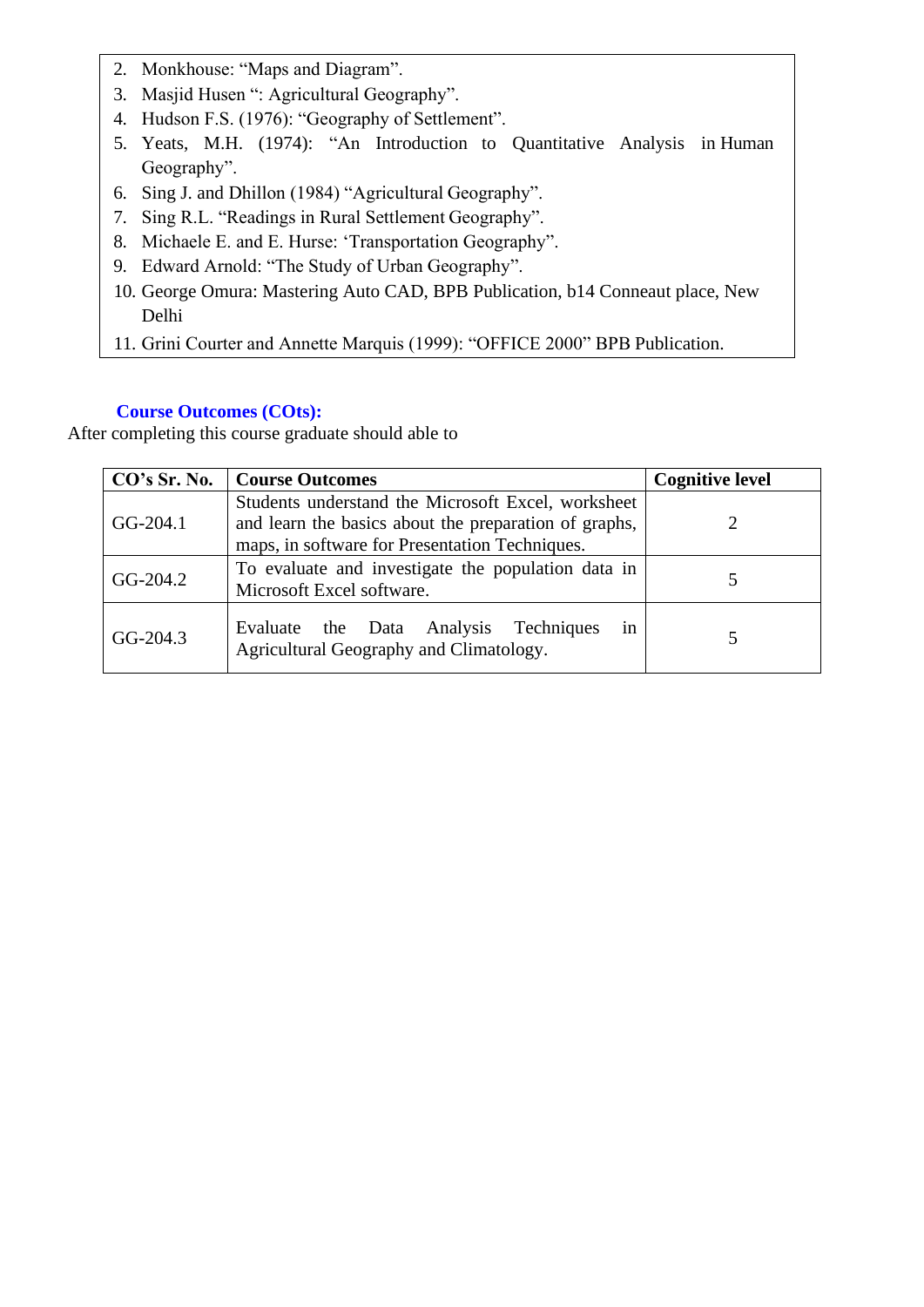2. Monkhouse: “Maps and Diagram”.
3. Masjid Husen “: Agricultural Geography”.
4. Hudson F.S. (1976): “Geography of Settlement”.
5. Yeats, M.H. (1974): “An Introduction to Quantitative Analysis in Human Geography”.
6. Sing J. and Dhillon (1984) “Agricultural Geography”.
7. Sing R.L. “Readings in Rural Settlement Geography”.
8. Michaele E. and E. Hurse: ‘Transportation Geography”.
9. Edward Arnold: “The Study of Urban Geography”.
10. George Omura: Mastering Auto CAD, BPB Publication, b14 Conneaut place, New Delhi
11. Grini Courter and Annette Marquis (1999): “OFFICE 2000” BPB Publication.

**Course Outcomes (COts):**

After completing this course graduate should able to

| CO’s Sr. No. | Course Outcomes | Cognitive level |
|---|---|---|
| GG-204.1 | Students understand the Microsoft Excel, worksheet and learn the basics about the preparation of graphs, maps, in software for Presentation Techniques. | 2 |
| GG-204.2 | To evaluate and investigate the population data in Microsoft Excel software. | 5 |
| GG-204.3 | Evaluate the Data Analysis Techniques in Agricultural Geography and Climatology. | 5 |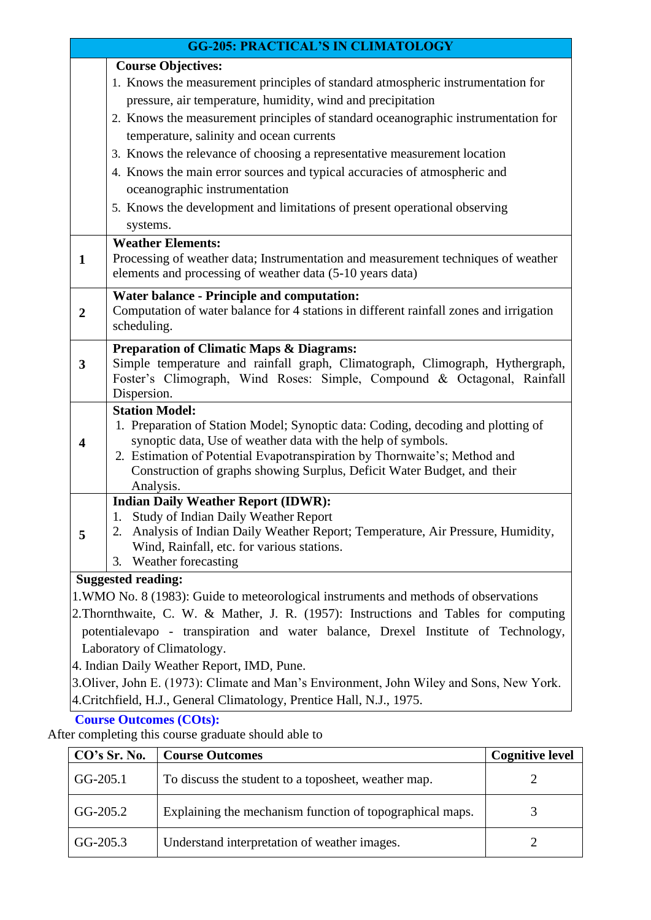## GG-205: PRACTICAL'S IN CLIMATOLOGY

**Course Objectives:**

1. Knows the measurement principles of standard atmospheric instrumentation for pressure, air temperature, humidity, wind and precipitation
2. Knows the measurement principles of standard oceanographic instrumentation for temperature, salinity and ocean currents
3. Knows the relevance of choosing a representative measurement location
4. Knows the main error sources and typical accuracies of atmospheric and oceanographic instrumentation
5. Knows the development and limitations of present operational observing systems.

| | |
|---|---|
| **1** | **Weather Elements:** Processing of weather data; Instrumentation and measurement techniques of weather elements and processing of weather data (5-10 years data) |
| **2** | **Water balance - Principle and computation:** Computation of water balance for 4 stations in different rainfall zones and irrigation scheduling. |
| **3** | **Preparation of Climatic Maps & Diagrams:** Simple temperature and rainfall graph, Climatograph, Climograph, Hythergraph, Foster's Climograph, Wind Roses: Simple, Compound & Octagonal, Rainfall Dispersion. |
| **4** | **Station Model:** 1. Preparation of Station Model; Synoptic data: Coding, decoding and plotting of synoptic data, Use of weather data with the help of symbols. 2. Estimation of Potential Evapotranspiration by Thornwaite's; Method and Construction of graphs showing Surplus, Deficit Water Budget, and their Analysis. |
| **5** | **Indian Daily Weather Report (IDWR):** 1. Study of Indian Daily Weather Report 2. Analysis of Indian Daily Weather Report; Temperature, Air Pressure, Humidity, Wind, Rainfall, etc. for various stations. 3. Weather forecasting |

**Suggested reading:**

1.WMO No. 8 (1983): Guide to meteorological instruments and methods of observations

2.Thornthwaite, C. W. & Mather, J. R. (1957): Instructions and Tables for computing potentialevapo - transpiration and water balance, Drexel Institute of Technology, Laboratory of Climatology.

4. Indian Daily Weather Report, IMD, Pune.

3.Oliver, John E. (1973): Climate and Man's Environment, John Wiley and Sons, New York.

4.Critchfield, H.J., General Climatology, Prentice Hall, N.J., 1975.

**Course Outcomes (COts):**

After completing this course graduate should able to

| CO's Sr. No. | Course Outcomes | Cognitive level |
|---|---|---|
| GG-205.1 | To discuss the student to a toposheet, weather map. | 2 |
| GG-205.2 | Explaining the mechanism function of topographical maps. | 3 |
| GG-205.3 | Understand interpretation of weather images. | 2 |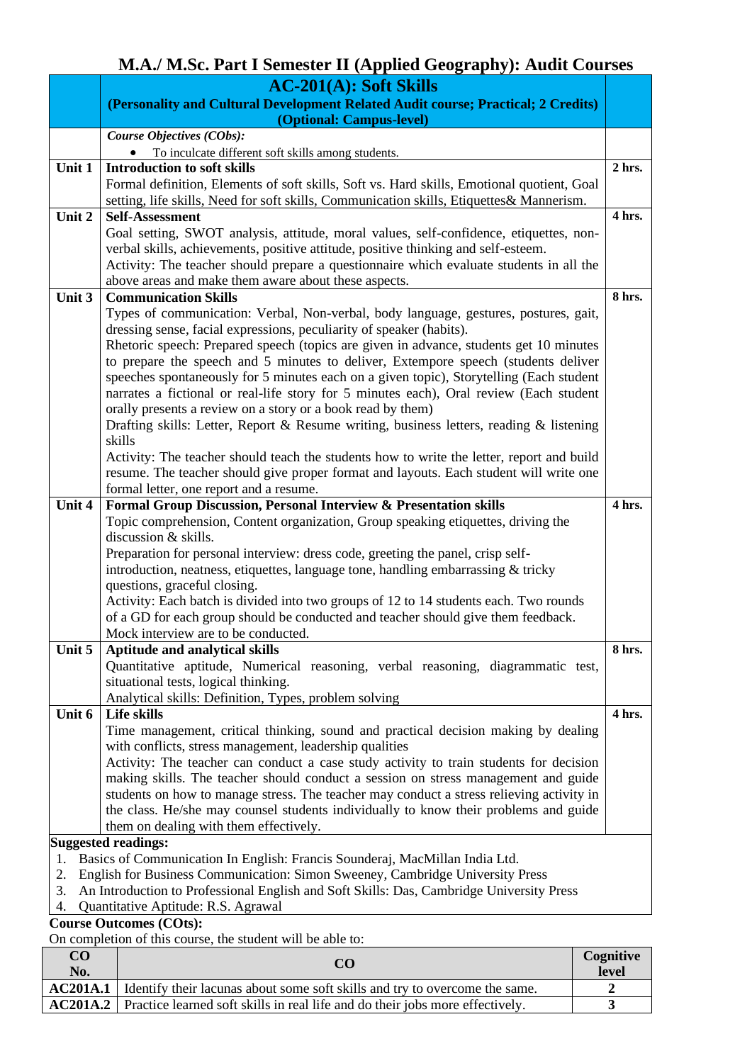# M.A./ M.Sc. Part I Semester II (Applied Geography): Audit Courses

| | **AC-201(A): Soft Skills** **(Personality and Cultural Development Related Audit course; Practical; 2 Credits)** **(Optional: Campus-level)** | |
|---|---|---|
| | ***Course Objectives (CObs):*** • To inculcate different soft skills among students. | |
| **Unit 1** | **Introduction to soft skills** Formal definition, Elements of soft skills, Soft vs. Hard skills, Emotional quotient, Goal setting, life skills, Need for soft skills, Communication skills, Etiquettes& Mannerism. | **2 hrs.** |
| **Unit 2** | **Self-Assessment** Goal setting, SWOT analysis, attitude, moral values, self-confidence, etiquettes, non-verbal skills, achievements, positive attitude, positive thinking and self-esteem. Activity: The teacher should prepare a questionnaire which evaluate students in all the above areas and make them aware about these aspects. | **4 hrs.** |
| **Unit 3** | **Communication Skills** Types of communication: Verbal, Non-verbal, body language, gestures, postures, gait, dressing sense, facial expressions, peculiarity of speaker (habits). Rhetoric speech: Prepared speech (topics are given in advance, students get 10 minutes to prepare the speech and 5 minutes to deliver, Extempore speech (students deliver speeches spontaneously for 5 minutes each on a given topic), Storytelling (Each student narrates a fictional or real-life story for 5 minutes each), Oral review (Each student orally presents a review on a story or a book read by them) Drafting skills: Letter, Report & Resume writing, business letters, reading & listening skills Activity: The teacher should teach the students how to write the letter, report and build resume. The teacher should give proper format and layouts. Each student will write one formal letter, one report and a resume. | **8 hrs.** |
| **Unit 4** | **Formal Group Discussion, Personal Interview & Presentation skills** Topic comprehension, Content organization, Group speaking etiquettes, driving the discussion & skills. Preparation for personal interview: dress code, greeting the panel, crisp self-introduction, neatness, etiquettes, language tone, handling embarrassing & tricky questions, graceful closing. Activity: Each batch is divided into two groups of 12 to 14 students each. Two rounds of a GD for each group should be conducted and teacher should give them feedback. Mock interview are to be conducted. | **4 hrs.** |
| **Unit 5** | **Aptitude and analytical skills** Quantitative aptitude, Numerical reasoning, verbal reasoning, diagrammatic test, situational tests, logical thinking. Analytical skills: Definition, Types, problem solving | **8 hrs.** |
| **Unit 6** | **Life skills** Time management, critical thinking, sound and practical decision making by dealing with conflicts, stress management, leadership qualities Activity: The teacher can conduct a case study activity to train students for decision making skills. The teacher should conduct a session on stress management and guide students on how to manage stress. The teacher may conduct a stress relieving activity in the class. He/she may counsel students individually to know their problems and guide them on dealing with them effectively. | **4 hrs.** |

**Suggested readings:**

1. Basics of Communication In English: Francis Sounderaj, MacMillan India Ltd.
2. English for Business Communication: Simon Sweeney, Cambridge University Press
3. An Introduction to Professional English and Soft Skills: Das, Cambridge University Press
4. Quantitative Aptitude: R.S. Agrawal

**Course Outcomes (COts):**

On completion of this course, the student will be able to:

| CO No. | CO | Cognitive level |
|---|---|---|
| **AC201A.1** | Identify their lacunas about some soft skills and try to overcome the same. | **2** |
| **AC201A.2** | Practice learned soft skills in real life and do their jobs more effectively. | **3** |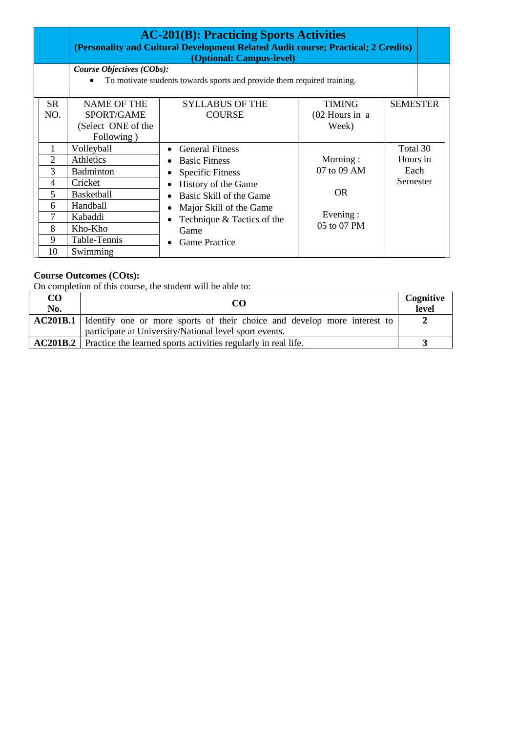## AC-201(B): Practicing Sports Activities

**(Personality and Cultural Development Related Audit course; Practical; 2 Credits) (Optional: Campus-level)**

***Course Objectives (CObs):***

- To motivate students towards sports and provide them required training.

| SR NO. | NAME OF THE SPORT/GAME (Select ONE of the Following ) | SYLLABUS OF THE COURSE | TIMING (02 Hours in a Week) | SEMESTER |
|---|---|---|---|---|
| 1 | Volleyball | • General Fitness<br>• Basic Fitness<br>• Specific Fitness<br>• History of the Game<br>• Basic Skill of the Game<br>• Major Skill of the Game<br>• Technique & Tactics of the Game<br>• Game Practice | Morning : 07 to 09 AM<br><br>OR<br><br>Evening : 05 to 07 PM | Total 30 Hours in Each Semester |
| 2 | Athletics | | | |
| 3 | Badminton | | | |
| 4 | Cricket | | | |
| 5 | Basketball | | | |
| 6 | Handball | | | |
| 7 | Kabaddi | | | |
| 8 | Kho-Kho | | | |
| 9 | Table-Tennis | | | |
| 10 | Swimming | | | |

**Course Outcomes (COts):**

On completion of this course, the student will be able to:

| CO No. | CO | Cognitive level |
|---|---|---|
| **AC201B.1** | Identify one or more sports of their choice and develop more interest to participate at University/National level sport events. | **2** |
| **AC201B.2** | Practice the learned sports activities regularly in real life. | **3** |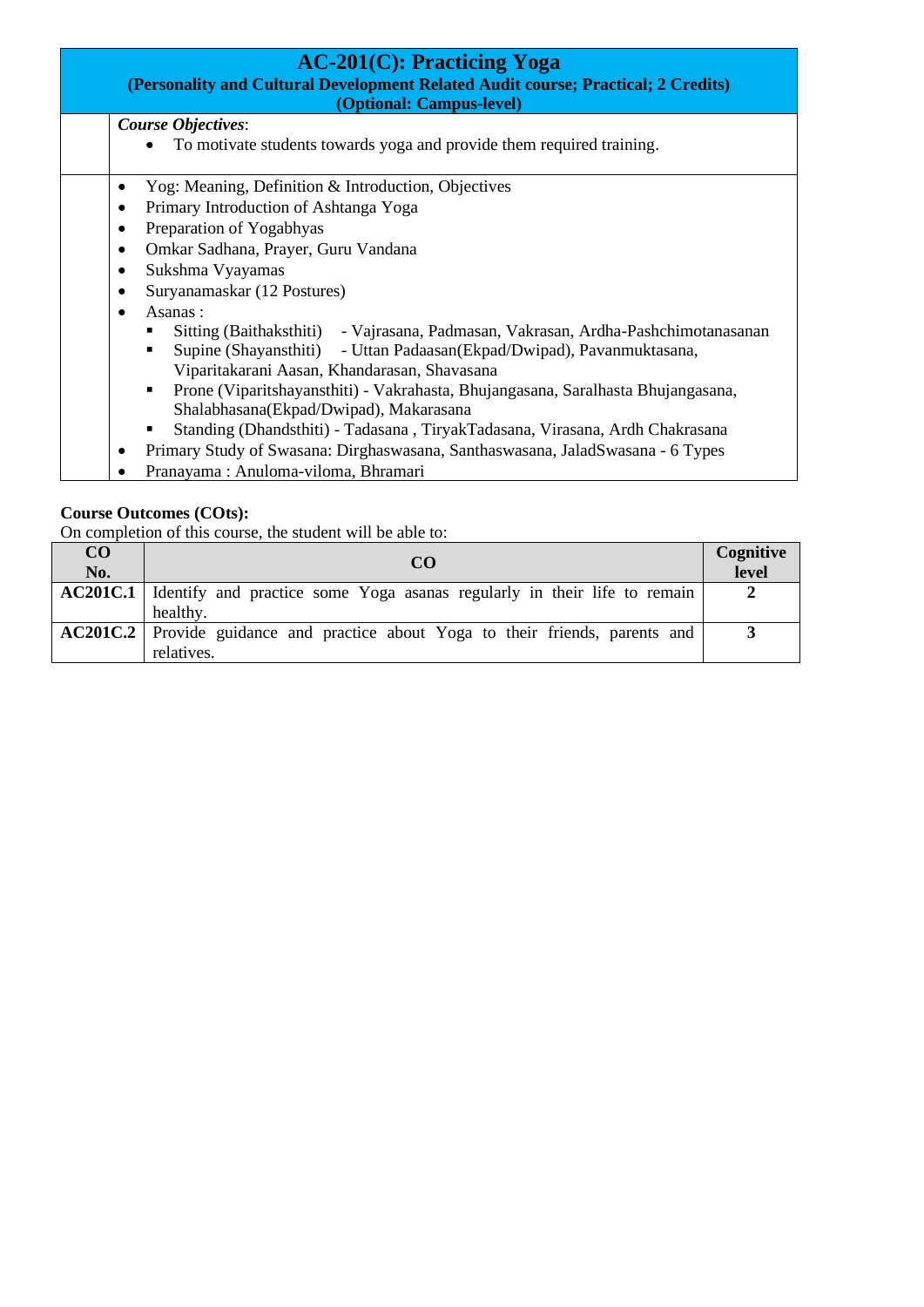## AC-201(C): Practicing Yoga

**(Personality and Cultural Development Related Audit course; Practical; 2 Credits)**
**(Optional: Campus-level)**

***Course Objectives***:

- To motivate students towards yoga and provide them required training.

- Yog: Meaning, Definition & Introduction, Objectives
- Primary Introduction of Ashtanga Yoga
- Preparation of Yogabhyas
- Omkar Sadhana, Prayer, Guru Vandana
- Sukshma Vyayamas
- Suryanamaskar (12 Postures)
- Asanas :
  - Sitting (Baithaksthiti) - Vajrasana, Padmasan, Vakrasan, Ardha-Pashchimotanasanan
  - Supine (Shayansthiti) - Uttan Padaasan(Ekpad/Dwipad), Pavanmuktasana, Viparitakarani Aasan, Khandarasan, Shavasana
  - Prone (Viparitshayansthiti) - Vakrahasta, Bhujangasana, Saralhasta Bhujangasana, Shalabhasana(Ekpad/Dwipad), Makarasana
  - Standing (Dhandsthiti) - Tadasana , TiryakTadasana, Virasana, Ardh Chakrasana
- Primary Study of Swasana: Dirghaswasana, Santhaswasana, JaladSwasana - 6 Types
- Pranayama : Anuloma-viloma, Bhramari

**Course Outcomes (COts):**

On completion of this course, the student will be able to:

| CO No. | CO | Cognitive level |
|---|---|---|
| **AC201C.1** | Identify and practice some Yoga asanas regularly in their life to remain healthy. | **2** |
| **AC201C.2** | Provide guidance and practice about Yoga to their friends, parents and relatives. | **3** |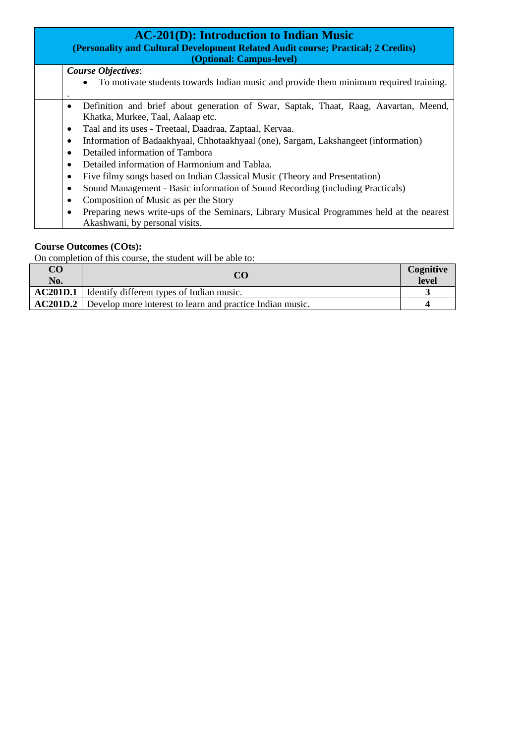# AC-201(D): Introduction to Indian Music

**(Personality and Cultural Development Related Audit course; Practical; 2 Credits)**
**(Optional: Campus-level)**

*Course Objectives*:

- To motivate students towards Indian music and provide them minimum required training.

.

- Definition and brief about generation of Swar, Saptak, Thaat, Raag, Aavartan, Meend, Khatka, Murkee, Taal, Aalaap etc.
- Taal and its uses - Treetaal, Daadraa, Zaptaal, Kervaa.
- Information of Badaakhyaal, Chhotaakhyaal (one), Sargam, Lakshangeet (information)
- Detailed information of Tambora
- Detailed information of Harmonium and Tablaa.
- Five filmy songs based on Indian Classical Music (Theory and Presentation)
- Sound Management - Basic information of Sound Recording (including Practicals)
- Composition of Music as per the Story
- Preparing news write-ups of the Seminars, Library Musical Programmes held at the nearest Akashwani, by personal visits.

**Course Outcomes (COts):**

On completion of this course, the student will be able to:

| CO No. | CO | Cognitive level |
|---|---|---|
| **AC201D.1** | Identify different types of Indian music. | **3** |
| **AC201D.2** | Develop more interest to learn and practice Indian music. | **4** |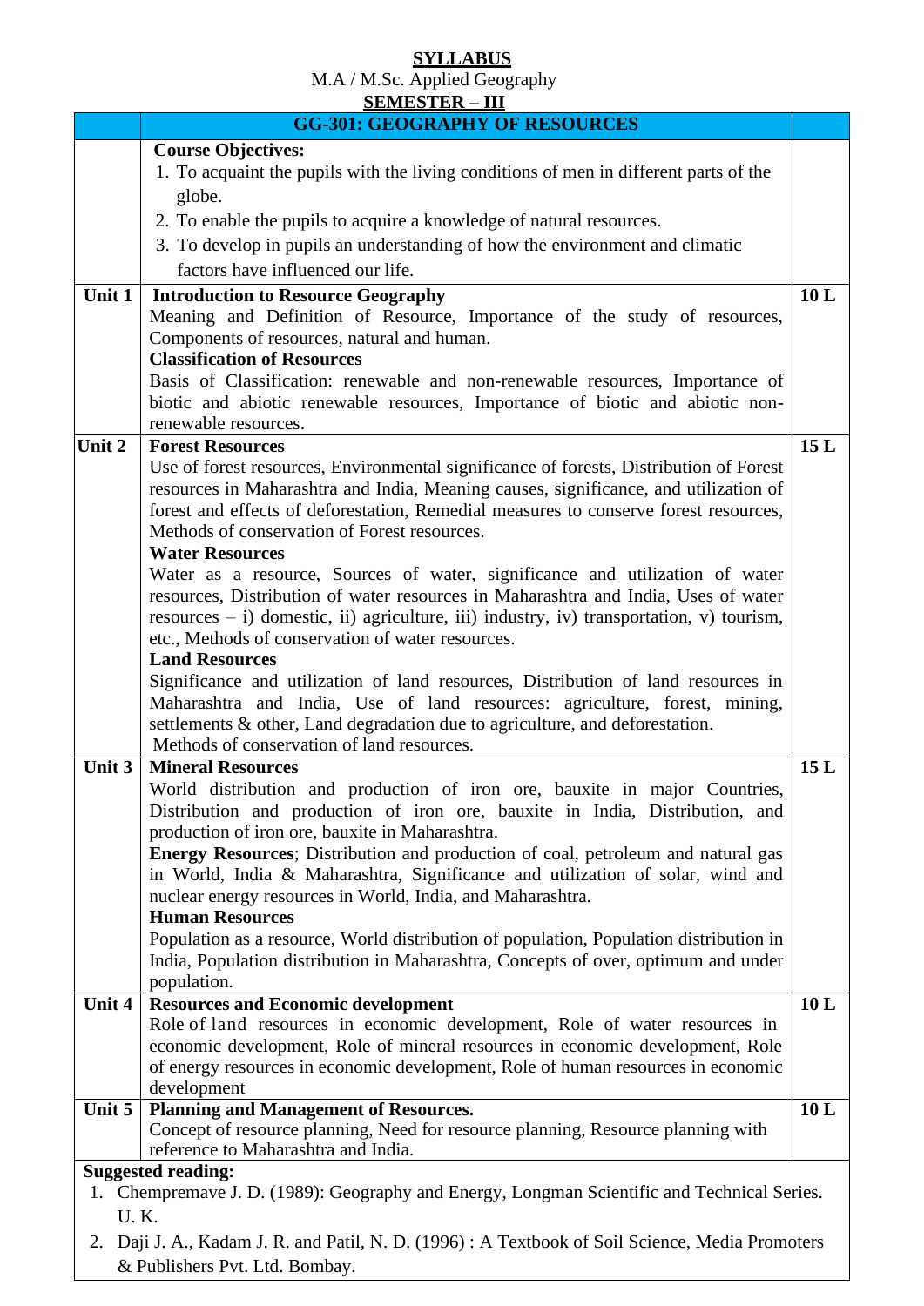**SYLLABUS**

M.A / M.Sc. Applied Geography

**SEMESTER – III**

| | **GG-301: GEOGRAPHY OF RESOURCES** | |
|---|---|---|
| | **Course Objectives:**<br>1. To acquaint the pupils with the living conditions of men in different parts of the globe.<br>2. To enable the pupils to acquire a knowledge of natural resources.<br>3. To develop in pupils an understanding of how the environment and climatic factors have influenced our life. | |
| **Unit 1** | **Introduction to Resource Geography**<br>Meaning and Definition of Resource, Importance of the study of resources, Components of resources, natural and human.<br>**Classification of Resources**<br>Basis of Classification: renewable and non-renewable resources, Importance of biotic and abiotic renewable resources, Importance of biotic and abiotic non-renewable resources. | **10 L** |
| **Unit 2** | **Forest Resources**<br>Use of forest resources, Environmental significance of forests, Distribution of Forest resources in Maharashtra and India, Meaning causes, significance, and utilization of forest and effects of deforestation, Remedial measures to conserve forest resources, Methods of conservation of Forest resources.<br>**Water Resources**<br>Water as a resource, Sources of water, significance and utilization of water resources, Distribution of water resources in Maharashtra and India, Uses of water resources – i) domestic, ii) agriculture, iii) industry, iv) transportation, v) tourism, etc., Methods of conservation of water resources.<br>**Land Resources**<br>Significance and utilization of land resources, Distribution of land resources in Maharashtra and India, Use of land resources: agriculture, forest, mining, settlements & other, Land degradation due to agriculture, and deforestation.<br>Methods of conservation of land resources. | **15 L** |
| **Unit 3** | **Mineral Resources**<br>World distribution and production of iron ore, bauxite in major Countries, Distribution and production of iron ore, bauxite in India, Distribution, and production of iron ore, bauxite in Maharashtra.<br>**Energy Resources**; Distribution and production of coal, petroleum and natural gas in World, India & Maharashtra, Significance and utilization of solar, wind and nuclear energy resources in World, India, and Maharashtra.<br>**Human Resources**<br>Population as a resource, World distribution of population, Population distribution in India, Population distribution in Maharashtra, Concepts of over, optimum and under population. | **15 L** |
| **Unit 4** | **Resources and Economic development**<br>Role of land resources in economic development, Role of water resources in economic development, Role of mineral resources in economic development, Role of energy resources in economic development, Role of human resources in economic development | **10 L** |
| **Unit 5** | **Planning and Management of Resources.**<br>Concept of resource planning, Need for resource planning, Resource planning with reference to Maharashtra and India. | **10 L** |

**Suggested reading:**

1. Chempremave J. D. (1989): Geography and Energy, Longman Scientific and Technical Series. U. K.
2. Daji J. A., Kadam J. R. and Patil, N. D. (1996) : A Textbook of Soil Science, Media Promoters & Publishers Pvt. Ltd. Bombay.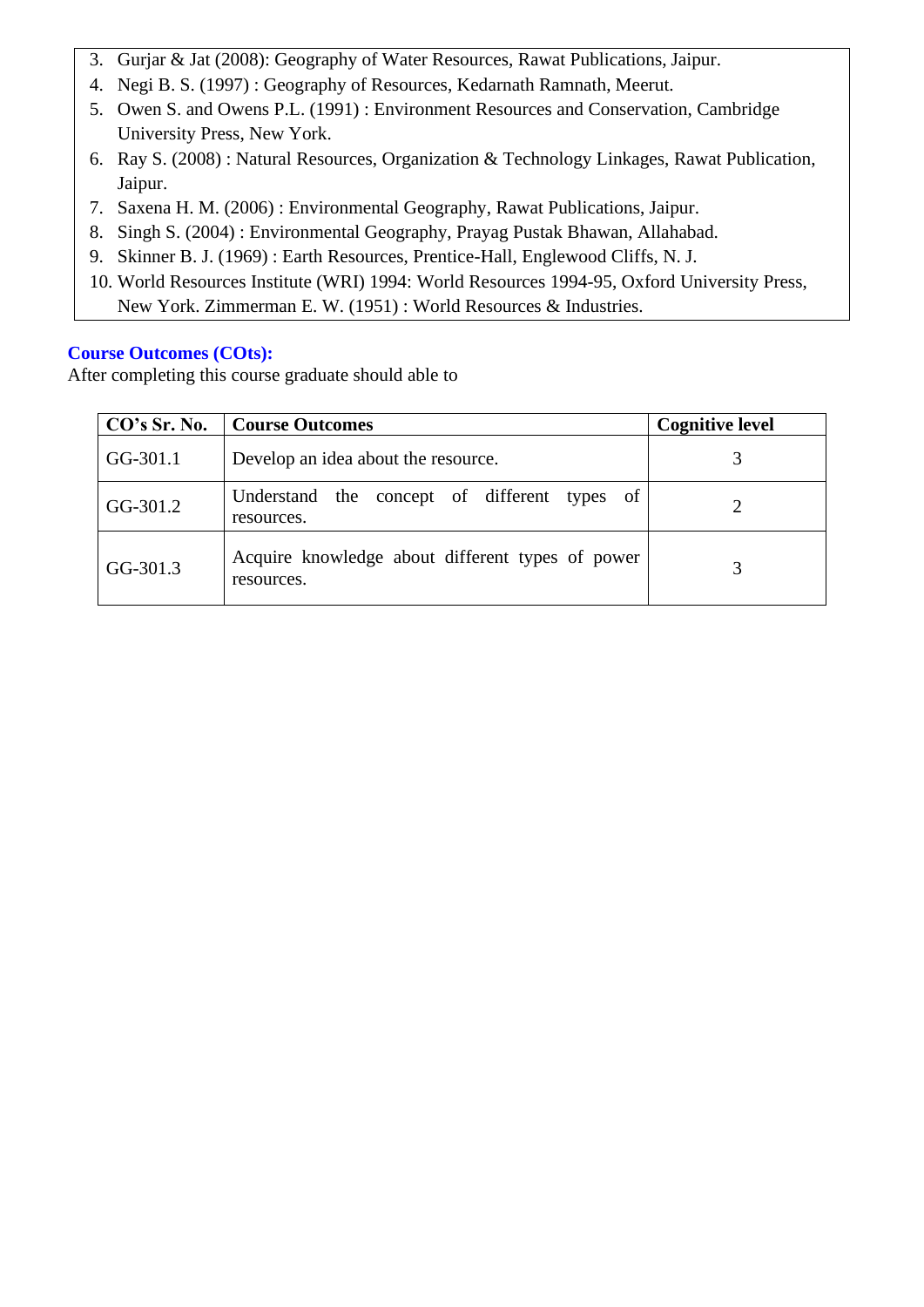3. Gurjar & Jat (2008): Geography of Water Resources, Rawat Publications, Jaipur.
4. Negi B. S. (1997) : Geography of Resources, Kedarnath Ramnath, Meerut.
5. Owen S. and Owens P.L. (1991) : Environment Resources and Conservation, Cambridge University Press, New York.
6. Ray S. (2008) : Natural Resources, Organization & Technology Linkages, Rawat Publication, Jaipur.
7. Saxena H. M. (2006) : Environmental Geography, Rawat Publications, Jaipur.
8. Singh S. (2004) : Environmental Geography, Prayag Pustak Bhawan, Allahabad.
9. Skinner B. J. (1969) : Earth Resources, Prentice-Hall, Englewood Cliffs, N. J.
10. World Resources Institute (WRI) 1994: World Resources 1994-95, Oxford University Press, New York. Zimmerman E. W. (1951) : World Resources & Industries.

**Course Outcomes (COts):**

After completing this course graduate should able to

| CO's Sr. No. | Course Outcomes | Cognitive level |
|---|---|---|
| GG-301.1 | Develop an idea about the resource. | 3 |
| GG-301.2 | Understand the concept of different types of resources. | 2 |
| GG-301.3 | Acquire knowledge about different types of power resources. | 3 |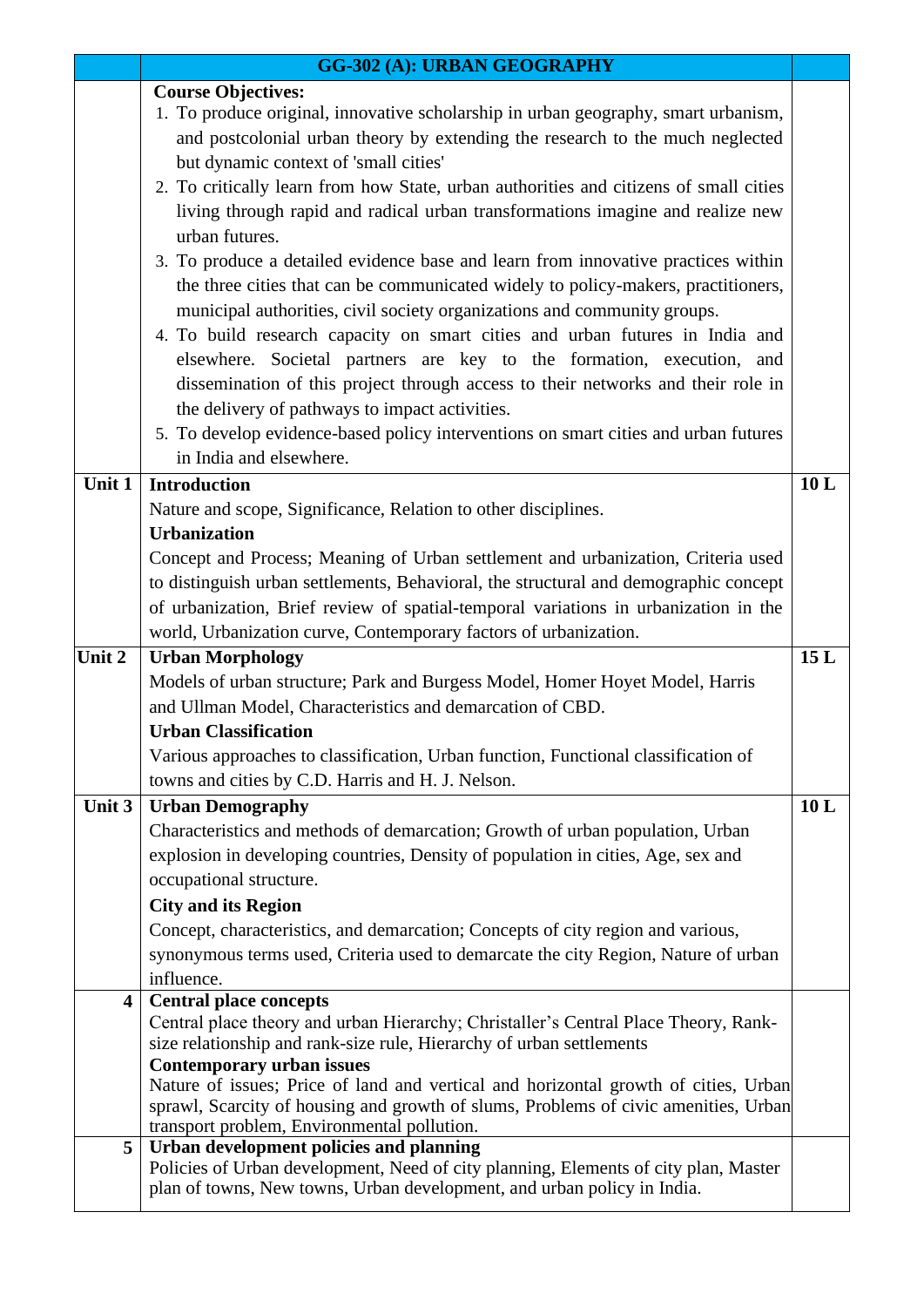| | GG-302 (A): URBAN GEOGRAPHY | |
|---|---|---|
| | **Course Objectives:**<br>1. To produce original, innovative scholarship in urban geography, smart urbanism, and postcolonial urban theory by extending the research to the much neglected but dynamic context of 'small cities'<br>2. To critically learn from how State, urban authorities and citizens of small cities living through rapid and radical urban transformations imagine and realize new urban futures.<br>3. To produce a detailed evidence base and learn from innovative practices within the three cities that can be communicated widely to policy-makers, practitioners, municipal authorities, civil society organizations and community groups.<br>4. To build research capacity on smart cities and urban futures in India and elsewhere. Societal partners are key to the formation, execution, and dissemination of this project through access to their networks and their role in the delivery of pathways to impact activities.<br>5. To develop evidence-based policy interventions on smart cities and urban futures in India and elsewhere. | |
| **Unit 1** | **Introduction**<br>Nature and scope, Significance, Relation to other disciplines.<br>**Urbanization**<br>Concept and Process; Meaning of Urban settlement and urbanization, Criteria used to distinguish urban settlements, Behavioral, the structural and demographic concept of urbanization, Brief review of spatial-temporal variations in urbanization in the world, Urbanization curve, Contemporary factors of urbanization. | **10 L** |
| **Unit 2** | **Urban Morphology**<br>Models of urban structure; Park and Burgess Model, Homer Hoyet Model, Harris and Ullman Model, Characteristics and demarcation of CBD.<br>**Urban Classification**<br>Various approaches to classification, Urban function, Functional classification of towns and cities by C.D. Harris and H. J. Nelson. | **15 L** |
| **Unit 3** | **Urban Demography**<br>Characteristics and methods of demarcation; Growth of urban population, Urban explosion in developing countries, Density of population in cities, Age, sex and occupational structure.<br>**City and its Region**<br>Concept, characteristics, and demarcation; Concepts of city region and various, synonymous terms used, Criteria used to demarcate the city Region, Nature of urban influence. | **10 L** |
| **4** | **Central place concepts**<br>Central place theory and urban Hierarchy; Christaller's Central Place Theory, Rank-size relationship and rank-size rule, Hierarchy of urban settlements<br>**Contemporary urban issues**<br>Nature of issues; Price of land and vertical and horizontal growth of cities, Urban sprawl, Scarcity of housing and growth of slums, Problems of civic amenities, Urban transport problem, Environmental pollution. | |
| **5** | **Urban development policies and planning**<br>Policies of Urban development, Need of city planning, Elements of city plan, Master plan of towns, New towns, Urban development, and urban policy in India. | |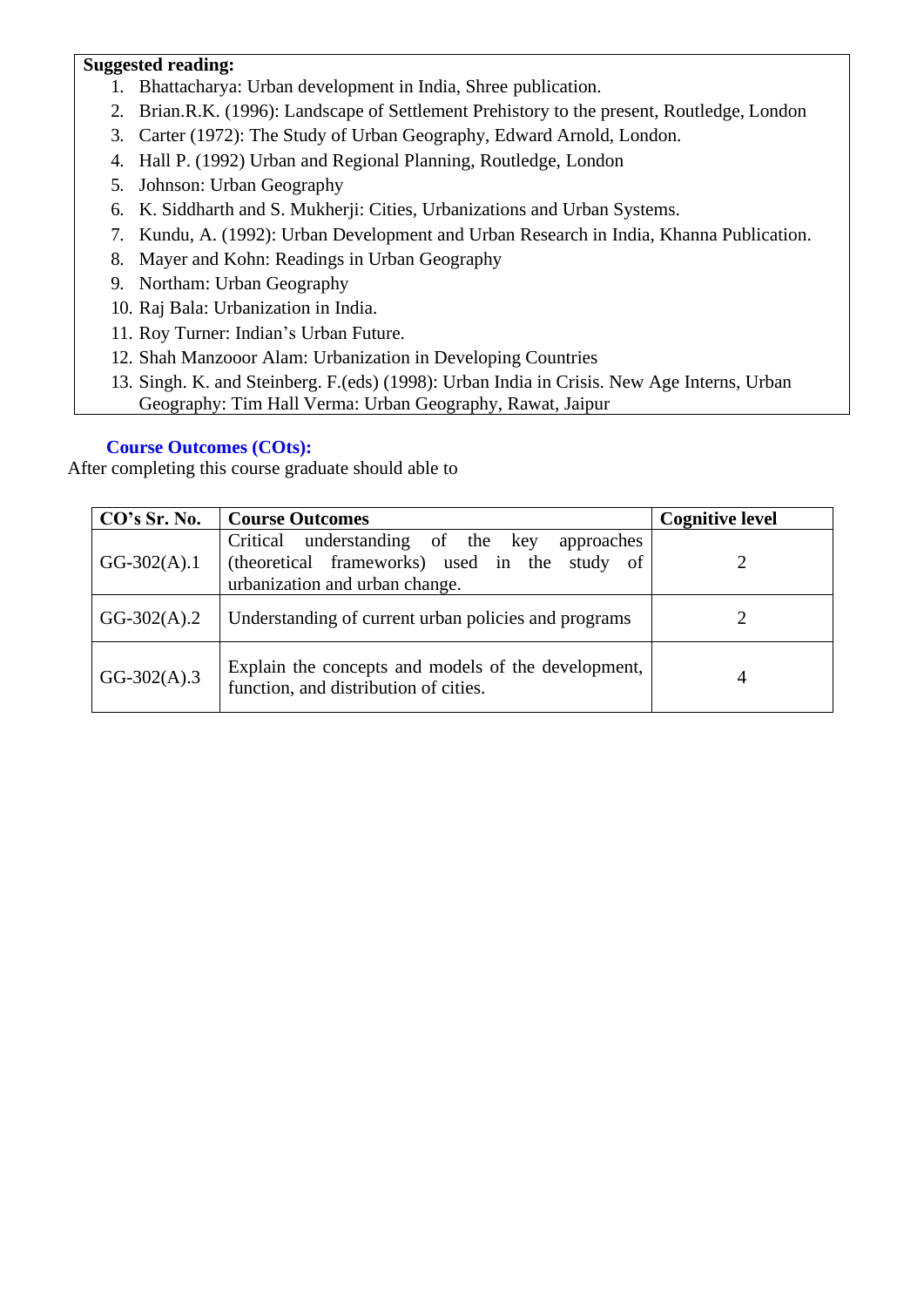**Suggested reading:**

1. Bhattacharya: Urban development in India, Shree publication.
2. Brian.R.K. (1996): Landscape of Settlement Prehistory to the present, Routledge, London
3. Carter (1972): The Study of Urban Geography, Edward Arnold, London.
4. Hall P. (1992) Urban and Regional Planning, Routledge, London
5. Johnson: Urban Geography
6. K. Siddharth and S. Mukherji: Cities, Urbanizations and Urban Systems.
7. Kundu, A. (1992): Urban Development and Urban Research in India, Khanna Publication.
8. Mayer and Kohn: Readings in Urban Geography
9. Northam: Urban Geography
10. Raj Bala: Urbanization in India.
11. Roy Turner: Indian's Urban Future.
12. Shah Manzooor Alam: Urbanization in Developing Countries
13. Singh. K. and Steinberg. F.(eds) (1998): Urban India in Crisis. New Age Interns, Urban Geography: Tim Hall Verma: Urban Geography, Rawat, Jaipur

### Course Outcomes (COts):

After completing this course graduate should able to

| CO's Sr. No. | Course Outcomes | Cognitive level |
|---|---|---|
| GG-302(A).1 | Critical understanding of the key approaches (theoretical frameworks) used in the study of urbanization and urban change. | 2 |
| GG-302(A).2 | Understanding of current urban policies and programs | 2 |
| GG-302(A).3 | Explain the concepts and models of the development, function, and distribution of cities. | 4 |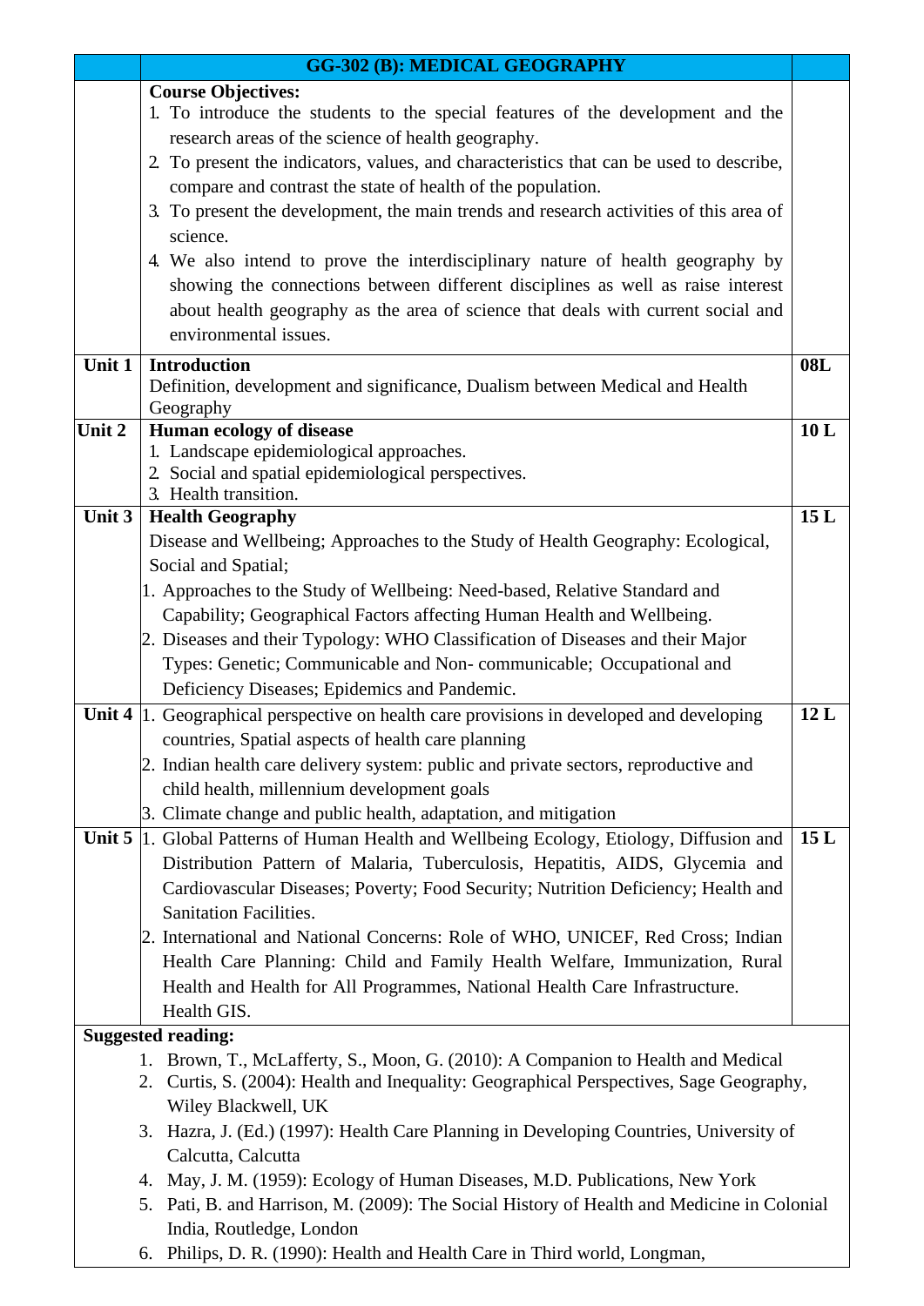| | GG-302 (B): MEDICAL GEOGRAPHY | |
|---|---|---|
| | **Course Objectives:**<br>1. To introduce the students to the special features of the development and the research areas of the science of health geography.<br>2. To present the indicators, values, and characteristics that can be used to describe, compare and contrast the state of health of the population.<br>3. To present the development, the main trends and research activities of this area of science.<br>4. We also intend to prove the interdisciplinary nature of health geography by showing the connections between different disciplines as well as raise interest about health geography as the area of science that deals with current social and environmental issues. | |
| **Unit 1** | **Introduction**<br>Definition, development and significance, Dualism between Medical and Health Geography | **08L** |
| **Unit 2** | **Human ecology of disease**<br>1. Landscape epidemiological approaches.<br>2. Social and spatial epidemiological perspectives.<br>3. Health transition. | **10 L** |
| **Unit 3** | **Health Geography**<br>Disease and Wellbeing; Approaches to the Study of Health Geography: Ecological, Social and Spatial;<br>1. Approaches to the Study of Wellbeing: Need-based, Relative Standard and Capability; Geographical Factors affecting Human Health and Wellbeing.<br>2. Diseases and their Typology: WHO Classification of Diseases and their Major Types: Genetic; Communicable and Non- communicable; Occupational and Deficiency Diseases; Epidemics and Pandemic. | **15 L** |
| **Unit 4** | 1. Geographical perspective on health care provisions in developed and developing countries, Spatial aspects of health care planning<br>2. Indian health care delivery system: public and private sectors, reproductive and child health, millennium development goals<br>3. Climate change and public health, adaptation, and mitigation | **12 L** |
| **Unit 5** | 1. Global Patterns of Human Health and Wellbeing Ecology, Etiology, Diffusion and Distribution Pattern of Malaria, Tuberculosis, Hepatitis, AIDS, Glycemia and Cardiovascular Diseases; Poverty; Food Security; Nutrition Deficiency; Health and Sanitation Facilities.<br>2. International and National Concerns: Role of WHO, UNICEF, Red Cross; Indian Health Care Planning: Child and Family Health Welfare, Immunization, Rural Health and Health for All Programmes, National Health Care Infrastructure.<br>Health GIS. | **15 L** |

**Suggested reading:**

1. Brown, T., McLafferty, S., Moon, G. (2010): A Companion to Health and Medical
2. Curtis, S. (2004): Health and Inequality: Geographical Perspectives, Sage Geography, Wiley Blackwell, UK
3. Hazra, J. (Ed.) (1997): Health Care Planning in Developing Countries, University of Calcutta, Calcutta
4. May, J. M. (1959): Ecology of Human Diseases, M.D. Publications, New York
5. Pati, B. and Harrison, M. (2009): The Social History of Health and Medicine in Colonial India, Routledge, London
6. Philips, D. R. (1990): Health and Health Care in Third world, Longman,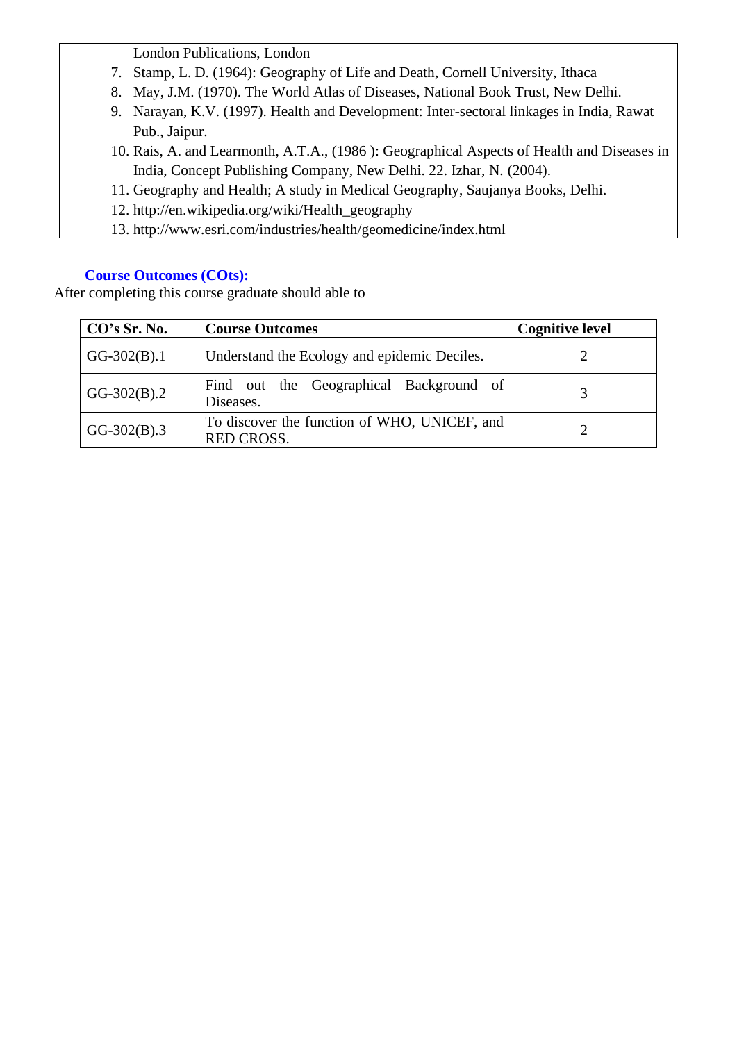London Publications, London

7. Stamp, L. D. (1964): Geography of Life and Death, Cornell University, Ithaca
8. May, J.M. (1970). The World Atlas of Diseases, National Book Trust, New Delhi.
9. Narayan, K.V. (1997). Health and Development: Inter-sectoral linkages in India, Rawat Pub., Jaipur.
10. Rais, A. and Learmonth, A.T.A., (1986 ): Geographical Aspects of Health and Diseases in India, Concept Publishing Company, New Delhi. 22. Izhar, N. (2004).
11. Geography and Health; A study in Medical Geography, Saujanya Books, Delhi.
12. http://en.wikipedia.org/wiki/Health_geography
13. http://www.esri.com/industries/health/geomedicine/index.html

**Course Outcomes (COts):**

After completing this course graduate should able to

| CO's Sr. No. | Course Outcomes | Cognitive level |
|---|---|---|
| GG-302(B).1 | Understand the Ecology and epidemic Deciles. | 2 |
| GG-302(B).2 | Find out the Geographical Background of Diseases. | 3 |
| GG-302(B).3 | To discover the function of WHO, UNICEF, and RED CROSS. | 2 |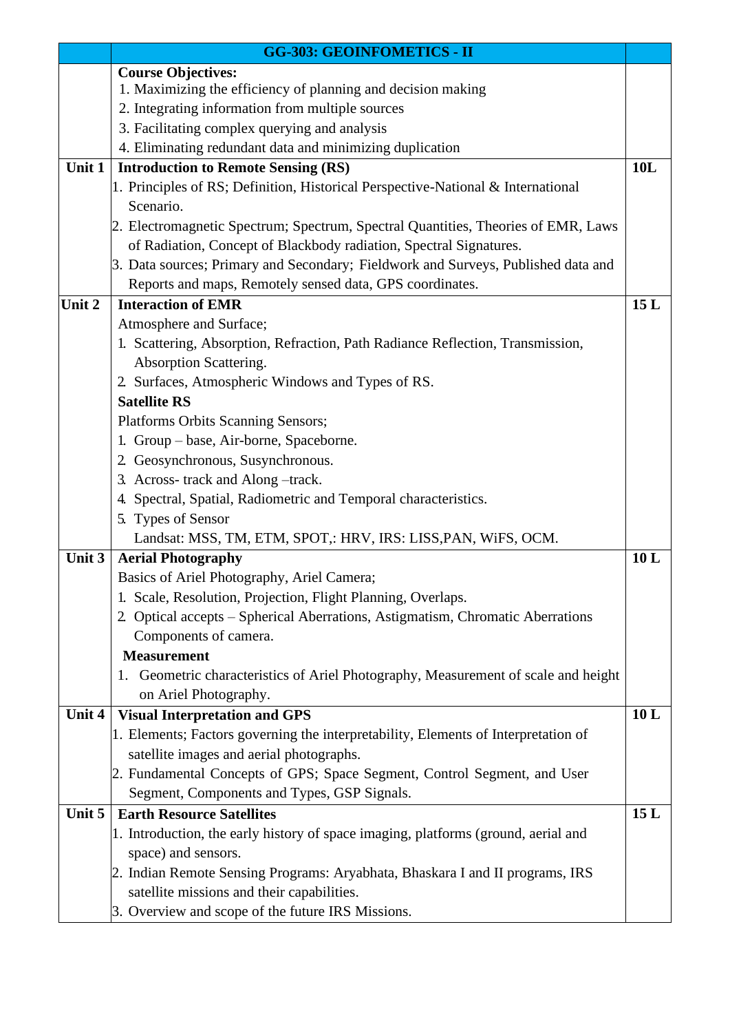| | GG-303: GEOINFOMETICS - II | |
|---|---|---|
| | **Course Objectives:**<br>1. Maximizing the efficiency of planning and decision making<br>2. Integrating information from multiple sources<br>3. Facilitating complex querying and analysis<br>4. Eliminating redundant data and minimizing duplication | |
| **Unit 1** | **Introduction to Remote Sensing (RS)**<br>1. Principles of RS; Definition, Historical Perspective-National & International Scenario.<br>2. Electromagnetic Spectrum; Spectrum, Spectral Quantities, Theories of EMR, Laws of Radiation, Concept of Blackbody radiation, Spectral Signatures.<br>3. Data sources; Primary and Secondary; Fieldwork and Surveys, Published data and Reports and maps, Remotely sensed data, GPS coordinates. | **10L** |
| **Unit 2** | **Interaction of EMR**<br>Atmosphere and Surface;<br>1. Scattering, Absorption, Refraction, Path Radiance Reflection, Transmission, Absorption Scattering.<br>2. Surfaces, Atmospheric Windows and Types of RS.<br>**Satellite RS**<br>Platforms Orbits Scanning Sensors;<br>1. Group – base, Air-borne, Spaceborne.<br>2. Geosynchronous, Susynchronous.<br>3. Across- track and Along –track.<br>4. Spectral, Spatial, Radiometric and Temporal characteristics.<br>5. Types of Sensor<br>Landsat: MSS, TM, ETM, SPOT,: HRV, IRS: LISS,PAN, WiFS, OCM. | **15 L** |
| **Unit 3** | **Aerial Photography**<br>Basics of Ariel Photography, Ariel Camera;<br>1. Scale, Resolution, Projection, Flight Planning, Overlaps.<br>2. Optical accepts – Spherical Aberrations, Astigmatism, Chromatic Aberrations Components of camera.<br>**Measurement**<br>1. Geometric characteristics of Ariel Photography, Measurement of scale and height on Ariel Photography. | **10 L** |
| **Unit 4** | **Visual Interpretation and GPS**<br>1. Elements; Factors governing the interpretability, Elements of Interpretation of satellite images and aerial photographs.<br>2. Fundamental Concepts of GPS; Space Segment, Control Segment, and User Segment, Components and Types, GSP Signals. | **10 L** |
| **Unit 5** | **Earth Resource Satellites**<br>1. Introduction, the early history of space imaging, platforms (ground, aerial and space) and sensors.<br>2. Indian Remote Sensing Programs: Aryabhata, Bhaskara I and II programs, IRS satellite missions and their capabilities.<br>3. Overview and scope of the future IRS Missions. | **15 L** |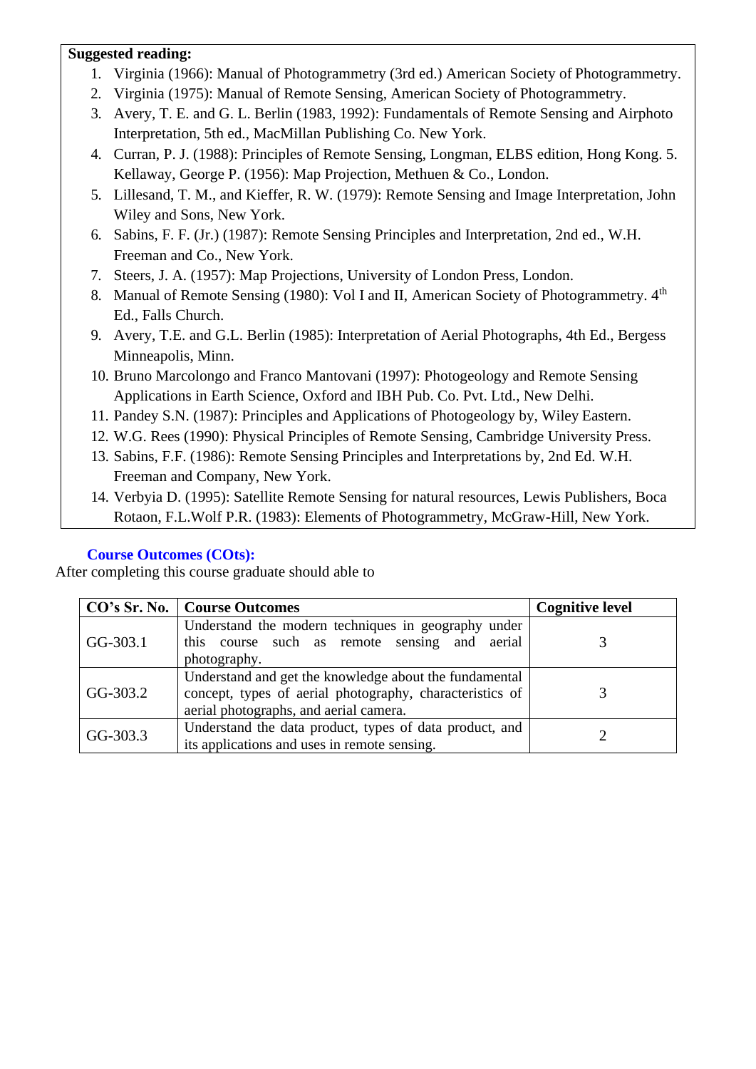**Suggested reading:**

1. Virginia (1966): Manual of Photogrammetry (3rd ed.) American Society of Photogrammetry.
2. Virginia (1975): Manual of Remote Sensing, American Society of Photogrammetry.
3. Avery, T. E. and G. L. Berlin (1983, 1992): Fundamentals of Remote Sensing and Airphoto Interpretation, 5th ed., MacMillan Publishing Co. New York.
4. Curran, P. J. (1988): Principles of Remote Sensing, Longman, ELBS edition, Hong Kong. 5. Kellaway, George P. (1956): Map Projection, Methuen & Co., London.
5. Lillesand, T. M., and Kieffer, R. W. (1979): Remote Sensing and Image Interpretation, John Wiley and Sons, New York.
6. Sabins, F. F. (Jr.) (1987): Remote Sensing Principles and Interpretation, 2nd ed., W.H. Freeman and Co., New York.
7. Steers, J. A. (1957): Map Projections, University of London Press, London.
8. Manual of Remote Sensing (1980): Vol I and II, American Society of Photogrammetry. 4th Ed., Falls Church.
9. Avery, T.E. and G.L. Berlin (1985): Interpretation of Aerial Photographs, 4th Ed., Bergess Minneapolis, Minn.
10. Bruno Marcolongo and Franco Mantovani (1997): Photogeology and Remote Sensing Applications in Earth Science, Oxford and IBH Pub. Co. Pvt. Ltd., New Delhi.
11. Pandey S.N. (1987): Principles and Applications of Photogeology by, Wiley Eastern.
12. W.G. Rees (1990): Physical Principles of Remote Sensing, Cambridge University Press.
13. Sabins, F.F. (1986): Remote Sensing Principles and Interpretations by, 2nd Ed. W.H. Freeman and Company, New York.
14. Verbyia D. (1995): Satellite Remote Sensing for natural resources, Lewis Publishers, Boca Rotaon, F.L.Wolf P.R. (1983): Elements of Photogrammetry, McGraw-Hill, New York.

**Course Outcomes (COts):**

After completing this course graduate should able to

| CO's Sr. No. | Course Outcomes | Cognitive level |
|---|---|---|
| GG-303.1 | Understand the modern techniques in geography under this course such as remote sensing and aerial photography. | 3 |
| GG-303.2 | Understand and get the knowledge about the fundamental concept, types of aerial photography, characteristics of aerial photographs, and aerial camera. | 3 |
| GG-303.3 | Understand the data product, types of data product, and its applications and uses in remote sensing. | 2 |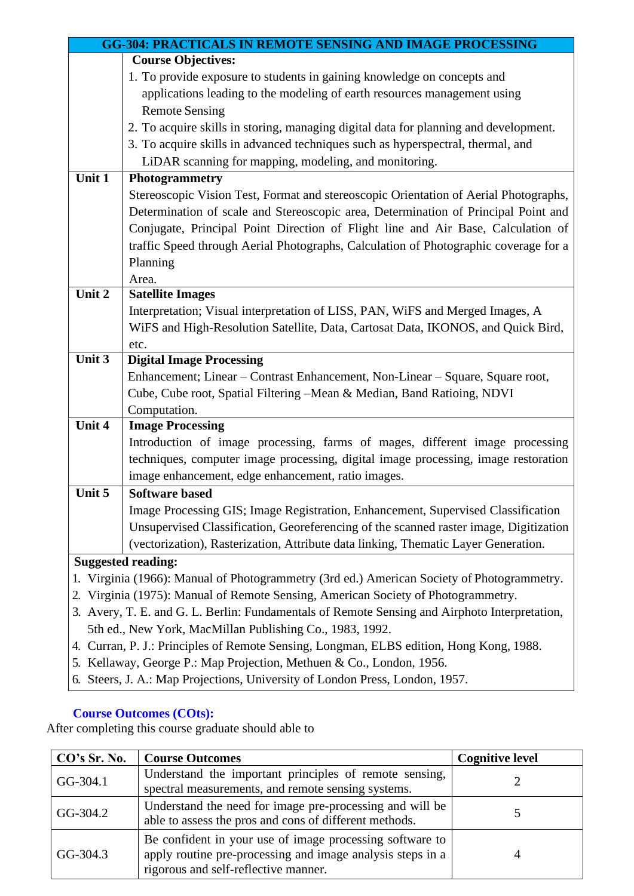| GG-304: PRACTICALS IN REMOTE SENSING AND IMAGE PROCESSING | |
|---|---|
| | **Course Objectives:**<br>1. To provide exposure to students in gaining knowledge on concepts and applications leading to the modeling of earth resources management using Remote Sensing<br>2. To acquire skills in storing, managing digital data for planning and development.<br>3. To acquire skills in advanced techniques such as hyperspectral, thermal, and LiDAR scanning for mapping, modeling, and monitoring. |
| **Unit 1** | **Photogrammetry**<br>Stereoscopic Vision Test, Format and stereoscopic Orientation of Aerial Photographs, Determination of scale and Stereoscopic area, Determination of Principal Point and Conjugate, Principal Point Direction of Flight line and Air Base, Calculation of traffic Speed through Aerial Photographs, Calculation of Photographic coverage for a Planning<br>Area. |
| **Unit 2** | **Satellite Images**<br>Interpretation; Visual interpretation of LISS, PAN, WiFS and Merged Images, A WiFS and High-Resolution Satellite, Data, Cartosat Data, IKONOS, and Quick Bird, etc. |
| **Unit 3** | **Digital Image Processing**<br>Enhancement; Linear – Contrast Enhancement, Non-Linear – Square, Square root, Cube, Cube root, Spatial Filtering –Mean & Median, Band Ratioing, NDVI Computation. |
| **Unit 4** | **Image Processing**<br>Introduction of image processing, farms of mages, different image processing techniques, computer image processing, digital image processing, image restoration image enhancement, edge enhancement, ratio images. |
| **Unit 5** | **Software based**<br>Image Processing GIS; Image Registration, Enhancement, Supervised Classification Unsupervised Classification, Georeferencing of the scanned raster image, Digitization (vectorization), Rasterization, Attribute data linking, Thematic Layer Generation. |

**Suggested reading:**

1. Virginia (1966): Manual of Photogrammetry (3rd ed.) American Society of Photogrammetry.
2. Virginia (1975): Manual of Remote Sensing, American Society of Photogrammetry.
3. Avery, T. E. and G. L. Berlin: Fundamentals of Remote Sensing and Airphoto Interpretation, 5th ed., New York, MacMillan Publishing Co., 1983, 1992.
4. Curran, P. J.: Principles of Remote Sensing, Longman, ELBS edition, Hong Kong, 1988.
5. Kellaway, George P.: Map Projection, Methuen & Co., London, 1956.
6. Steers, J. A.: Map Projections, University of London Press, London, 1957.

**Course Outcomes (COts):**

After completing this course graduate should able to

| CO's Sr. No. | Course Outcomes | Cognitive level |
|---|---|---|
| GG-304.1 | Understand the important principles of remote sensing, spectral measurements, and remote sensing systems. | 2 |
| GG-304.2 | Understand the need for image pre-processing and will be able to assess the pros and cons of different methods. | 5 |
| GG-304.3 | Be confident in your use of image processing software to apply routine pre-processing and image analysis steps in a rigorous and self-reflective manner. | 4 |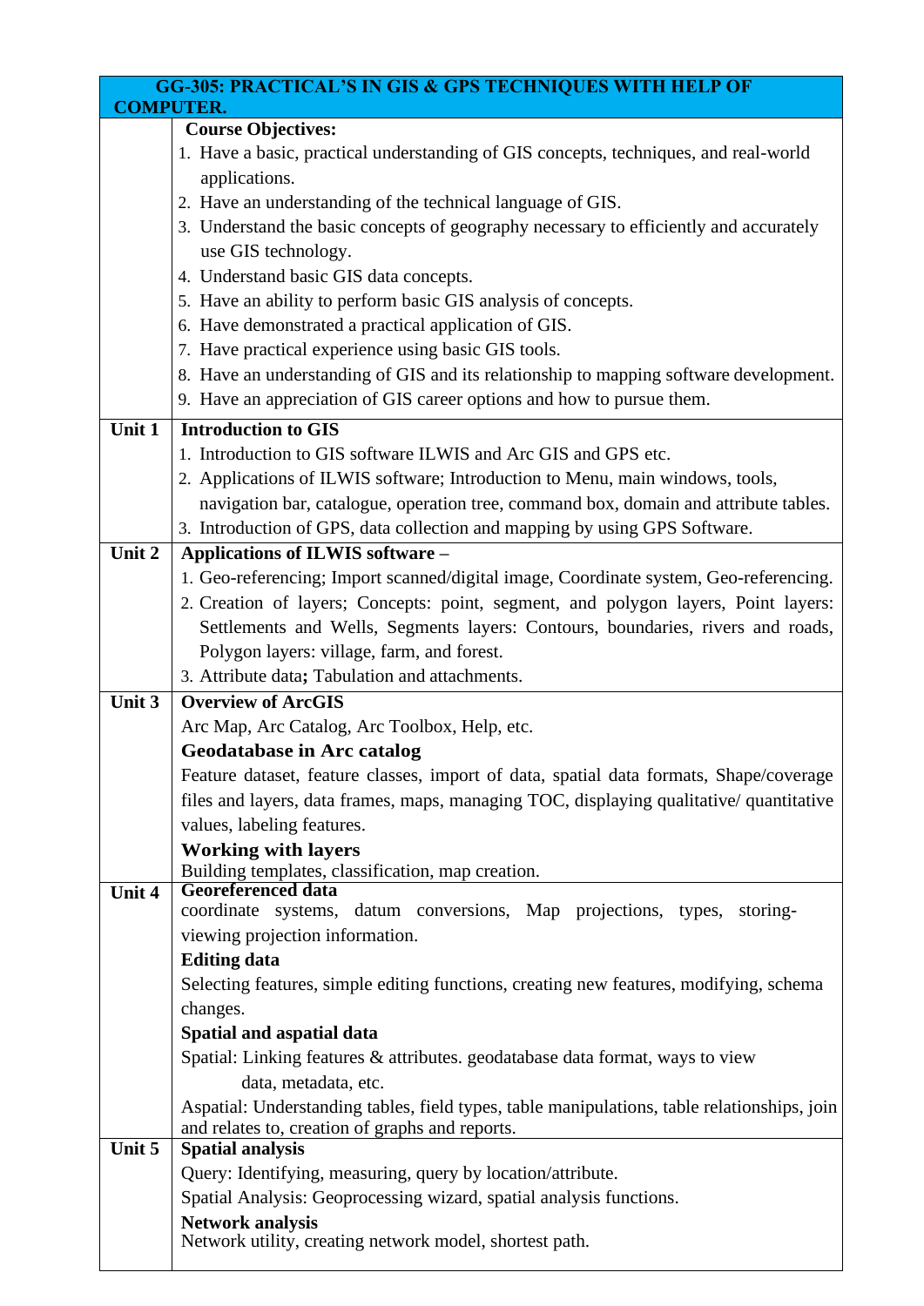| GG-305: PRACTICAL'S IN GIS & GPS TECHNIQUES WITH HELP OF COMPUTER. | |
|---|---|
| | **Course Objectives:**<br>1. Have a basic, practical understanding of GIS concepts, techniques, and real-world applications.<br>2. Have an understanding of the technical language of GIS.<br>3. Understand the basic concepts of geography necessary to efficiently and accurately use GIS technology.<br>4. Understand basic GIS data concepts.<br>5. Have an ability to perform basic GIS analysis of concepts.<br>6. Have demonstrated a practical application of GIS.<br>7. Have practical experience using basic GIS tools.<br>8. Have an understanding of GIS and its relationship to mapping software development.<br>9. Have an appreciation of GIS career options and how to pursue them. |
| **Unit 1** | **Introduction to GIS**<br>1. Introduction to GIS software ILWIS and Arc GIS and GPS etc.<br>2. Applications of ILWIS software; Introduction to Menu, main windows, tools, navigation bar, catalogue, operation tree, command box, domain and attribute tables.<br>3. Introduction of GPS, data collection and mapping by using GPS Software. |
| **Unit 2** | **Applications of ILWIS software –**<br>1. Geo-referencing; Import scanned/digital image, Coordinate system, Geo-referencing.<br>2. Creation of layers; Concepts: point, segment, and polygon layers, Point layers: Settlements and Wells, Segments layers: Contours, boundaries, rivers and roads, Polygon layers: village, farm, and forest.<br>3. Attribute data**;** Tabulation and attachments. |
| **Unit 3** | **Overview of ArcGIS**<br>Arc Map, Arc Catalog, Arc Toolbox, Help, etc.<br>**Geodatabase in Arc catalog**<br>Feature dataset, feature classes, import of data, spatial data formats, Shape/coverage files and layers, data frames, maps, managing TOC, displaying qualitative/ quantitative values, labeling features.<br>**Working with layers**<br>Building templates, classification, map creation. |
| **Unit 4** | **Georeferenced data**<br>coordinate systems, datum conversions, Map projections, types, storing-viewing projection information.<br>**Editing data**<br>Selecting features, simple editing functions, creating new features, modifying, schema changes.<br>**Spatial and aspatial data**<br>Spatial: Linking features & attributes. geodatabase data format, ways to view data, metadata, etc.<br>Aspatial: Understanding tables, field types, table manipulations, table relationships, join and relates to, creation of graphs and reports. |
| **Unit 5** | **Spatial analysis**<br>Query: Identifying, measuring, query by location/attribute.<br>Spatial Analysis: Geoprocessing wizard, spatial analysis functions.<br>**Network analysis**<br>Network utility, creating network model, shortest path. |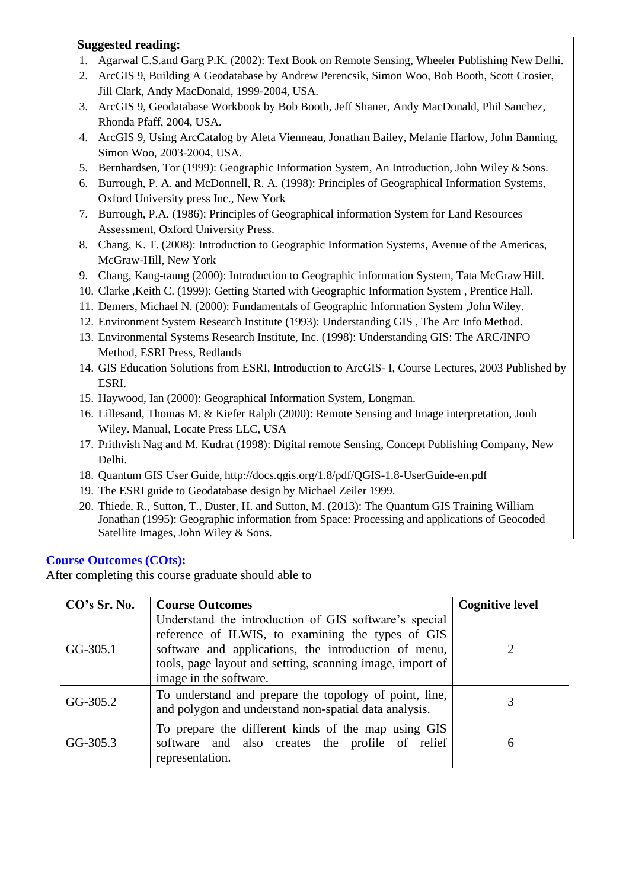**Suggested reading:**

1. Agarwal C.S.and Garg P.K. (2002): Text Book on Remote Sensing, Wheeler Publishing New Delhi.
2. ArcGIS 9, Building A Geodatabase by Andrew Perencsik, Simon Woo, Bob Booth, Scott Crosier, Jill Clark, Andy MacDonald, 1999-2004, USA.
3. ArcGIS 9, Geodatabase Workbook by Bob Booth, Jeff Shaner, Andy MacDonald, Phil Sanchez, Rhonda Pfaff, 2004, USA.
4. ArcGIS 9, Using ArcCatalog by Aleta Vienneau, Jonathan Bailey, Melanie Harlow, John Banning, Simon Woo, 2003-2004, USA.
5. Bernhardsen, Tor (1999): Geographic Information System, An Introduction, John Wiley & Sons.
6. Burrough, P. A. and McDonnell, R. A. (1998): Principles of Geographical Information Systems, Oxford University press Inc., New York
7. Burrough, P.A. (1986): Principles of Geographical information System for Land Resources Assessment, Oxford University Press.
8. Chang, K. T. (2008): Introduction to Geographic Information Systems, Avenue of the Americas, McGraw-Hill, New York
9. Chang, Kang-taung (2000): Introduction to Geographic information System, Tata McGraw Hill.
10. Clarke ,Keith C. (1999): Getting Started with Geographic Information System , Prentice Hall.
11. Demers, Michael N. (2000): Fundamentals of Geographic Information System ,John Wiley.
12. Environment System Research Institute (1993): Understanding GIS , The Arc Info Method.
13. Environmental Systems Research Institute, Inc. (1998): Understanding GIS: The ARC/INFO Method, ESRI Press, Redlands
14. GIS Education Solutions from ESRI, Introduction to ArcGIS- I, Course Lectures, 2003 Published by ESRI.
15. Haywood, Ian (2000): Geographical Information System, Longman.
16. Lillesand, Thomas M. & Kiefer Ralph (2000): Remote Sensing and Image interpretation, Jonh Wiley. Manual, Locate Press LLC, USA
17. Prithvish Nag and M. Kudrat (1998): Digital remote Sensing, Concept Publishing Company, New Delhi.
18. Quantum GIS User Guide, http://docs.qgis.org/1.8/pdf/QGIS-1.8-UserGuide-en.pdf
19. The ESRI guide to Geodatabase design by Michael Zeiler 1999.
20. Thiede, R., Sutton, T., Duster, H. and Sutton, M. (2013): The Quantum GIS Training William Jonathan (1995): Geographic information from Space: Processing and applications of Geocoded Satellite Images, John Wiley & Sons.

## Course Outcomes (COts):

After completing this course graduate should able to

| CO's Sr. No. | Course Outcomes | Cognitive level |
|---|---|---|
| GG-305.1 | Understand the introduction of GIS software's special reference of ILWIS, to examining the types of GIS software and applications, the introduction of menu, tools, page layout and setting, scanning image, import of image in the software. | 2 |
| GG-305.2 | To understand and prepare the topology of point, line, and polygon and understand non-spatial data analysis. | 3 |
| GG-305.3 | To prepare the different kinds of the map using GIS software and also creates the profile of relief representation. | 6 |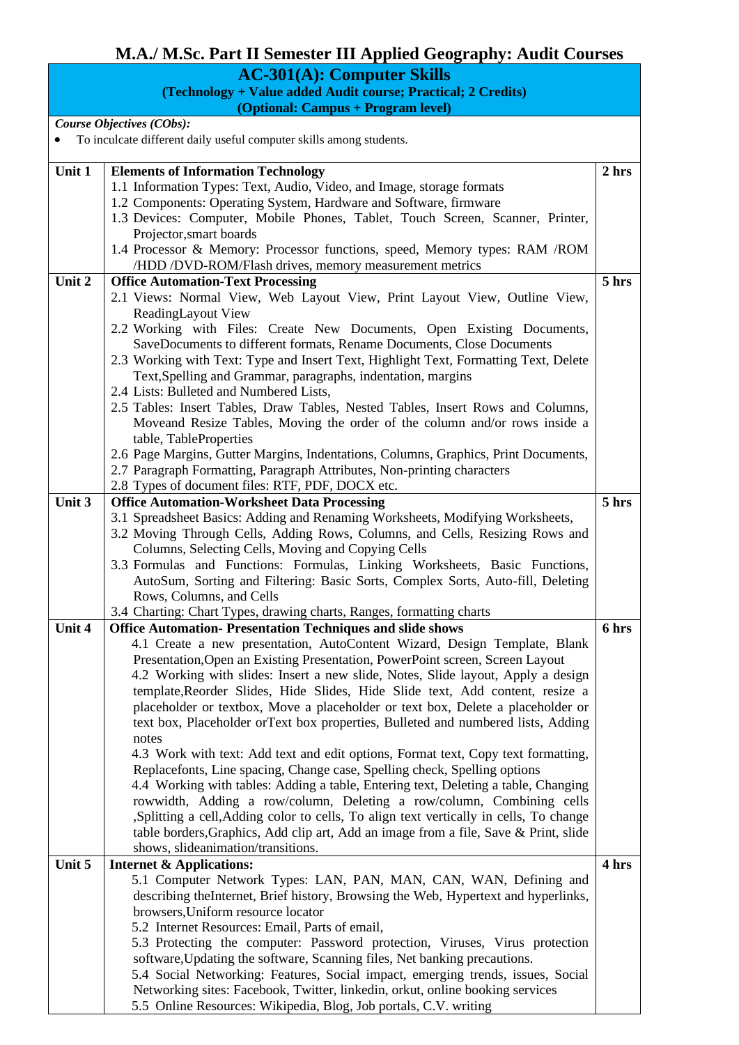# M.A./ M.Sc. Part II Semester III Applied Geography: Audit Courses

## AC-301(A): Computer Skills

**(Technology + Value added Audit course; Practical; 2 Credits)**

**(Optional: Campus + Program level)**

***Course Objectives (CObs):***

- To inculcate different daily useful computer skills among students.

| | | |
|---|---|---|
| **Unit 1** | **Elements of Information Technology**<br>1.1 Information Types: Text, Audio, Video, and Image, storage formats<br>1.2 Components: Operating System, Hardware and Software, firmware<br>1.3 Devices: Computer, Mobile Phones, Tablet, Touch Screen, Scanner, Printer, Projector,smart boards<br>1.4 Processor & Memory: Processor functions, speed, Memory types: RAM /ROM /HDD /DVD-ROM/Flash drives, memory measurement metrics | **2 hrs** |
| **Unit 2** | **Office Automation-Text Processing**<br>2.1 Views: Normal View, Web Layout View, Print Layout View, Outline View, ReadingLayout View<br>2.2 Working with Files: Create New Documents, Open Existing Documents, SaveDocuments to different formats, Rename Documents, Close Documents<br>2.3 Working with Text: Type and Insert Text, Highlight Text, Formatting Text, Delete Text,Spelling and Grammar, paragraphs, indentation, margins<br>2.4 Lists: Bulleted and Numbered Lists,<br>2.5 Tables: Insert Tables, Draw Tables, Nested Tables, Insert Rows and Columns, Moveand Resize Tables, Moving the order of the column and/or rows inside a table, TableProperties<br>2.6 Page Margins, Gutter Margins, Indentations, Columns, Graphics, Print Documents,<br>2.7 Paragraph Formatting, Paragraph Attributes, Non-printing characters<br>2.8 Types of document files: RTF, PDF, DOCX etc. | **5 hrs** |
| **Unit 3** | **Office Automation-Worksheet Data Processing**<br>3.1 Spreadsheet Basics: Adding and Renaming Worksheets, Modifying Worksheets,<br>3.2 Moving Through Cells, Adding Rows, Columns, and Cells, Resizing Rows and Columns, Selecting Cells, Moving and Copying Cells<br>3.3 Formulas and Functions: Formulas, Linking Worksheets, Basic Functions, AutoSum, Sorting and Filtering: Basic Sorts, Complex Sorts, Auto-fill, Deleting Rows, Columns, and Cells<br>3.4 Charting: Chart Types, drawing charts, Ranges, formatting charts | **5 hrs** |
| **Unit 4** | **Office Automation- Presentation Techniques and slide shows**<br>4.1 Create a new presentation, AutoContent Wizard, Design Template, Blank Presentation,Open an Existing Presentation, PowerPoint screen, Screen Layout<br>4.2 Working with slides: Insert a new slide, Notes, Slide layout, Apply a design template,Reorder Slides, Hide Slides, Hide Slide text, Add content, resize a placeholder or textbox, Move a placeholder or text box, Delete a placeholder or text box, Placeholder orText box properties, Bulleted and numbered lists, Adding notes<br>4.3 Work with text: Add text and edit options, Format text, Copy text formatting, Replacefonts, Line spacing, Change case, Spelling check, Spelling options<br>4.4 Working with tables: Adding a table, Entering text, Deleting a table, Changing rowwidth, Adding a row/column, Deleting a row/column, Combining cells ,Splitting a cell,Adding color to cells, To align text vertically in cells, To change table borders,Graphics, Add clip art, Add an image from a file, Save & Print, slide shows, slideanimation/transitions. | **6 hrs** |
| **Unit 5** | **Internet & Applications:**<br>5.1 Computer Network Types: LAN, PAN, MAN, CAN, WAN, Defining and describing theInternet, Brief history, Browsing the Web, Hypertext and hyperlinks, browsers,Uniform resource locator<br>5.2 Internet Resources: Email, Parts of email,<br>5.3 Protecting the computer: Password protection, Viruses, Virus protection software,Updating the software, Scanning files, Net banking precautions.<br>5.4 Social Networking: Features, Social impact, emerging trends, issues, Social Networking sites: Facebook, Twitter, linkedin, orkut, online booking services<br>5.5 Online Resources: Wikipedia, Blog, Job portals, C.V. writing | **4 hrs** |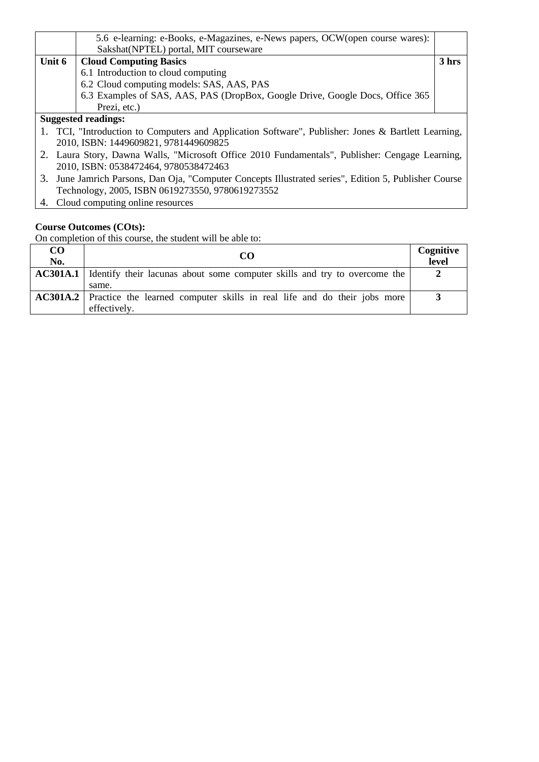| | | |
|---|---|---|
| | 5.6 e-learning: e-Books, e-Magazines, e-News papers, OCW(open course wares): Sakshat(NPTEL) portal, MIT courseware | |
| **Unit 6** | **Cloud Computing Basics**<br>6.1 Introduction to cloud computing<br>6.2 Cloud computing models: SAS, AAS, PAS<br>6.3 Examples of SAS, AAS, PAS (DropBox, Google Drive, Google Docs, Office 365 Prezi, etc.) | **3 hrs** |

**Suggested readings:**

1. TCI, "Introduction to Computers and Application Software", Publisher: Jones & Bartlett Learning, 2010, ISBN: 1449609821, 9781449609825
2. Laura Story, Dawna Walls, "Microsoft Office 2010 Fundamentals", Publisher: Cengage Learning, 2010, ISBN: 0538472464, 9780538472463
3. June Jamrich Parsons, Dan Oja, "Computer Concepts Illustrated series", Edition 5, Publisher Course Technology, 2005, ISBN 0619273550, 9780619273552
4. Cloud computing online resources

**Course Outcomes (COts):**

On completion of this course, the student will be able to:

| CO No. | CO | Cognitive level |
|---|---|---|
| **AC301A.1** | Identify their lacunas about some computer skills and try to overcome the same. | **2** |
| **AC301A.2** | Practice the learned computer skills in real life and do their jobs more effectively. | **3** |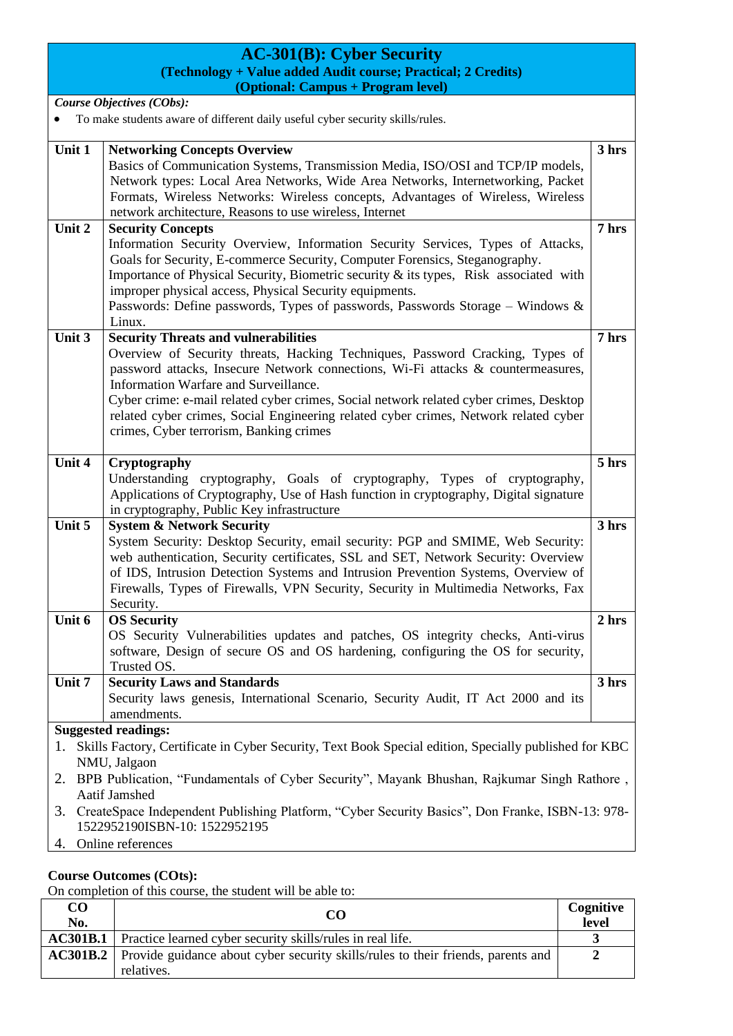# AC-301(B): Cyber Security

**(Technology + Value added Audit course; Practical; 2 Credits)**

**(Optional: Campus + Program level)**

***Course Objectives (CObs):***

- To make students aware of different daily useful cyber security skills/rules.

| | | |
|---|---|---|
| **Unit 1** | **Networking Concepts Overview**<br>Basics of Communication Systems, Transmission Media, ISO/OSI and TCP/IP models, Network types: Local Area Networks, Wide Area Networks, Internetworking, Packet Formats, Wireless Networks: Wireless concepts, Advantages of Wireless, Wireless network architecture, Reasons to use wireless, Internet | **3 hrs** |
| **Unit 2** | **Security Concepts**<br>Information Security Overview, Information Security Services, Types of Attacks, Goals for Security, E-commerce Security, Computer Forensics, Steganography.<br>Importance of Physical Security, Biometric security & its types, Risk associated with improper physical access, Physical Security equipments.<br>Passwords: Define passwords, Types of passwords, Passwords Storage – Windows & Linux. | **7 hrs** |
| **Unit 3** | **Security Threats and vulnerabilities**<br>Overview of Security threats, Hacking Techniques, Password Cracking, Types of password attacks, Insecure Network connections, Wi-Fi attacks & countermeasures, Information Warfare and Surveillance.<br>Cyber crime: e-mail related cyber crimes, Social network related cyber crimes, Desktop related cyber crimes, Social Engineering related cyber crimes, Network related cyber crimes, Cyber terrorism, Banking crimes | **7 hrs** |
| **Unit 4** | **Cryptography**<br>Understanding cryptography, Goals of cryptography, Types of cryptography, Applications of Cryptography, Use of Hash function in cryptography, Digital signature in cryptography, Public Key infrastructure | **5 hrs** |
| **Unit 5** | **System & Network Security**<br>System Security: Desktop Security, email security: PGP and SMIME, Web Security: web authentication, Security certificates, SSL and SET, Network Security: Overview of IDS, Intrusion Detection Systems and Intrusion Prevention Systems, Overview of Firewalls, Types of Firewalls, VPN Security, Security in Multimedia Networks, Fax Security. | **3 hrs** |
| **Unit 6** | **OS Security**<br>OS Security Vulnerabilities updates and patches, OS integrity checks, Anti-virus software, Design of secure OS and OS hardening, configuring the OS for security, Trusted OS. | **2 hrs** |
| **Unit 7** | **Security Laws and Standards**<br>Security laws genesis, International Scenario, Security Audit, IT Act 2000 and its amendments. | **3 hrs** |

**Suggested readings:**

1. Skills Factory, Certificate in Cyber Security, Text Book Special edition, Specially published for KBC NMU, Jalgaon
2. BPB Publication, "Fundamentals of Cyber Security", Mayank Bhushan, Rajkumar Singh Rathore , Aatif Jamshed
3. CreateSpace Independent Publishing Platform, "Cyber Security Basics", Don Franke, ISBN-13: 978-1522952190ISBN-10: 1522952195
4. Online references

**Course Outcomes (COts):**

On completion of this course, the student will be able to:

| CO No. | CO | Cognitive level |
|---|---|---|
| **AC301B.1** | Practice learned cyber security skills/rules in real life. | **3** |
| **AC301B.2** | Provide guidance about cyber security skills/rules to their friends, parents and relatives. | **2** |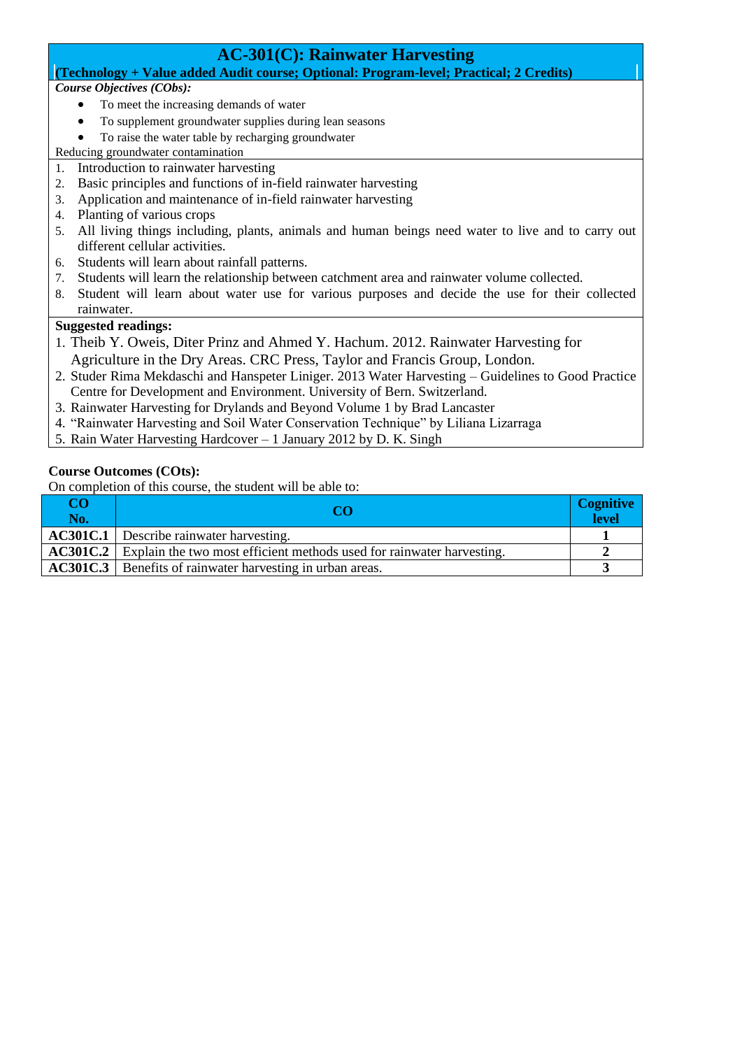# AC-301(C): Rainwater Harvesting

**(Technology + Value added Audit course; Optional: Program-level; Practical; 2 Credits)**

***Course Objectives (CObs):***

- To meet the increasing demands of water
- To supplement groundwater supplies during lean seasons
- To raise the water table by recharging groundwater

Reducing groundwater contamination

1. Introduction to rainwater harvesting
2. Basic principles and functions of in-field rainwater harvesting
3. Application and maintenance of in-field rainwater harvesting
4. Planting of various crops
5. All living things including, plants, animals and human beings need water to live and to carry out different cellular activities.
6. Students will learn about rainfall patterns.
7. Students will learn the relationship between catchment area and rainwater volume collected.
8. Student will learn about water use for various purposes and decide the use for their collected rainwater.

**Suggested readings:**

1. Theib Y. Oweis, Diter Prinz and Ahmed Y. Hachum. 2012. Rainwater Harvesting for Agriculture in the Dry Areas. CRC Press, Taylor and Francis Group, London.
2. Studer Rima Mekdaschi and Hanspeter Liniger. 2013 Water Harvesting – Guidelines to Good Practice Centre for Development and Environment. University of Bern. Switzerland.
3. Rainwater Harvesting for Drylands and Beyond Volume 1 by Brad Lancaster
4. "Rainwater Harvesting and Soil Water Conservation Technique" by Liliana Lizarraga
5. Rain Water Harvesting Hardcover – 1 January 2012 by D. K. Singh

**Course Outcomes (COts):**

On completion of this course, the student will be able to:

| CO No. | CO | Cognitive level |
|---|---|---|
| **AC301C.1** | Describe rainwater harvesting. | **1** |
| **AC301C.2** | Explain the two most efficient methods used for rainwater harvesting. | **2** |
| **AC301C.3** | Benefits of rainwater harvesting in urban areas. | **3** |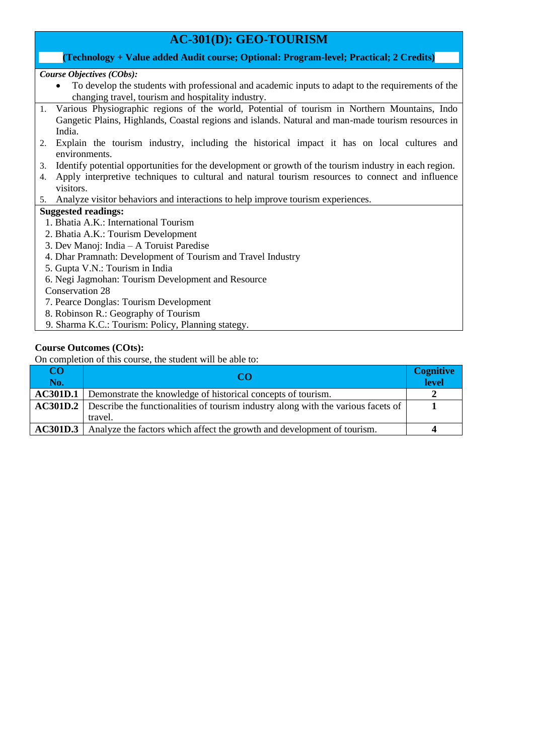# AC-301(D): GEO-TOURISM

**(Technology + Value added Audit course; Optional: Program-level; Practical; 2 Credits)**

***Course Objectives (CObs):***

- To develop the students with professional and academic inputs to adapt to the requirements of the changing travel, tourism and hospitality industry.

1. Various Physiographic regions of the world, Potential of tourism in Northern Mountains, Indo Gangetic Plains, Highlands, Coastal regions and islands. Natural and man-made tourism resources in India.
2. Explain the tourism industry, including the historical impact it has on local cultures and environments.
3. Identify potential opportunities for the development or growth of the tourism industry in each region.
4. Apply interpretive techniques to cultural and natural tourism resources to connect and influence visitors.
5. Analyze visitor behaviors and interactions to help improve tourism experiences.

**Suggested readings:**

1. Bhatia A.K.: International Tourism
2. Bhatia A.K.: Tourism Development
3. Dev Manoj: India – A Toruist Paredise
4. Dhar Pramnath: Development of Tourism and Travel Industry
5. Gupta V.N.: Tourism in India
6. Negi Jagmohan: Tourism Development and Resource Conservation 28
7. Pearce Donglas: Tourism Development
8. Robinson R.: Geography of Tourism
9. Sharma K.C.: Tourism: Policy, Planning stategy.

**Course Outcomes (COts):**

On completion of this course, the student will be able to:

| CO No. | CO | Cognitive level |
|---|---|---|
| **AC301D.1** | Demonstrate the knowledge of historical concepts of tourism. | **2** |
| **AC301D.2** | Describe the functionalities of tourism industry along with the various facets of travel. | **1** |
| **AC301D.3** | Analyze the factors which affect the growth and development of tourism. | **4** |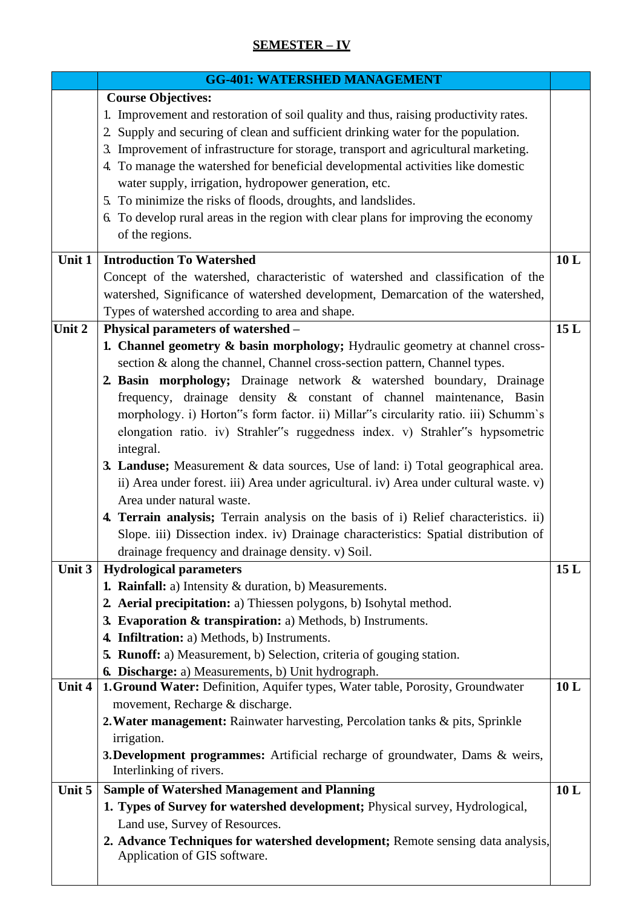## SEMESTER – IV

| | GG-401: WATERSHED MANAGEMENT | |
|---|---|---|
| | **Course Objectives:**<br>1. Improvement and restoration of soil quality and thus, raising productivity rates.<br>2. Supply and securing of clean and sufficient drinking water for the population.<br>3. Improvement of infrastructure for storage, transport and agricultural marketing.<br>4. To manage the watershed for beneficial developmental activities like domestic water supply, irrigation, hydropower generation, etc.<br>5. To minimize the risks of floods, droughts, and landslides.<br>6. To develop rural areas in the region with clear plans for improving the economy of the regions. | |
| **Unit 1** | **Introduction To Watershed**<br>Concept of the watershed, characteristic of watershed and classification of the watershed, Significance of watershed development, Demarcation of the watershed, Types of watershed according to area and shape. | **10 L** |
| **Unit 2** | **Physical parameters of watershed –**<br>1. **Channel geometry & basin morphology;** Hydraulic geometry at channel cross-section & along the channel, Channel cross-section pattern, Channel types.<br>2. **Basin morphology;** Drainage network & watershed boundary, Drainage frequency, drainage density & constant of channel maintenance, Basin morphology. i) Horton"s form factor. ii) Millar"s circularity ratio. iii) Schumm`s elongation ratio. iv) Strahler"s ruggedness index. v) Strahler"s hypsometric integral.<br>3. **Landuse;** Measurement & data sources, Use of land: i) Total geographical area. ii) Area under forest. iii) Area under agricultural. iv) Area under cultural waste. v) Area under natural waste.<br>4. **Terrain analysis;** Terrain analysis on the basis of i) Relief characteristics. ii) Slope. iii) Dissection index. iv) Drainage characteristics: Spatial distribution of drainage frequency and drainage density. v) Soil. | **15 L** |
| **Unit 3** | **Hydrological parameters**<br>1. **Rainfall:** a) Intensity & duration, b) Measurements.<br>2. **Aerial precipitation:** a) Thiessen polygons, b) Isohytal method.<br>3. **Evaporation & transpiration:** a) Methods, b) Instruments.<br>4. **Infiltration:** a) Methods, b) Instruments.<br>5. **Runoff:** a) Measurement, b) Selection, criteria of gouging station.<br>6. **Discharge:** a) Measurements, b) Unit hydrograph. | **15 L** |
| **Unit 4** | 1. **Ground Water:** Definition, Aquifer types, Water table, Porosity, Groundwater movement, Recharge & discharge.<br>2. **Water management:** Rainwater harvesting, Percolation tanks & pits, Sprinkle irrigation.<br>3. **Development programmes:** Artificial recharge of groundwater, Dams & weirs, Interlinking of rivers. | **10 L** |
| **Unit 5** | **Sample of Watershed Management and Planning**<br>1. **Types of Survey for watershed development;** Physical survey, Hydrological, Land use, Survey of Resources.<br>2. **Advance Techniques for watershed development;** Remote sensing data analysis, Application of GIS software. | **10 L** |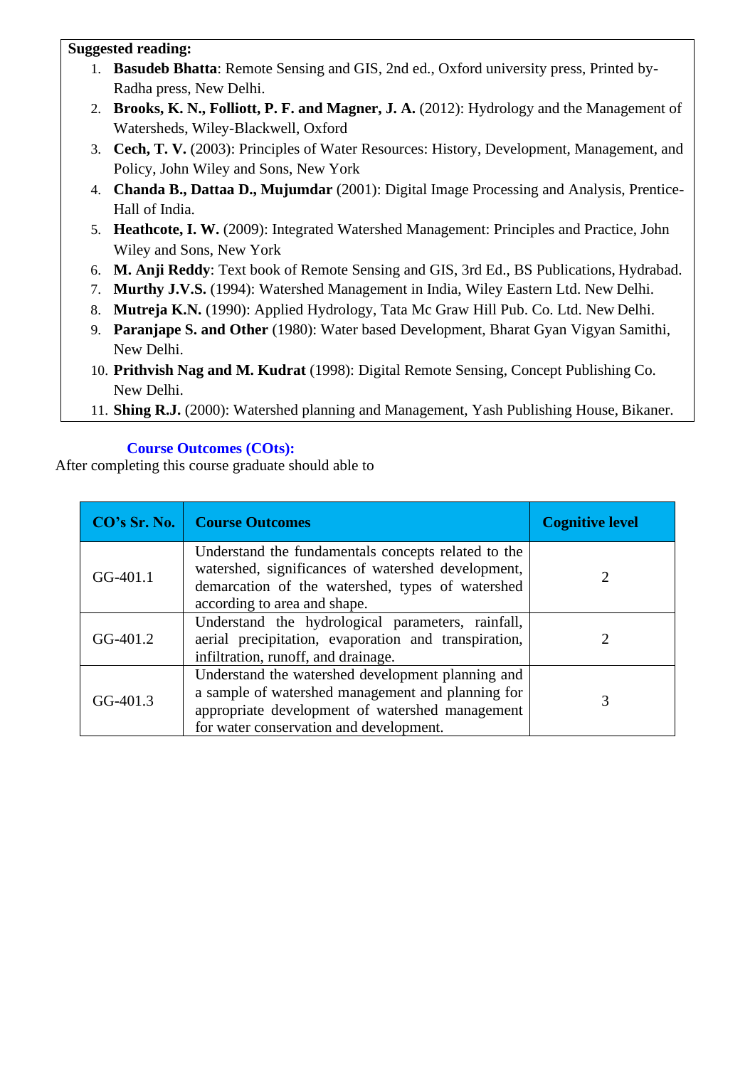**Suggested reading:**

1. **Basudeb Bhatta**: Remote Sensing and GIS, 2nd ed., Oxford university press, Printed by- Radha press, New Delhi.
2. **Brooks, K. N., Folliott, P. F. and Magner, J. A.** (2012): Hydrology and the Management of Watersheds, Wiley-Blackwell, Oxford
3. **Cech, T. V.** (2003): Principles of Water Resources: History, Development, Management, and Policy, John Wiley and Sons, New York
4. **Chanda B., Dattaa D., Mujumdar** (2001): Digital Image Processing and Analysis, Prentice-Hall of India.
5. **Heathcote, I. W.** (2009): Integrated Watershed Management: Principles and Practice, John Wiley and Sons, New York
6. **M. Anji Reddy**: Text book of Remote Sensing and GIS, 3rd Ed., BS Publications, Hydrabad.
7. **Murthy J.V.S.** (1994): Watershed Management in India, Wiley Eastern Ltd. New Delhi.
8. **Mutreja K.N.** (1990): Applied Hydrology, Tata Mc Graw Hill Pub. Co. Ltd. New Delhi.
9. **Paranjape S. and Other** (1980): Water based Development, Bharat Gyan Vigyan Samithi, New Delhi.
10. **Prithvish Nag and M. Kudrat** (1998): Digital Remote Sensing, Concept Publishing Co. New Delhi.
11. **Shing R.J.** (2000): Watershed planning and Management, Yash Publishing House, Bikaner.

**Course Outcomes (COts):**

After completing this course graduate should able to

| CO's Sr. No. | Course Outcomes | Cognitive level |
|---|---|---|
| GG-401.1 | Understand the fundamentals concepts related to the watershed, significances of watershed development, demarcation of the watershed, types of watershed according to area and shape. | 2 |
| GG-401.2 | Understand the hydrological parameters, rainfall, aerial precipitation, evaporation and transpiration, infiltration, runoff, and drainage. | 2 |
| GG-401.3 | Understand the watershed development planning and a sample of watershed management and planning for appropriate development of watershed management for water conservation and development. | 3 |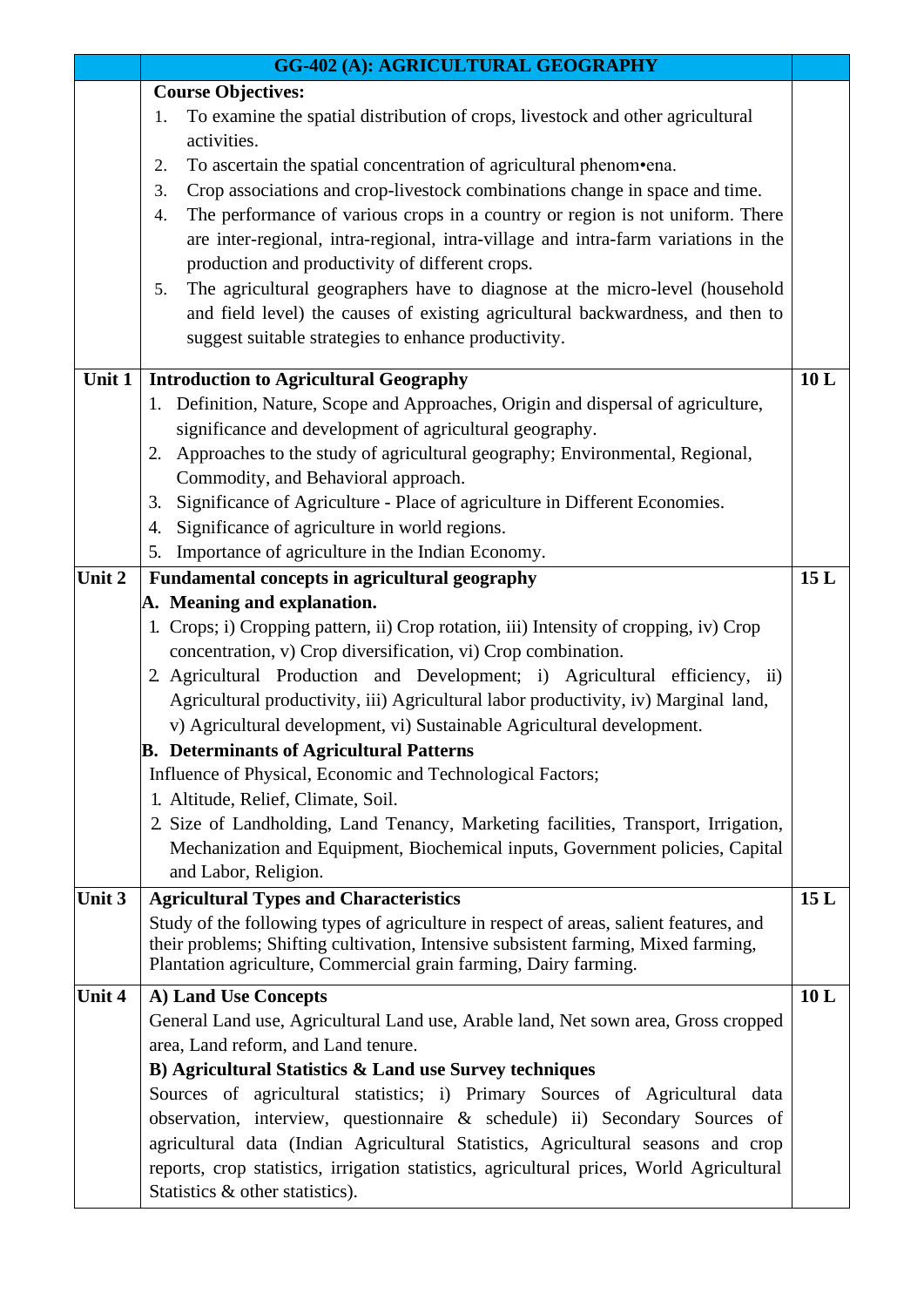| | GG-402 (A): AGRICULTURAL GEOGRAPHY | |
|---|---|---|
| | **Course Objectives:**<br>1. To examine the spatial distribution of crops, livestock and other agricultural activities.<br>2. To ascertain the spatial concentration of agricultural phenom•ena.<br>3. Crop associations and crop-livestock combinations change in space and time.<br>4. The performance of various crops in a country or region is not uniform. There are inter-regional, intra-regional, intra-village and intra-farm variations in the production and productivity of different crops.<br>5. The agricultural geographers have to diagnose at the micro-level (household and field level) the causes of existing agricultural backwardness, and then to suggest suitable strategies to enhance productivity. | |
| **Unit 1** | **Introduction to Agricultural Geography**<br>1. Definition, Nature, Scope and Approaches, Origin and dispersal of agriculture, significance and development of agricultural geography.<br>2. Approaches to the study of agricultural geography; Environmental, Regional, Commodity, and Behavioral approach.<br>3. Significance of Agriculture - Place of agriculture in Different Economies.<br>4. Significance of agriculture in world regions.<br>5. Importance of agriculture in the Indian Economy. | **10 L** |
| **Unit 2** | **Fundamental concepts in agricultural geography**<br>**A. Meaning and explanation.**<br>1. Crops; i) Cropping pattern, ii) Crop rotation, iii) Intensity of cropping, iv) Crop concentration, v) Crop diversification, vi) Crop combination.<br>2. Agricultural Production and Development; i) Agricultural efficiency, ii) Agricultural productivity, iii) Agricultural labor productivity, iv) Marginal land, v) Agricultural development, vi) Sustainable Agricultural development.<br>**B. Determinants of Agricultural Patterns**<br>Influence of Physical, Economic and Technological Factors;<br>1. Altitude, Relief, Climate, Soil.<br>2. Size of Landholding, Land Tenancy, Marketing facilities, Transport, Irrigation, Mechanization and Equipment, Biochemical inputs, Government policies, Capital and Labor, Religion. | **15 L** |
| **Unit 3** | **Agricultural Types and Characteristics**<br>Study of the following types of agriculture in respect of areas, salient features, and their problems; Shifting cultivation, Intensive subsistent farming, Mixed farming, Plantation agriculture, Commercial grain farming, Dairy farming. | **15 L** |
| **Unit 4** | **A) Land Use Concepts**<br>General Land use, Agricultural Land use, Arable land, Net sown area, Gross cropped area, Land reform, and Land tenure.<br>**B) Agricultural Statistics & Land use Survey techniques**<br>Sources of agricultural statistics; i) Primary Sources of Agricultural data observation, interview, questionnaire & schedule) ii) Secondary Sources of agricultural data (Indian Agricultural Statistics, Agricultural seasons and crop reports, crop statistics, irrigation statistics, agricultural prices, World Agricultural Statistics & other statistics). | **10 L** |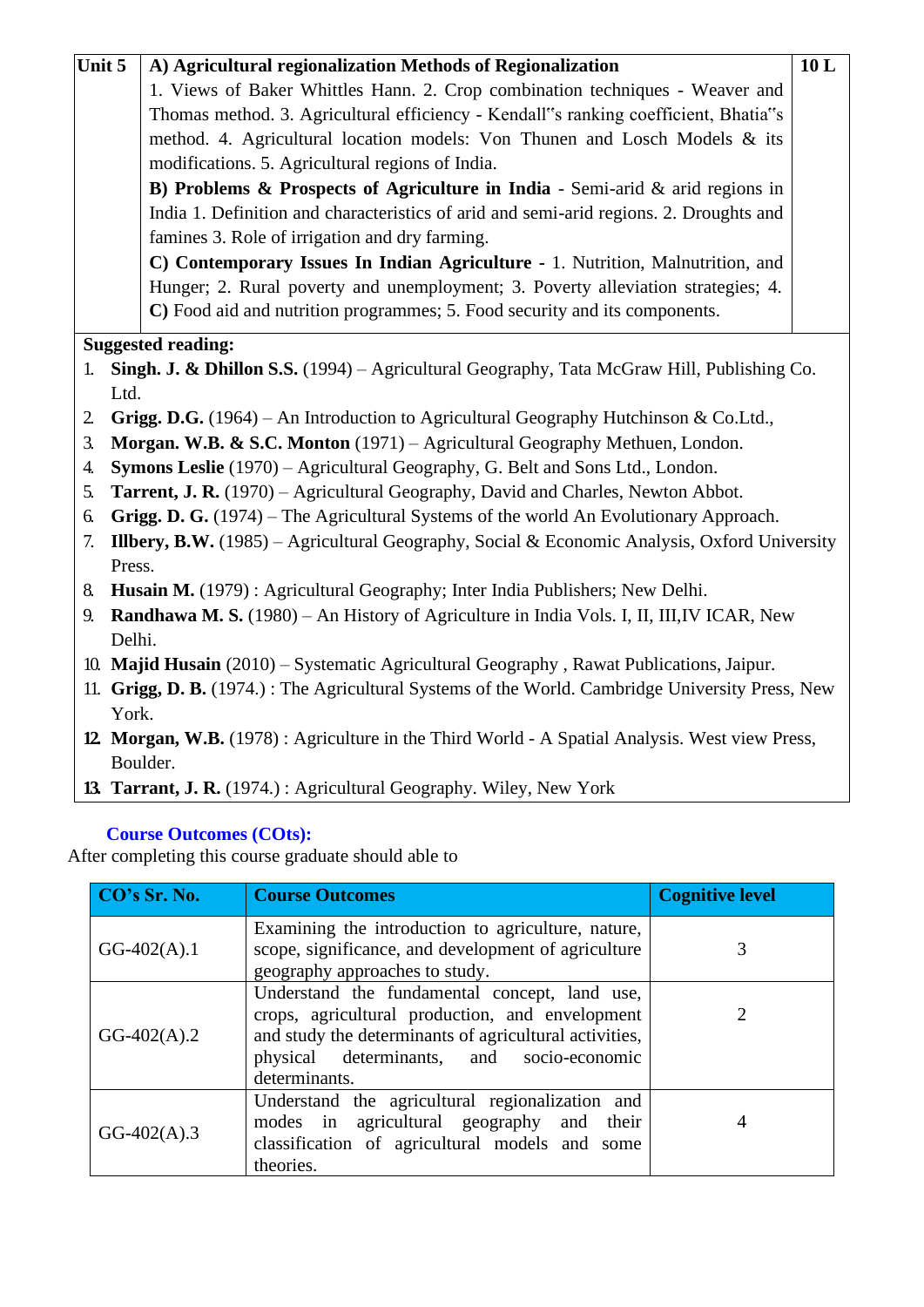| Unit 5 | **A) Agricultural regionalization Methods of Regionalization**<br>1. Views of Baker Whittles Hann. 2. Crop combination techniques - Weaver and Thomas method. 3. Agricultural efficiency - Kendall"s ranking coefficient, Bhatia"s method. 4. Agricultural location models: Von Thunen and Losch Models & its modifications. 5. Agricultural regions of India.<br>**B) Problems & Prospects of Agriculture in India** - Semi-arid & arid regions in India 1. Definition and characteristics of arid and semi-arid regions. 2. Droughts and famines 3. Role of irrigation and dry farming.<br>**C) Contemporary Issues In Indian Agriculture** - 1. Nutrition, Malnutrition, and Hunger; 2. Rural poverty and unemployment; 3. Poverty alleviation strategies; 4. **C)** Food aid and nutrition programmes; 5. Food security and its components. | 10 L |
|---|---|---|

**Suggested reading:**

1. **Singh. J. & Dhillon S.S.** (1994) – Agricultural Geography, Tata McGraw Hill, Publishing Co. Ltd.
2. **Grigg. D.G.** (1964) – An Introduction to Agricultural Geography Hutchinson & Co.Ltd.,
3. **Morgan. W.B. & S.C. Monton** (1971) – Agricultural Geography Methuen, London.
4. **Symons Leslie** (1970) – Agricultural Geography, G. Belt and Sons Ltd., London.
5. **Tarrent, J. R.** (1970) – Agricultural Geography, David and Charles, Newton Abbot.
6. **Grigg. D. G.** (1974) – The Agricultural Systems of the world An Evolutionary Approach.
7. **Illbery, B.W.** (1985) – Agricultural Geography, Social & Economic Analysis, Oxford University Press.
8. **Husain M.** (1979) : Agricultural Geography; Inter India Publishers; New Delhi.
9. **Randhawa M. S.** (1980) – An History of Agriculture in India Vols. I, II, III,IV ICAR, New Delhi.
10. **Majid Husain** (2010) – Systematic Agricultural Geography , Rawat Publications, Jaipur.
11. **Grigg, D. B.** (1974.) : The Agricultural Systems of the World. Cambridge University Press, New York.
12. **Morgan, W.B.** (1978) : Agriculture in the Third World - A Spatial Analysis. West view Press, Boulder.
13. **Tarrant, J. R.** (1974.) : Agricultural Geography. Wiley, New York

**Course Outcomes (COts):**

After completing this course graduate should able to

| CO's Sr. No. | Course Outcomes | Cognitive level |
|---|---|---|
| GG-402(A).1 | Examining the introduction to agriculture, nature, scope, significance, and development of agriculture geography approaches to study. | 3 |
| GG-402(A).2 | Understand the fundamental concept, land use, crops, agricultural production, and envelopment and study the determinants of agricultural activities, physical determinants, and socio-economic determinants. | 2 |
| GG-402(A).3 | Understand the agricultural regionalization and modes in agricultural geography and their classification of agricultural models and some theories. | 4 |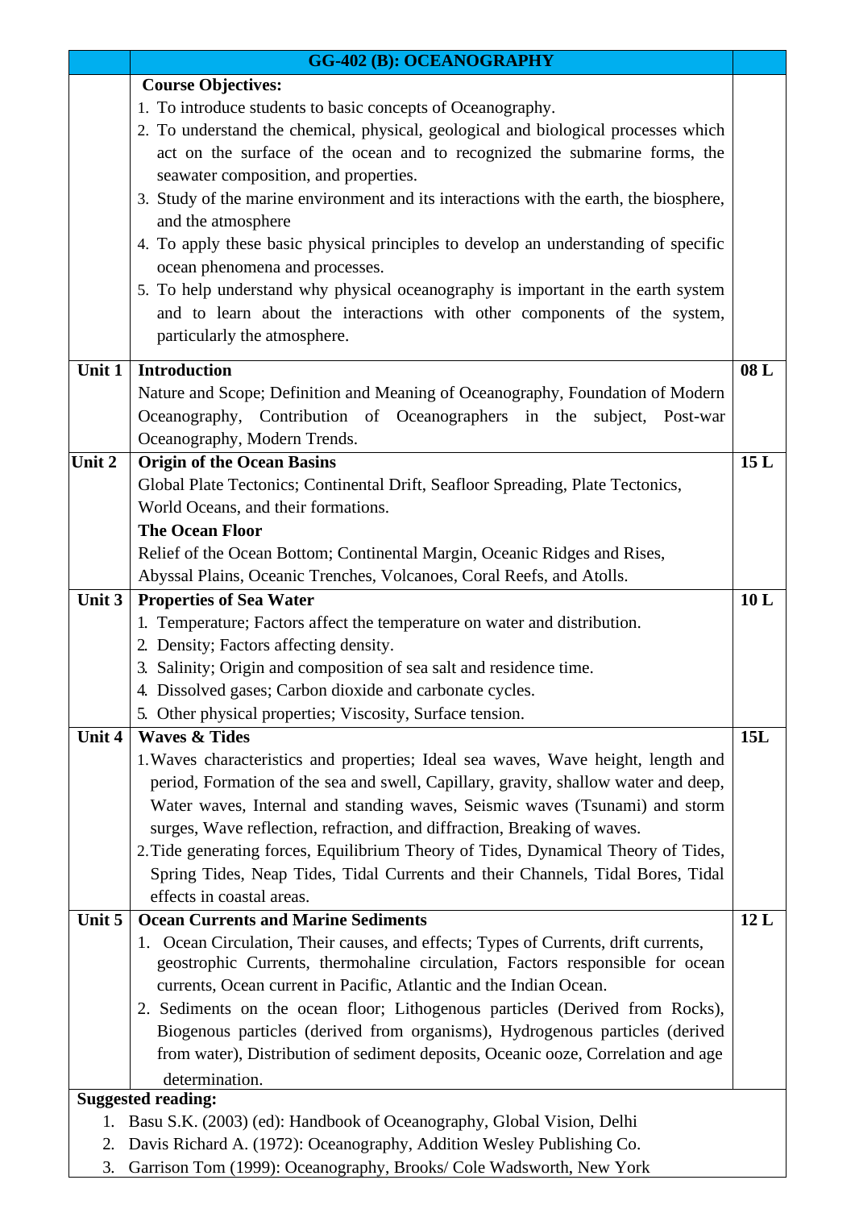| | GG-402 (B): OCEANOGRAPHY | |
|---|---|---|
| | **Course Objectives:**<br>1. To introduce students to basic concepts of Oceanography.<br>2. To understand the chemical, physical, geological and biological processes which act on the surface of the ocean and to recognized the submarine forms, the seawater composition, and properties.<br>3. Study of the marine environment and its interactions with the earth, the biosphere, and the atmosphere<br>4. To apply these basic physical principles to develop an understanding of specific ocean phenomena and processes.<br>5. To help understand why physical oceanography is important in the earth system and to learn about the interactions with other components of the system, particularly the atmosphere. | |
| **Unit 1** | **Introduction**<br>Nature and Scope; Definition and Meaning of Oceanography, Foundation of Modern Oceanography, Contribution of Oceanographers in the subject, Post-war Oceanography, Modern Trends. | **08 L** |
| **Unit 2** | **Origin of the Ocean Basins**<br>Global Plate Tectonics; Continental Drift, Seafloor Spreading, Plate Tectonics, World Oceans, and their formations.<br>**The Ocean Floor**<br>Relief of the Ocean Bottom; Continental Margin, Oceanic Ridges and Rises, Abyssal Plains, Oceanic Trenches, Volcanoes, Coral Reefs, and Atolls. | **15 L** |
| **Unit 3** | **Properties of Sea Water**<br>1. Temperature; Factors affect the temperature on water and distribution.<br>2. Density; Factors affecting density.<br>3. Salinity; Origin and composition of sea salt and residence time.<br>4. Dissolved gases; Carbon dioxide and carbonate cycles.<br>5. Other physical properties; Viscosity, Surface tension. | **10 L** |
| **Unit 4** | **Waves & Tides**<br>1. Waves characteristics and properties; Ideal sea waves, Wave height, length and period, Formation of the sea and swell, Capillary, gravity, shallow water and deep, Water waves, Internal and standing waves, Seismic waves (Tsunami) and storm surges, Wave reflection, refraction, and diffraction, Breaking of waves.<br>2. Tide generating forces, Equilibrium Theory of Tides, Dynamical Theory of Tides, Spring Tides, Neap Tides, Tidal Currents and their Channels, Tidal Bores, Tidal effects in coastal areas. | **15L** |
| **Unit 5** | **Ocean Currents and Marine Sediments**<br>1. Ocean Circulation, Their causes, and effects; Types of Currents, drift currents, geostrophic Currents, thermohaline circulation, Factors responsible for ocean currents, Ocean current in Pacific, Atlantic and the Indian Ocean.<br>2. Sediments on the ocean floor; Lithogenous particles (Derived from Rocks), Biogenous particles (derived from organisms), Hydrogenous particles (derived from water), Distribution of sediment deposits, Oceanic ooze, Correlation and age determination. | **12 L** |

**Suggested reading:**

1. Basu S.K. (2003) (ed): Handbook of Oceanography, Global Vision, Delhi
2. Davis Richard A. (1972): Oceanography, Addition Wesley Publishing Co.
3. Garrison Tom (1999): Oceanography, Brooks/ Cole Wadsworth, New York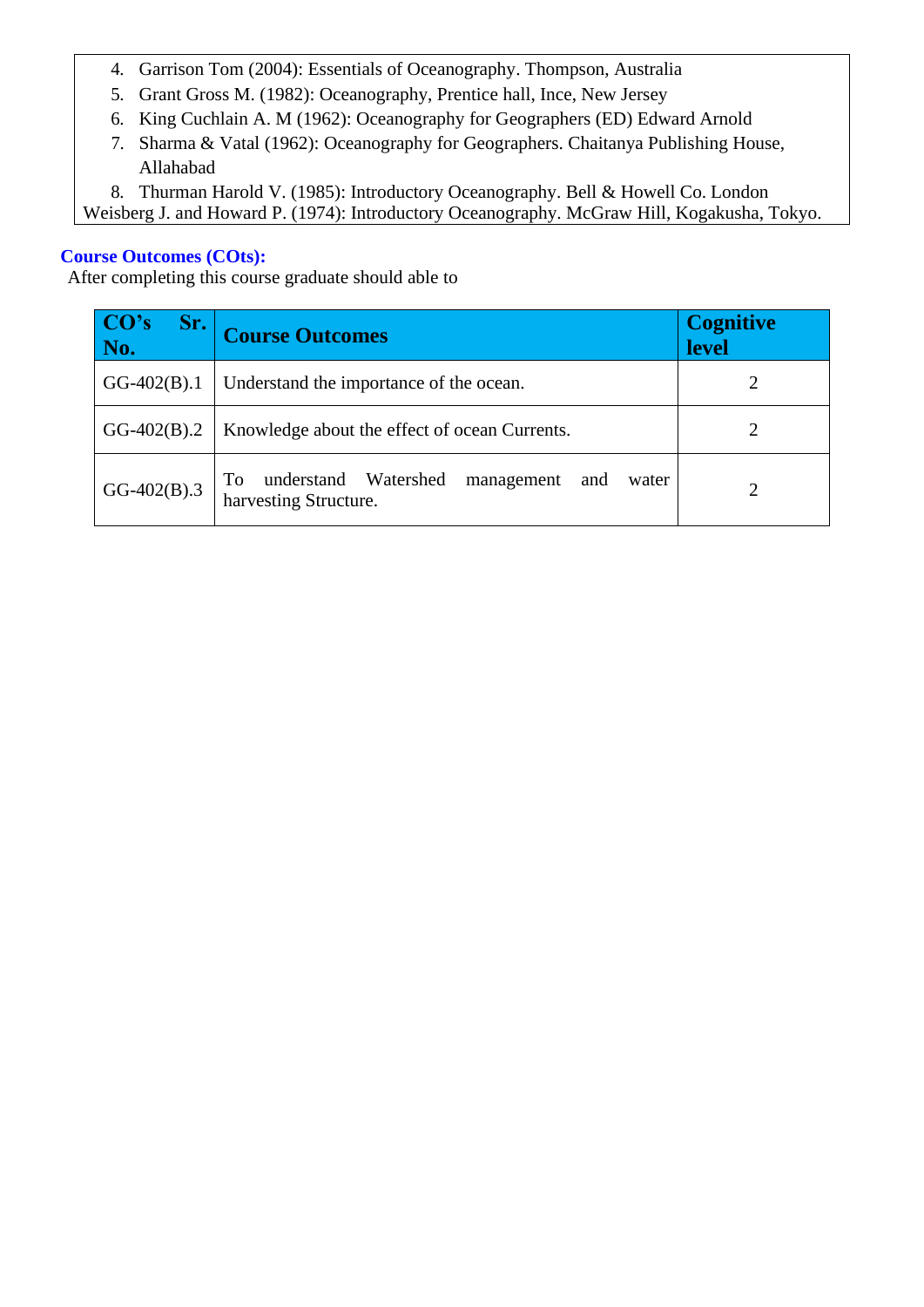4. Garrison Tom (2004): Essentials of Oceanography. Thompson, Australia
5. Grant Gross M. (1982): Oceanography, Prentice hall, Ince, New Jersey
6. King Cuchlain A. M (1962): Oceanography for Geographers (ED) Edward Arnold
7. Sharma & Vatal (1962): Oceanography for Geographers. Chaitanya Publishing House, Allahabad
8. Thurman Harold V. (1985): Introductory Oceanography. Bell & Howell Co. London

Weisberg J. and Howard P. (1974): Introductory Oceanography. McGraw Hill, Kogakusha, Tokyo.

**Course Outcomes (COts):**

After completing this course graduate should able to

| CO's Sr. No. | Course Outcomes | Cognitive level |
|---|---|---|
| GG-402(B).1 | Understand the importance of the ocean. | 2 |
| GG-402(B).2 | Knowledge about the effect of ocean Currents. | 2 |
| GG-402(B).3 | To understand Watershed management and water harvesting Structure. | 2 |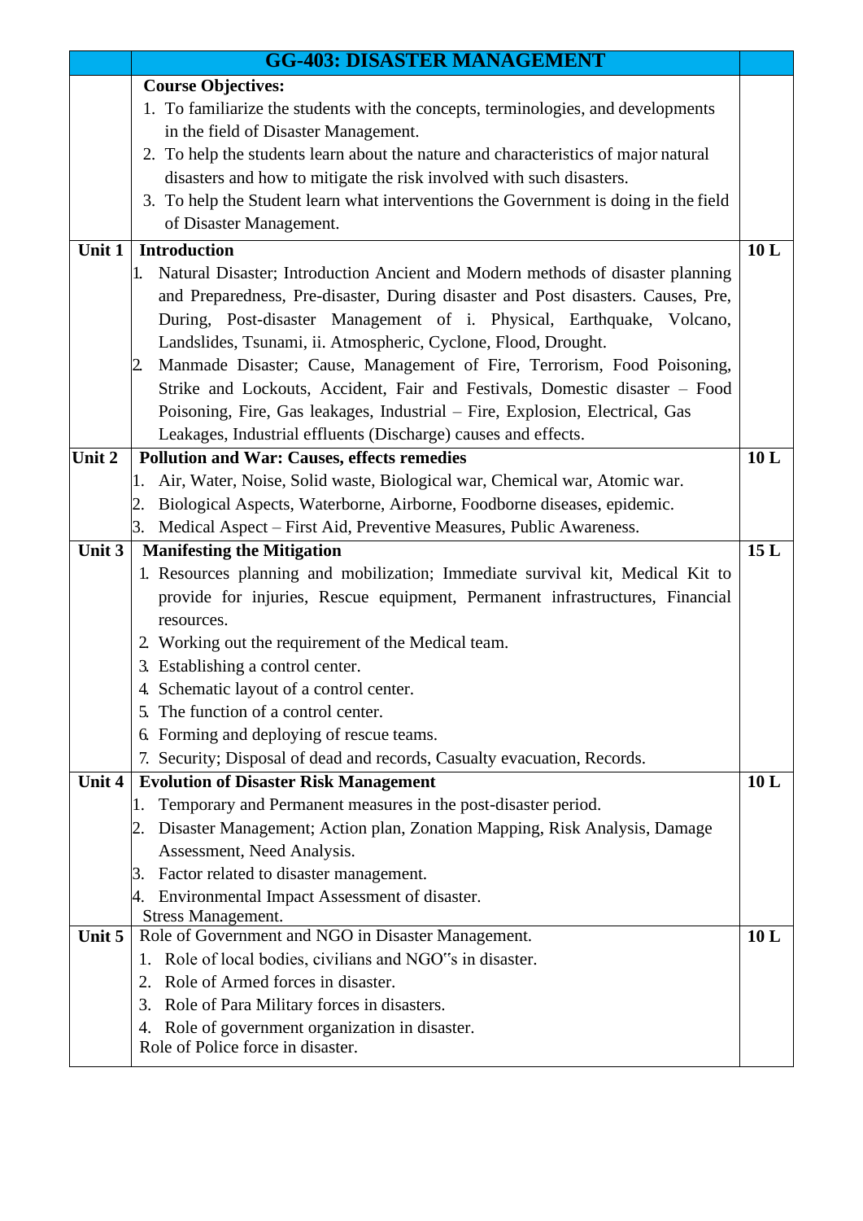| | GG-403: DISASTER MANAGEMENT | |
|---|---|---|
| | **Course Objectives:**<br>1. To familiarize the students with the concepts, terminologies, and developments in the field of Disaster Management.<br>2. To help the students learn about the nature and characteristics of major natural disasters and how to mitigate the risk involved with such disasters.<br>3. To help the Student learn what interventions the Government is doing in the field of Disaster Management. | |
| **Unit 1** | **Introduction**<br>1. Natural Disaster; Introduction Ancient and Modern methods of disaster planning and Preparedness, Pre-disaster, During disaster and Post disasters. Causes, Pre, During, Post-disaster Management of i. Physical, Earthquake, Volcano, Landslides, Tsunami, ii. Atmospheric, Cyclone, Flood, Drought.<br>2. Manmade Disaster; Cause, Management of Fire, Terrorism, Food Poisoning, Strike and Lockouts, Accident, Fair and Festivals, Domestic disaster – Food Poisoning, Fire, Gas leakages, Industrial – Fire, Explosion, Electrical, Gas Leakages, Industrial effluents (Discharge) causes and effects. | **10 L** |
| **Unit 2** | **Pollution and War: Causes, effects remedies**<br>1. Air, Water, Noise, Solid waste, Biological war, Chemical war, Atomic war.<br>2. Biological Aspects, Waterborne, Airborne, Foodborne diseases, epidemic.<br>3. Medical Aspect – First Aid, Preventive Measures, Public Awareness. | **10 L** |
| **Unit 3** | **Manifesting the Mitigation**<br>1. Resources planning and mobilization; Immediate survival kit, Medical Kit to provide for injuries, Rescue equipment, Permanent infrastructures, Financial resources.<br>2. Working out the requirement of the Medical team.<br>3. Establishing a control center.<br>4. Schematic layout of a control center.<br>5. The function of a control center.<br>6. Forming and deploying of rescue teams.<br>7. Security; Disposal of dead and records, Casualty evacuation, Records. | **15 L** |
| **Unit 4** | **Evolution of Disaster Risk Management**<br>1. Temporary and Permanent measures in the post-disaster period.<br>2. Disaster Management; Action plan, Zonation Mapping, Risk Analysis, Damage Assessment, Need Analysis.<br>3. Factor related to disaster management.<br>4. Environmental Impact Assessment of disaster.<br>Stress Management. | **10 L** |
| **Unit 5** | Role of Government and NGO in Disaster Management.<br>1. Role of local bodies, civilians and NGO"s in disaster.<br>2. Role of Armed forces in disaster.<br>3. Role of Para Military forces in disasters.<br>4. Role of government organization in disaster.<br>Role of Police force in disaster. | **10 L** |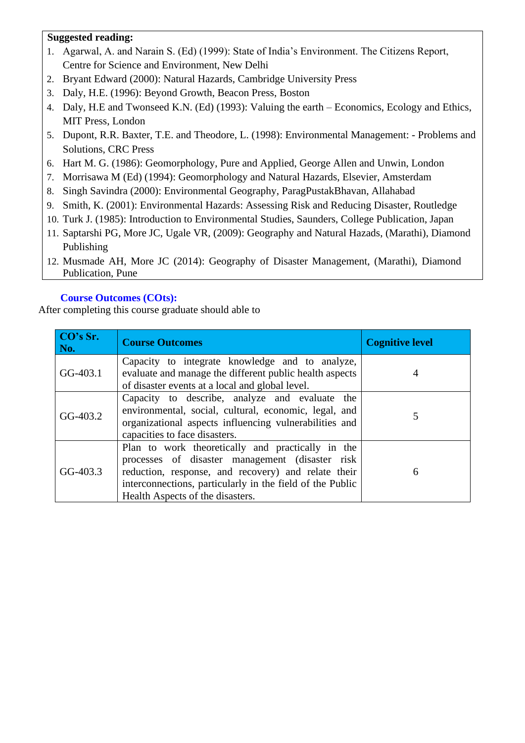**Suggested reading:**

1. Agarwal, A. and Narain S. (Ed) (1999): State of India's Environment. The Citizens Report, Centre for Science and Environment, New Delhi
2. Bryant Edward (2000): Natural Hazards, Cambridge University Press
3. Daly, H.E. (1996): Beyond Growth, Beacon Press, Boston
4. Daly, H.E and Twonseed K.N. (Ed) (1993): Valuing the earth – Economics, Ecology and Ethics, MIT Press, London
5. Dupont, R.R. Baxter, T.E. and Theodore, L. (1998): Environmental Management: - Problems and Solutions, CRC Press
6. Hart M. G. (1986): Geomorphology, Pure and Applied, George Allen and Unwin, London
7. Morrisawa M (Ed) (1994): Geomorphology and Natural Hazards, Elsevier, Amsterdam
8. Singh Savindra (2000): Environmental Geography, ParagPustakBhavan, Allahabad
9. Smith, K. (2001): Environmental Hazards: Assessing Risk and Reducing Disaster, Routledge
10. Turk J. (1985): Introduction to Environmental Studies, Saunders, College Publication, Japan
11. Saptarshi PG, More JC, Ugale VR, (2009): Geography and Natural Hazads, (Marathi), Diamond Publishing
12. Musmade AH, More JC (2014): Geography of Disaster Management, (Marathi), Diamond Publication, Pune

**Course Outcomes (COts):**

After completing this course graduate should able to

| CO's Sr. No. | Course Outcomes | Cognitive level |
|---|---|---|
| GG-403.1 | Capacity to integrate knowledge and to analyze, evaluate and manage the different public health aspects of disaster events at a local and global level. | 4 |
| GG-403.2 | Capacity to describe, analyze and evaluate the environmental, social, cultural, economic, legal, and organizational aspects influencing vulnerabilities and capacities to face disasters. | 5 |
| GG-403.3 | Plan to work theoretically and practically in the processes of disaster management (disaster risk reduction, response, and recovery) and relate their interconnections, particularly in the field of the Public Health Aspects of the disasters. | 6 |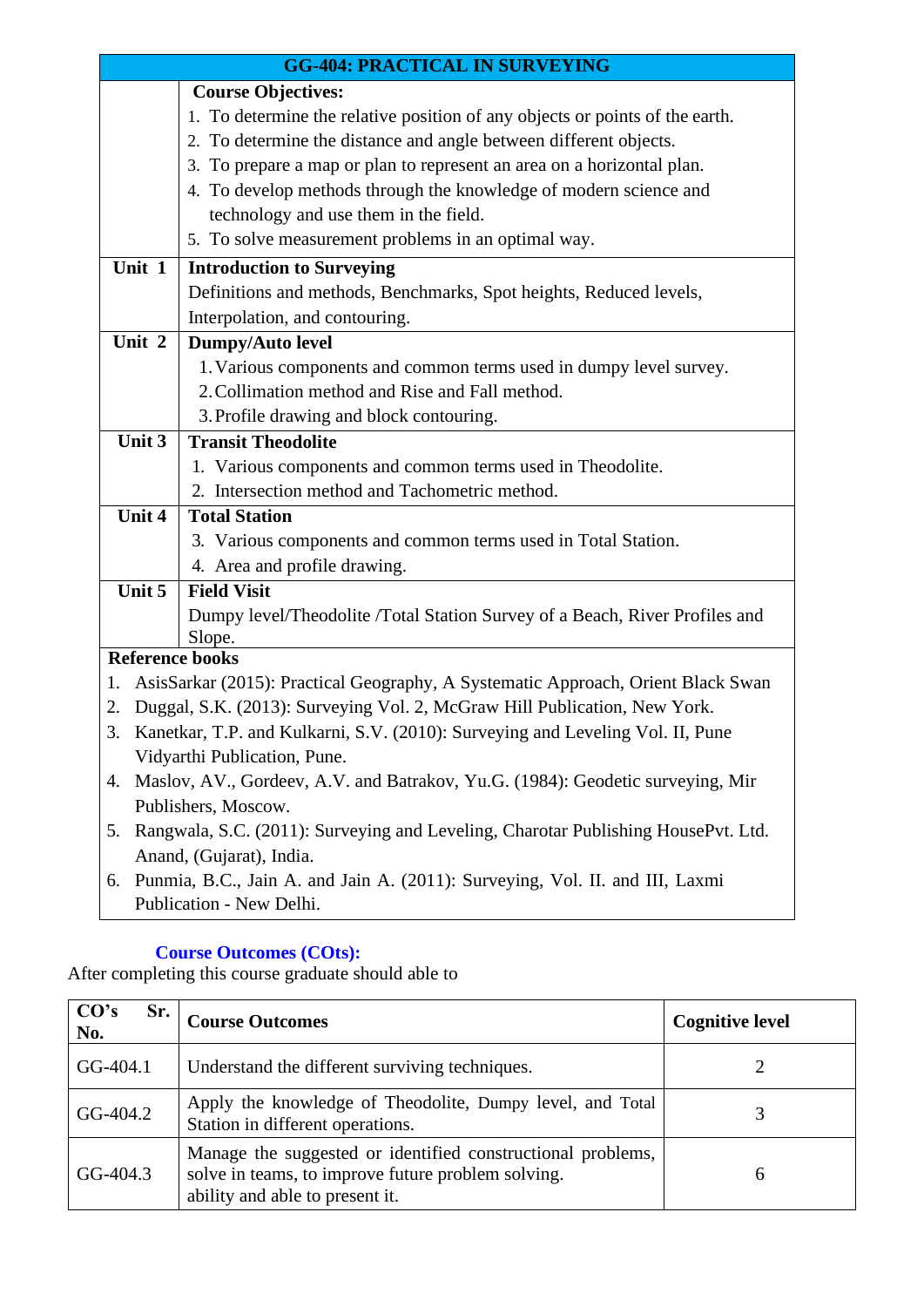| GG-404: PRACTICAL IN SURVEYING | |
|---|---|
| | **Course Objectives:**<br>1. To determine the relative position of any objects or points of the earth.<br>2. To determine the distance and angle between different objects.<br>3. To prepare a map or plan to represent an area on a horizontal plan.<br>4. To develop methods through the knowledge of modern science and technology and use them in the field.<br>5. To solve measurement problems in an optimal way. |
| **Unit 1** | **Introduction to Surveying**<br>Definitions and methods, Benchmarks, Spot heights, Reduced levels, Interpolation, and contouring. |
| **Unit 2** | **Dumpy/Auto level**<br>1. Various components and common terms used in dumpy level survey.<br>2. Collimation method and Rise and Fall method.<br>3. Profile drawing and block contouring. |
| **Unit 3** | **Transit Theodolite**<br>1. Various components and common terms used in Theodolite.<br>2. Intersection method and Tachometric method. |
| **Unit 4** | **Total Station**<br>3. Various components and common terms used in Total Station.<br>4. Area and profile drawing. |
| **Unit 5** | **Field Visit**<br>Dumpy level/Theodolite /Total Station Survey of a Beach, River Profiles and Slope. |

**Reference books**

1. AsisSarkar (2015): Practical Geography, A Systematic Approach, Orient Black Swan
2. Duggal, S.K. (2013): Surveying Vol. 2, McGraw Hill Publication, New York.
3. Kanetkar, T.P. and Kulkarni, S.V. (2010): Surveying and Leveling Vol. II, Pune Vidyarthi Publication, Pune.
4. Maslov, AV., Gordeev, A.V. and Batrakov, Yu.G. (1984): Geodetic surveying, Mir Publishers, Moscow.
5. Rangwala, S.C. (2011): Surveying and Leveling, Charotar Publishing HousePvt. Ltd. Anand, (Gujarat), India.
6. Punmia, B.C., Jain A. and Jain A. (2011): Surveying, Vol. II. and III, Laxmi Publication - New Delhi.

**Course Outcomes (COts):**

After completing this course graduate should able to

| CO's Sr. No. | Course Outcomes | Cognitive level |
|---|---|---|
| GG-404.1 | Understand the different surviving techniques. | 2 |
| GG-404.2 | Apply the knowledge of Theodolite, Dumpy level, and Total Station in different operations. | 3 |
| GG-404.3 | Manage the suggested or identified constructional problems, solve in teams, to improve future problem solving. ability and able to present it. | 6 |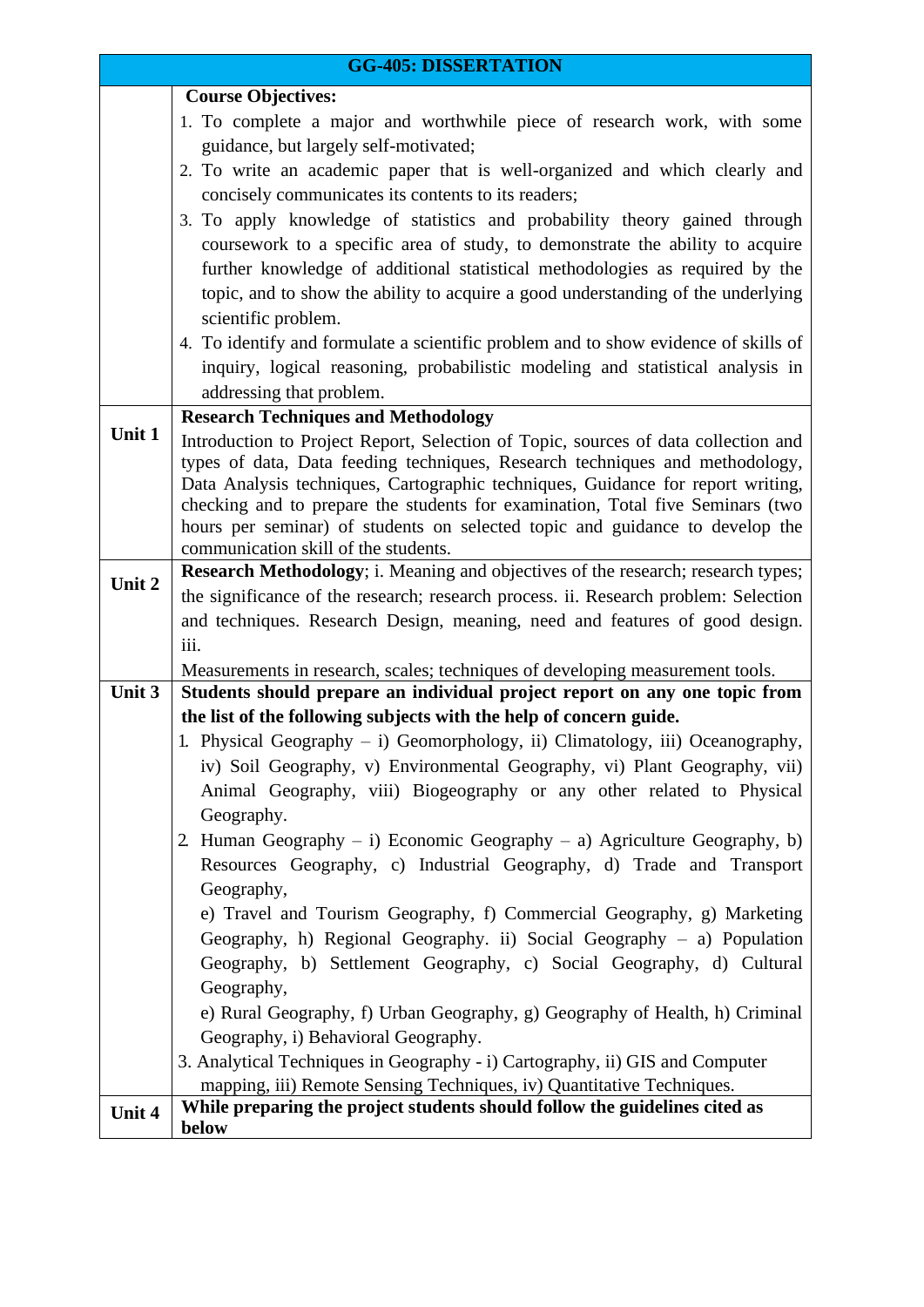| GG-405: DISSERTATION | |
|---|---|
| | **Course Objectives:**<br>1. To complete a major and worthwhile piece of research work, with some guidance, but largely self-motivated;<br>2. To write an academic paper that is well-organized and which clearly and concisely communicates its contents to its readers;<br>3. To apply knowledge of statistics and probability theory gained through coursework to a specific area of study, to demonstrate the ability to acquire further knowledge of additional statistical methodologies as required by the topic, and to show the ability to acquire a good understanding of the underlying scientific problem.<br>4. To identify and formulate a scientific problem and to show evidence of skills of inquiry, logical reasoning, probabilistic modeling and statistical analysis in addressing that problem. |
| **Unit 1** | **Research Techniques and Methodology**<br>Introduction to Project Report, Selection of Topic, sources of data collection and types of data, Data feeding techniques, Research techniques and methodology, Data Analysis techniques, Cartographic techniques, Guidance for report writing, checking and to prepare the students for examination, Total five Seminars (two hours per seminar) of students on selected topic and guidance to develop the communication skill of the students. |
| **Unit 2** | **Research Methodology**; i. Meaning and objectives of the research; research types; the significance of the research; research process. ii. Research problem: Selection and techniques. Research Design, meaning, need and features of good design. iii.<br>Measurements in research, scales; techniques of developing measurement tools. |
| **Unit 3** | **Students should prepare an individual project report on any one topic from the list of the following subjects with the help of concern guide.**<br>1. Physical Geography – i) Geomorphology, ii) Climatology, iii) Oceanography, iv) Soil Geography, v) Environmental Geography, vi) Plant Geography, vii) Animal Geography, viii) Biogeography or any other related to Physical Geography.<br>2. Human Geography – i) Economic Geography – a) Agriculture Geography, b) Resources Geography, c) Industrial Geography, d) Trade and Transport Geography,<br>e) Travel and Tourism Geography, f) Commercial Geography, g) Marketing Geography, h) Regional Geography. ii) Social Geography – a) Population Geography, b) Settlement Geography, c) Social Geography, d) Cultural Geography,<br>e) Rural Geography, f) Urban Geography, g) Geography of Health, h) Criminal Geography, i) Behavioral Geography.<br>3. Analytical Techniques in Geography - i) Cartography, ii) GIS and Computer mapping, iii) Remote Sensing Techniques, iv) Quantitative Techniques. |
| **Unit 4** | **While preparing the project students should follow the guidelines cited as below** |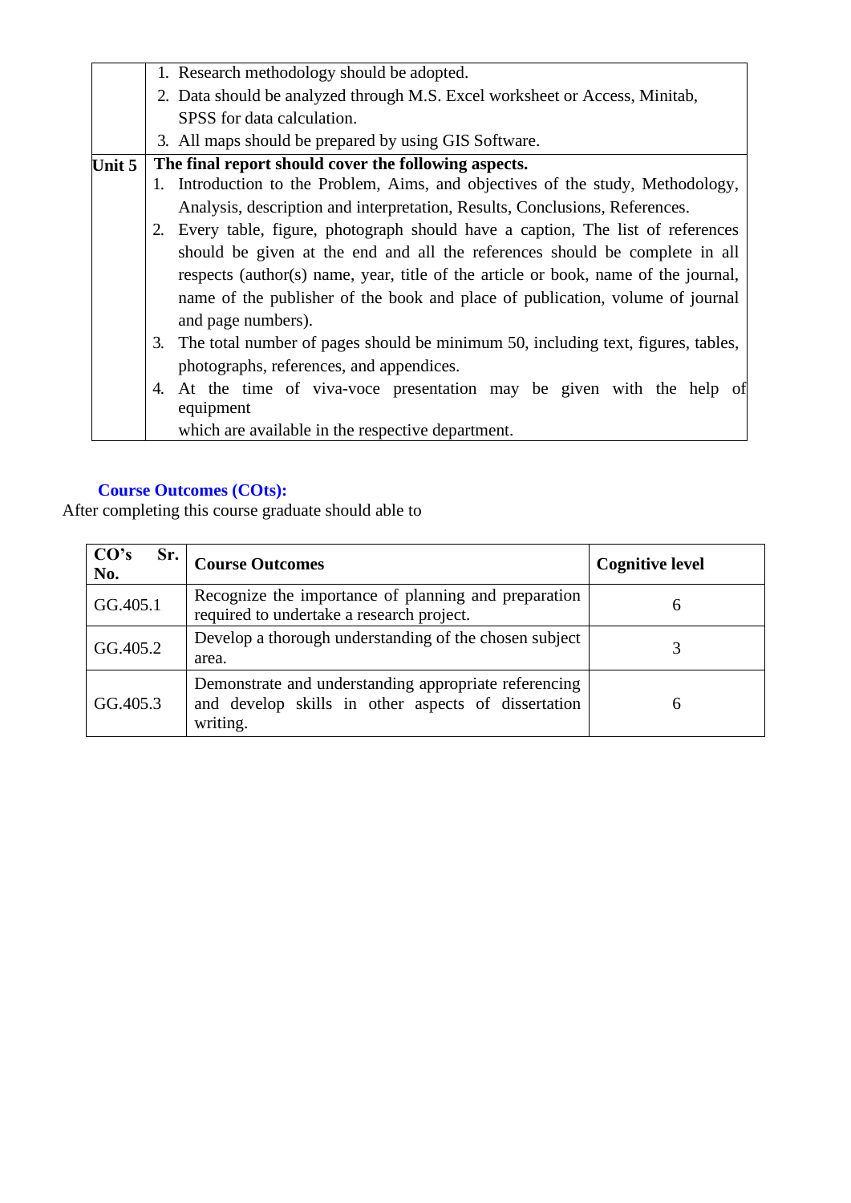| | |
|---|---|
| | 1. Research methodology should be adopted.<br>2. Data should be analyzed through M.S. Excel worksheet or Access, Minitab, SPSS for data calculation.<br>3. All maps should be prepared by using GIS Software. |
| **Unit 5** | **The final report should cover the following aspects.**<br>1. Introduction to the Problem, Aims, and objectives of the study, Methodology, Analysis, description and interpretation, Results, Conclusions, References.<br>2. Every table, figure, photograph should have a caption, The list of references should be given at the end and all the references should be complete in all respects (author(s) name, year, title of the article or book, name of the journal, name of the publisher of the book and place of publication, volume of journal and page numbers).<br>3. The total number of pages should be minimum 50, including text, figures, tables, photographs, references, and appendices.<br>4. At the time of viva-voce presentation may be given with the help of equipment which are available in the respective department. |

**Course Outcomes (COts):**

After completing this course graduate should able to

| CO's Sr. No. | Course Outcomes | Cognitive level |
|---|---|---|
| GG.405.1 | Recognize the importance of planning and preparation required to undertake a research project. | 6 |
| GG.405.2 | Develop a thorough understanding of the chosen subject area. | 3 |
| GG.405.3 | Demonstrate and understanding appropriate referencing and develop skills in other aspects of dissertation writing. | 6 |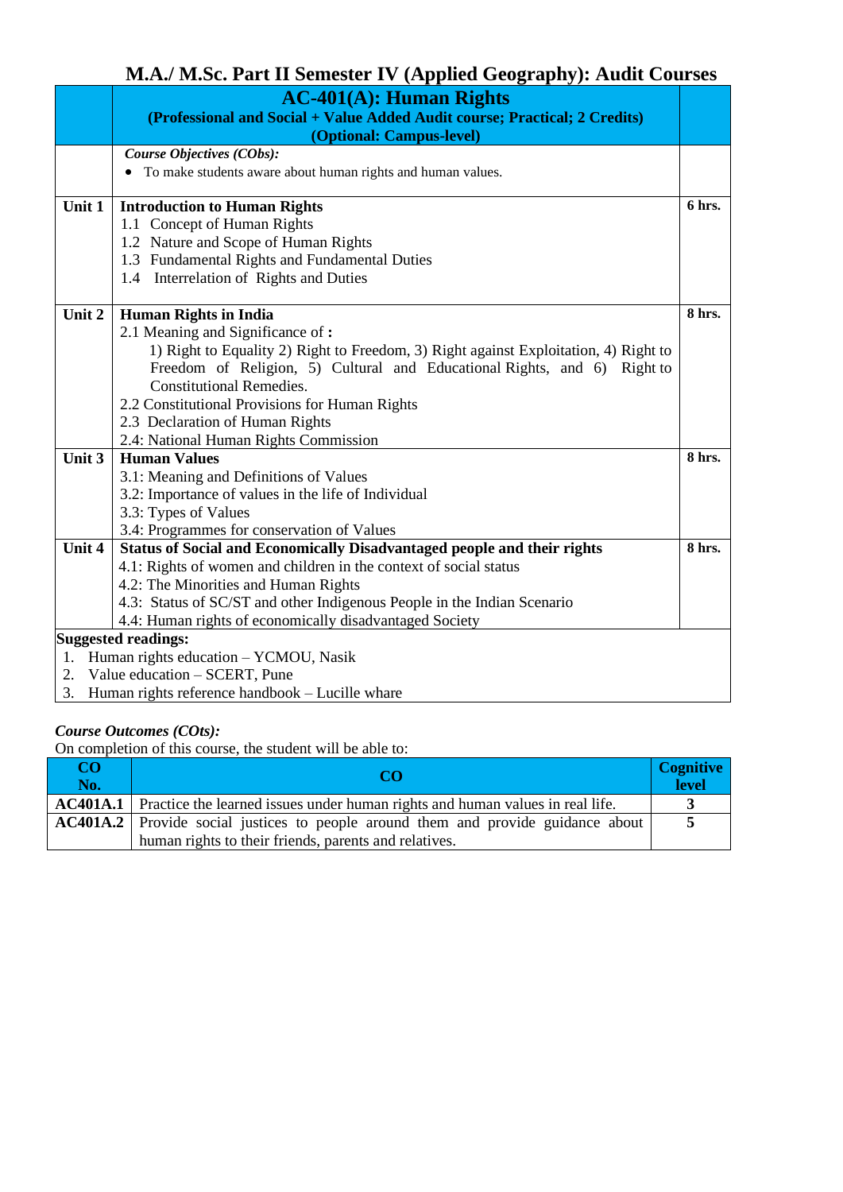# M.A./ M.Sc. Part II Semester IV (Applied Geography): Audit Courses

| | **AC-401(A): Human Rights**<br>**(Professional and Social + Value Added Audit course; Practical; 2 Credits)**<br>**(Optional: Campus-level)** | |
|---|---|---|
| | ***Course Objectives (CObs):***<br>• To make students aware about human rights and human values. | |
| **Unit 1** | **Introduction to Human Rights**<br>1.1 Concept of Human Rights<br>1.2 Nature and Scope of Human Rights<br>1.3 Fundamental Rights and Fundamental Duties<br>1.4 Interrelation of Rights and Duties | **6 hrs.** |
| **Unit 2** | **Human Rights in India**<br>2.1 Meaning and Significance of **:**<br>1) Right to Equality 2) Right to Freedom, 3) Right against Exploitation, 4) Right to Freedom of Religion, 5) Cultural and Educational Rights, and 6) Right to Constitutional Remedies.<br>2.2 Constitutional Provisions for Human Rights<br>2.3 Declaration of Human Rights<br>2.4: National Human Rights Commission | **8 hrs.** |
| **Unit 3** | **Human Values**<br>3.1: Meaning and Definitions of Values<br>3.2: Importance of values in the life of Individual<br>3.3: Types of Values<br>3.4: Programmes for conservation of Values | **8 hrs.** |
| **Unit 4** | **Status of Social and Economically Disadvantaged people and their rights**<br>4.1: Rights of women and children in the context of social status<br>4.2: The Minorities and Human Rights<br>4.3: Status of SC/ST and other Indigenous People in the Indian Scenario<br>4.4: Human rights of economically disadvantaged Society | **8 hrs.** |

**Suggested readings:**

1. Human rights education – YCMOU, Nasik
2. Value education – SCERT, Pune
3. Human rights reference handbook – Lucille whare

***Course Outcomes (COts):***

On completion of this course, the student will be able to:

| CO No. | CO | Cognitive level |
|---|---|---|
| **AC401A.1** | Practice the learned issues under human rights and human values in real life. | **3** |
| **AC401A.2** | Provide social justices to people around them and provide guidance about human rights to their friends, parents and relatives. | **5** |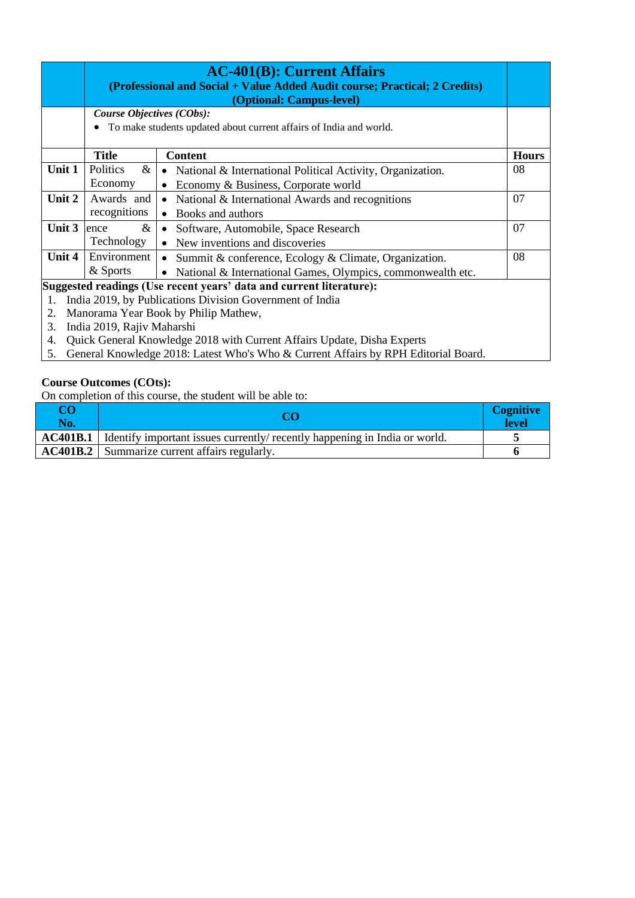## AC-401(B): Current Affairs

**(Professional and Social + Value Added Audit course; Practical; 2 Credits)**
**(Optional: Campus-level)**

***Course Objectives (CObs):***

- To make students updated about current affairs of India and world.

| | Title | Content | Hours |
|---|---|---|---|
| **Unit 1** | Politics & Economy | • National & International Political Activity, Organization.<br>• Economy & Business, Corporate world | 08 |
| **Unit 2** | Awards and recognitions | • National & International Awards and recognitions<br>• Books and authors | 07 |
| **Unit 3** | ence & Technology | • Software, Automobile, Space Research<br>• New inventions and discoveries | 07 |
| **Unit 4** | Environment & Sports | • Summit & conference, Ecology & Climate, Organization.<br>• National & International Games, Olympics, commonwealth etc. | 08 |

**Suggested readings (Use recent years' data and current literature):**

1. India 2019, by Publications Division Government of India
2. Manorama Year Book by Philip Mathew,
3. India 2019, Rajiv Maharshi
4. Quick General Knowledge 2018 with Current Affairs Update, Disha Experts
5. General Knowledge 2018: Latest Who's Who & Current Affairs by RPH Editorial Board.

**Course Outcomes (COts):**

On completion of this course, the student will be able to:

| CO No. | CO | Cognitive level |
|---|---|---|
| **AC401B.1** | Identify important issues currently/ recently happening in India or world. | **5** |
| **AC401B.2** | Summarize current affairs regularly. | **6** |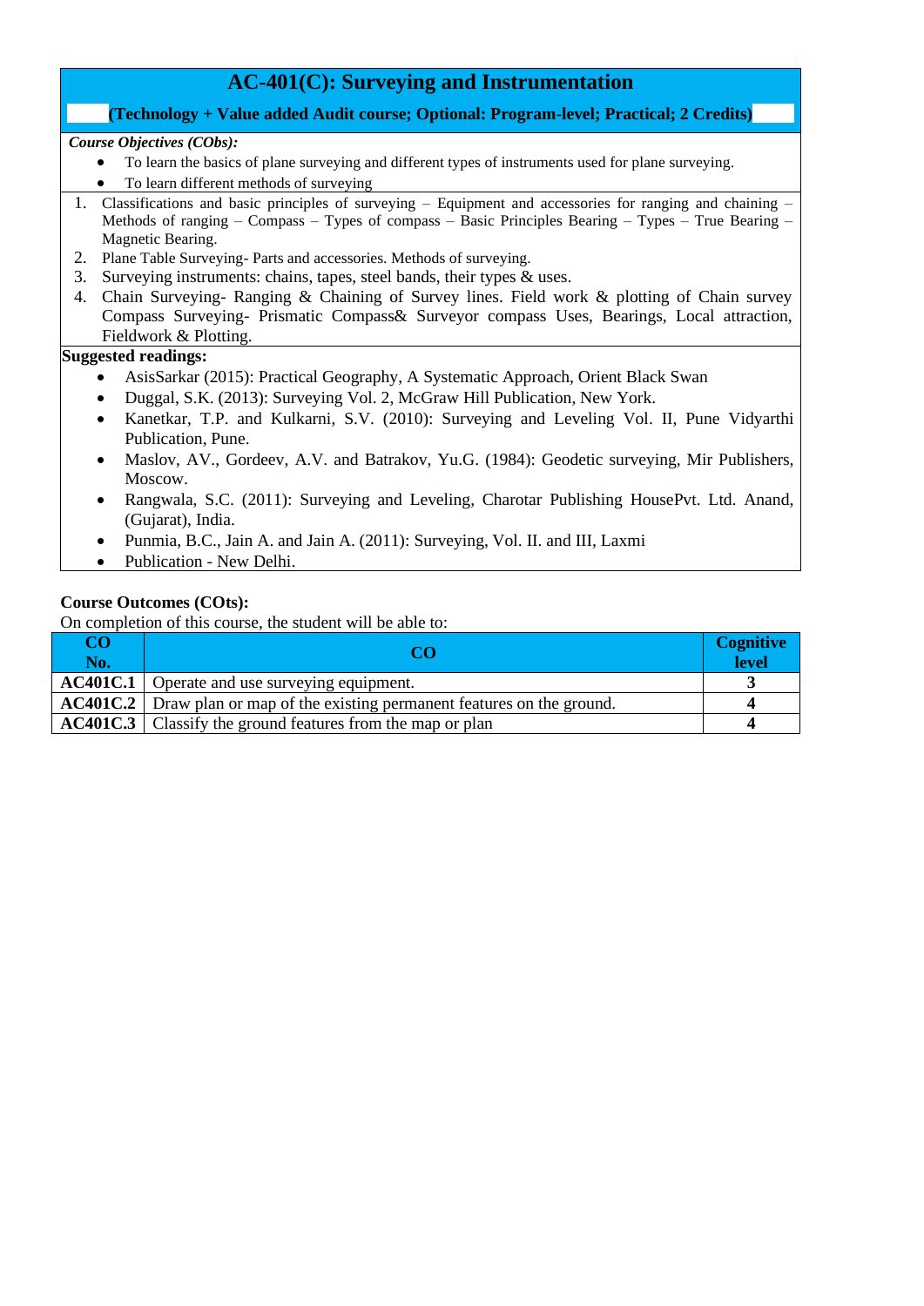# AC-401(C): Surveying and Instrumentation

**(Technology + Value added Audit course; Optional: Program-level; Practical; 2 Credits)**

***Course Objectives (CObs):***

- To learn the basics of plane surveying and different types of instruments used for plane surveying.
- To learn different methods of surveying

1. Classifications and basic principles of surveying – Equipment and accessories for ranging and chaining – Methods of ranging – Compass – Types of compass – Basic Principles Bearing – Types – True Bearing – Magnetic Bearing.
2. Plane Table Surveying- Parts and accessories. Methods of surveying.
3. Surveying instruments: chains, tapes, steel bands, their types & uses.
4. Chain Surveying- Ranging & Chaining of Survey lines. Field work & plotting of Chain survey Compass Surveying- Prismatic Compass& Surveyor compass Uses, Bearings, Local attraction, Fieldwork & Plotting.

**Suggested readings:**

- AsisSarkar (2015): Practical Geography, A Systematic Approach, Orient Black Swan
- Duggal, S.K. (2013): Surveying Vol. 2, McGraw Hill Publication, New York.
- Kanetkar, T.P. and Kulkarni, S.V. (2010): Surveying and Leveling Vol. II, Pune Vidyarthi Publication, Pune.
- Maslov, AV., Gordeev, A.V. and Batrakov, Yu.G. (1984): Geodetic surveying, Mir Publishers, Moscow.
- Rangwala, S.C. (2011): Surveying and Leveling, Charotar Publishing HousePvt. Ltd. Anand, (Gujarat), India.
- Punmia, B.C., Jain A. and Jain A. (2011): Surveying, Vol. II. and III, Laxmi
- Publication - New Delhi.

**Course Outcomes (COts):**

On completion of this course, the student will be able to:

| CO No. | CO | Cognitive level |
|---|---|---|
| **AC401C.1** | Operate and use surveying equipment. | **3** |
| **AC401C.2** | Draw plan or map of the existing permanent features on the ground. | **4** |
| **AC401C.3** | Classify the ground features from the map or plan | **4** |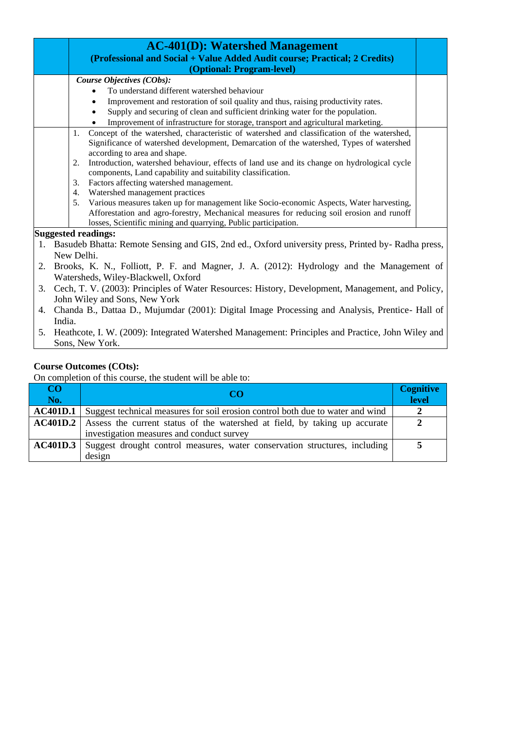## AC-401(D): Watershed Management

**(Professional and Social + Value Added Audit course; Practical; 2 Credits)**
**(Optional: Program-level)**

***Course Objectives (CObs):***

- To understand different watershed behaviour
- Improvement and restoration of soil quality and thus, raising productivity rates.
- Supply and securing of clean and sufficient drinking water for the population.
- Improvement of infrastructure for storage, transport and agricultural marketing.

1. Concept of the watershed, characteristic of watershed and classification of the watershed, Significance of watershed development, Demarcation of the watershed, Types of watershed according to area and shape.
2. Introduction, watershed behaviour, effects of land use and its change on hydrological cycle components, Land capability and suitability classification.
3. Factors affecting watershed management.
4. Watershed management practices
5. Various measures taken up for management like Socio-economic Aspects, Water harvesting, Afforestation and agro-forestry, Mechanical measures for reducing soil erosion and runoff losses, Scientific mining and quarrying, Public participation.

**Suggested readings:**

1. Basudeb Bhatta: Remote Sensing and GIS, 2nd ed., Oxford university press, Printed by- Radha press, New Delhi.
2. Brooks, K. N., Folliott, P. F. and Magner, J. A. (2012): Hydrology and the Management of Watersheds, Wiley-Blackwell, Oxford
3. Cech, T. V. (2003): Principles of Water Resources: History, Development, Management, and Policy, John Wiley and Sons, New York
4. Chanda B., Dattaa D., Mujumdar (2001): Digital Image Processing and Analysis, Prentice- Hall of India.
5. Heathcote, I. W. (2009): Integrated Watershed Management: Principles and Practice, John Wiley and Sons, New York.

**Course Outcomes (COts):**

On completion of this course, the student will be able to:

| CO No. | CO | Cognitive level |
|---|---|---|
| **AC401D.1** | Suggest technical measures for soil erosion control both due to water and wind | **2** |
| **AC401D.2** | Assess the current status of the watershed at field, by taking up accurate investigation measures and conduct survey | **2** |
| **AC401D.3** | Suggest drought control measures, water conservation structures, including design | **5** |